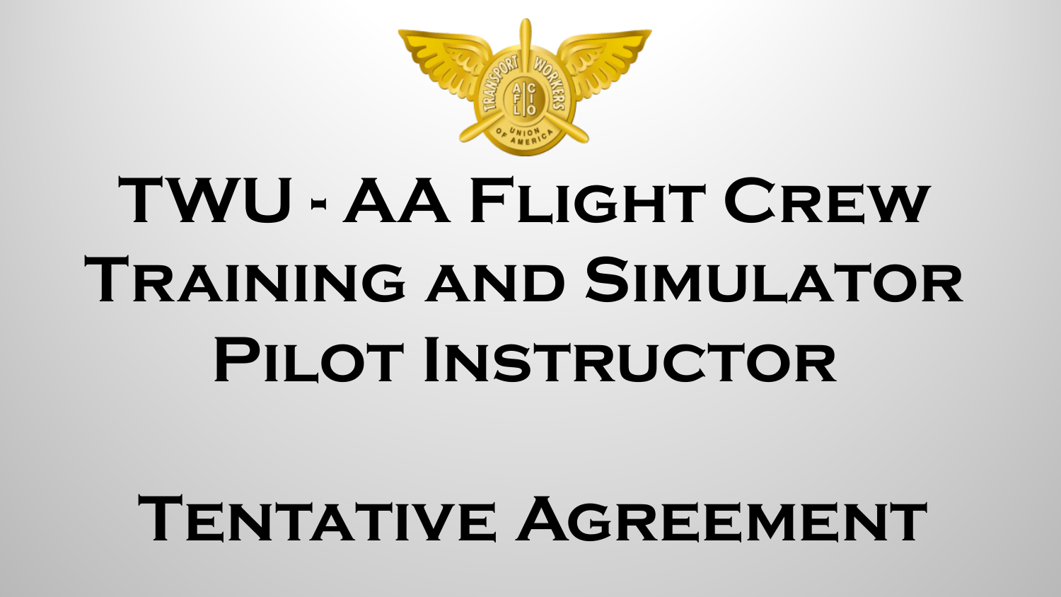# TWU - AA Flight Crew Training and Simulator Pilot Instructor

# Tentative Agreement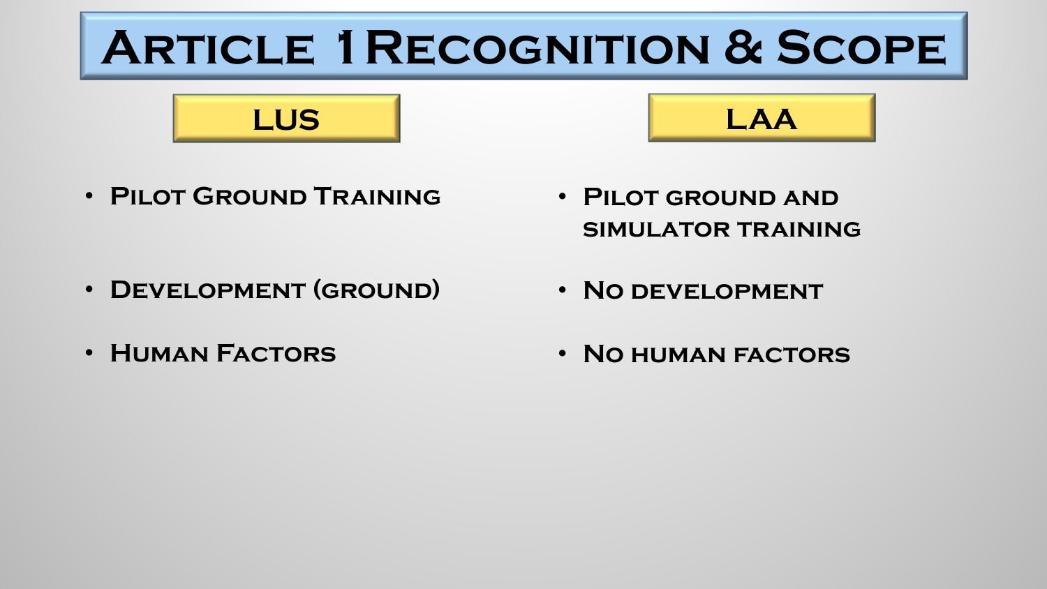# Article 1 Recognition & Scope

## LUS

- Pilot Ground Training
- Development (ground)
- Human Factors

## LAA

- Pilot ground and simulator training
- No development
- No human factors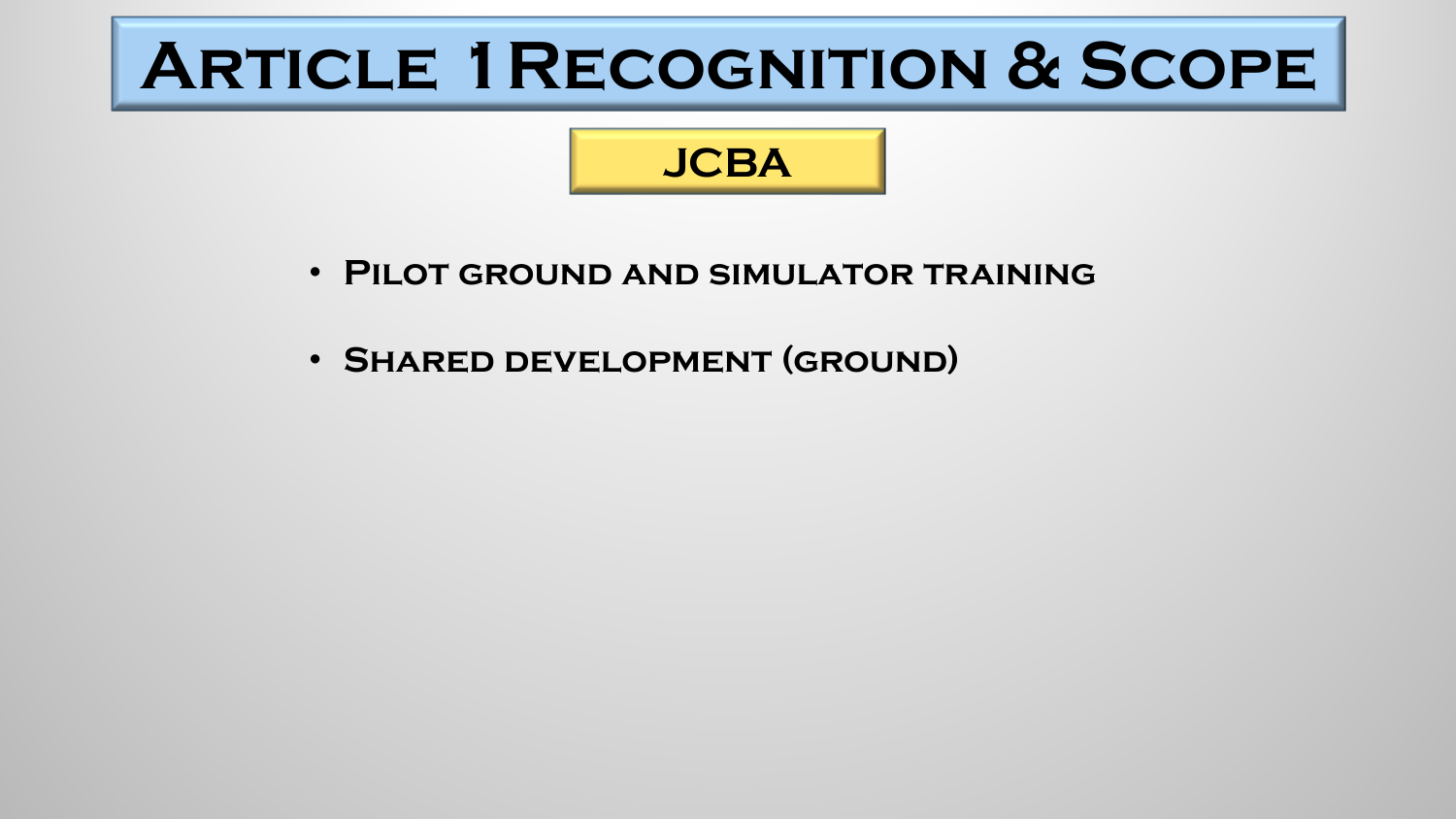# Article 1 Recognition & Scope

## JCBA

- Pilot ground and simulator training
- Shared development (ground)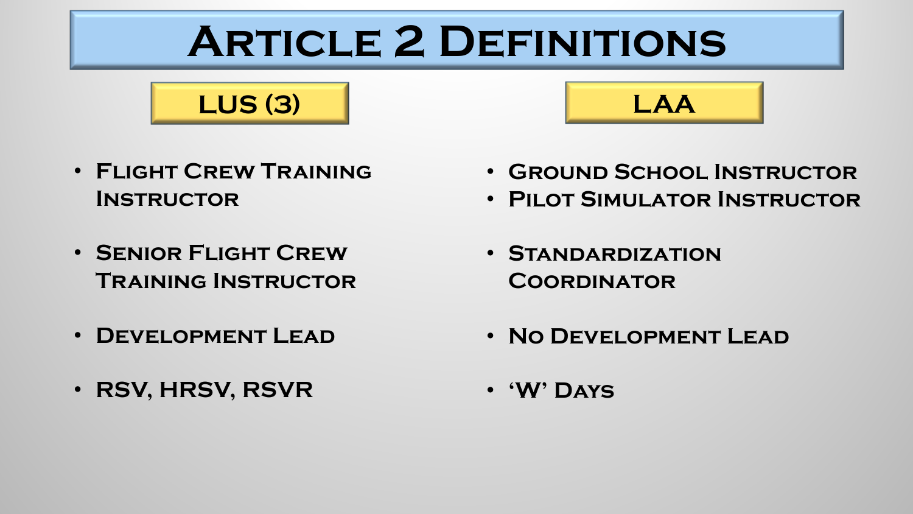# Article 2 Definitions

## LUS (3)

- Flight Crew Training Instructor
- Senior Flight Crew Training Instructor
- Development Lead
- RSV, HRSV, RSVR

## LAA

- Ground School Instructor
- Pilot Simulator Instructor
- Standardization Coordinator
- No Development Lead
- 'W' Days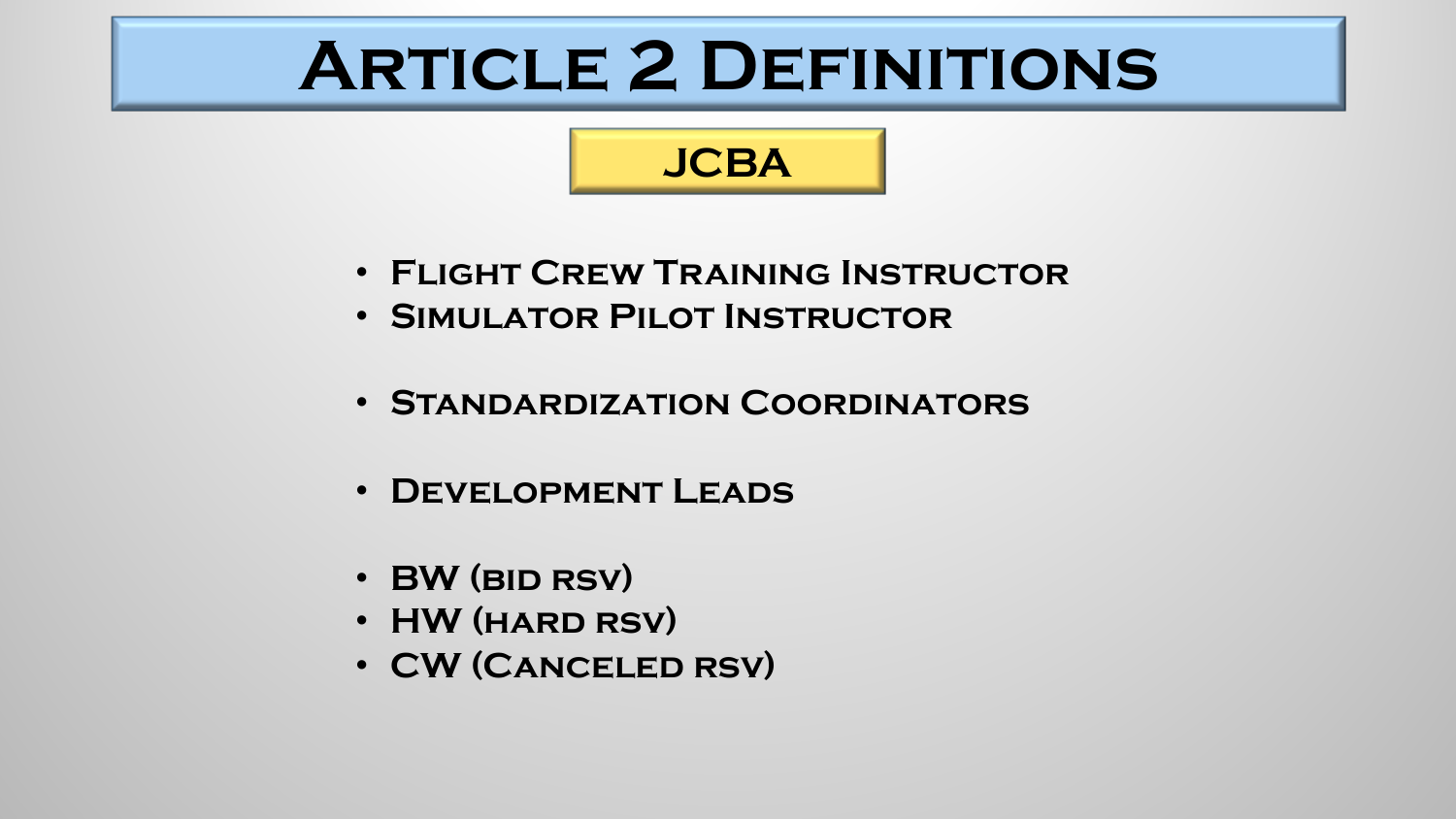# Article 2 Definitions

## JCBA

- Flight Crew Training Instructor
- Simulator Pilot Instructor

- Standardization Coordinators

- Development Leads

- BW (bid rsv)
- HW (hard rsv)
- CW (Canceled rsv)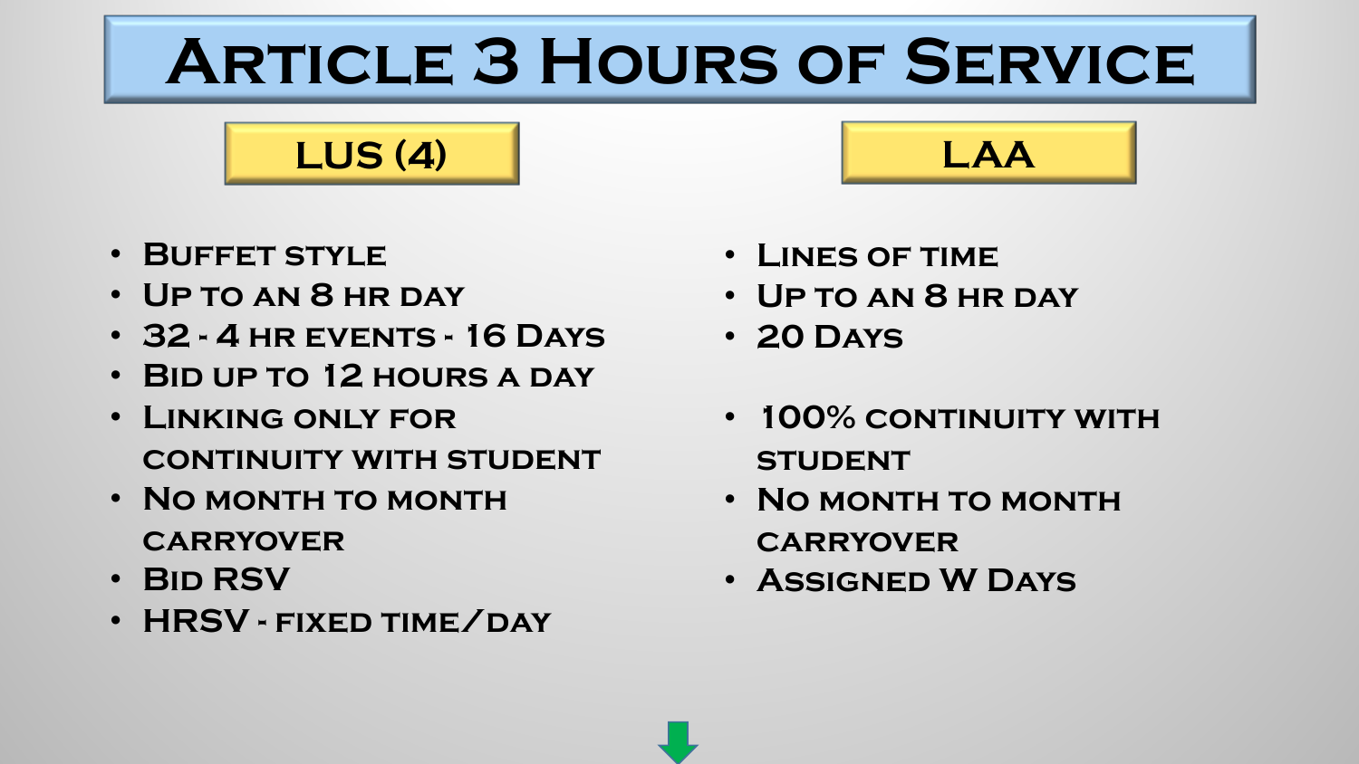# Article 3 Hours of Service

## LUS (4)

- Buffet style
- Up to an 8 hr day
- 32 - 4 hr events - 16 Days
- Bid up to 12 hours a day
- Linking only for continuity with student
- No month to month carryover
- Bid RSV
- HRSV - fixed time/day

## LAA

- Lines of time
- Up to an 8 hr day
- 20 Days
- 100% continuity with student
- No month to month carryover
- Assigned W Days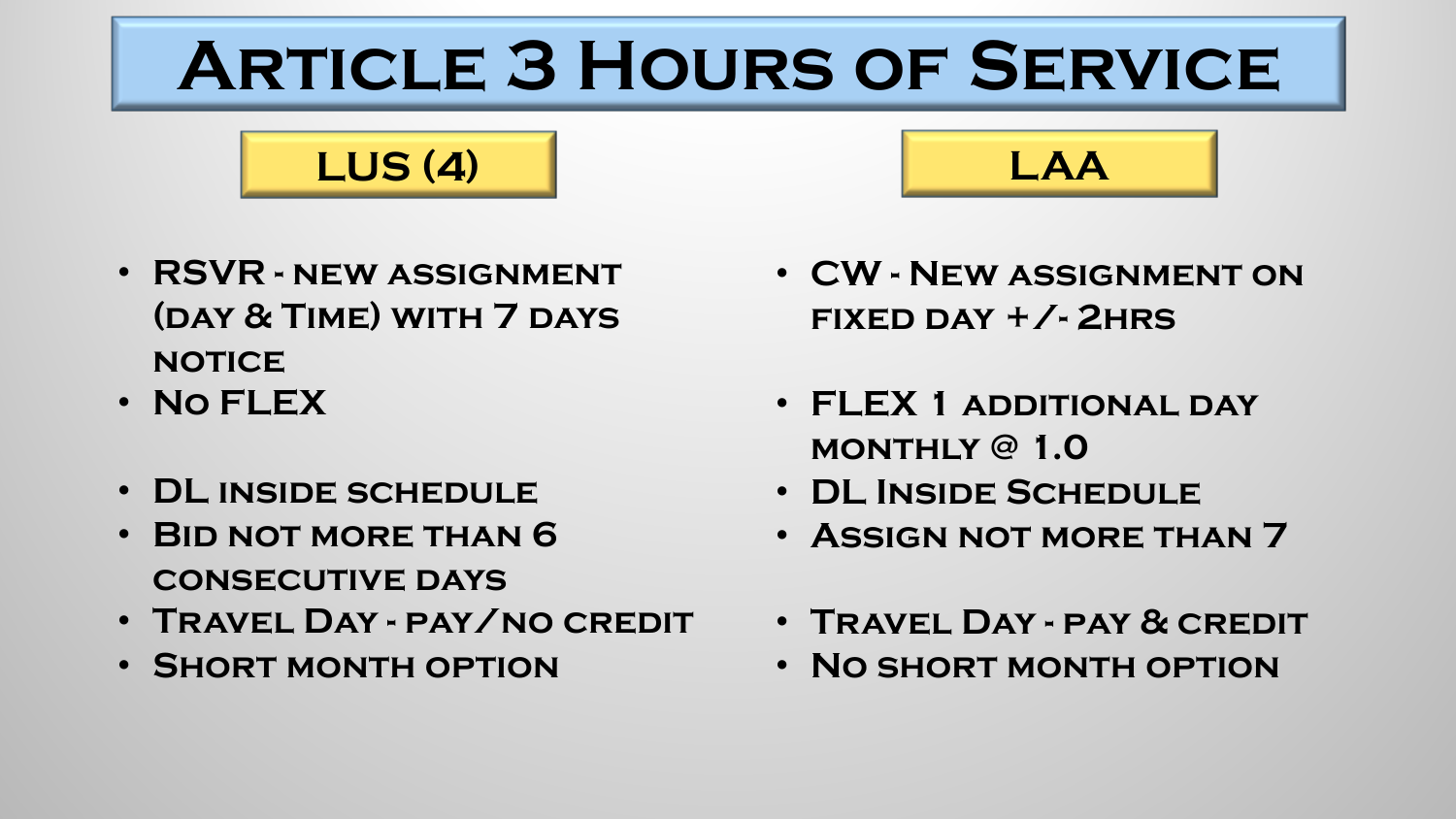# Article 3 Hours of Service

| LUS (4) | LAA |
|---|---|
| RSVR - new assignment (day & time) with 7 days notice | CW - New assignment on fixed day +/- 2hrs |
| No FLEX | FLEX 1 additional day monthly @ 1.0 |
| DL inside schedule | DL Inside Schedule |
| Bid not more than 6 consecutive days | Assign not more than 7 |
| Travel Day - pay/no credit | Travel Day - pay & credit |
| Short month option | No short month option |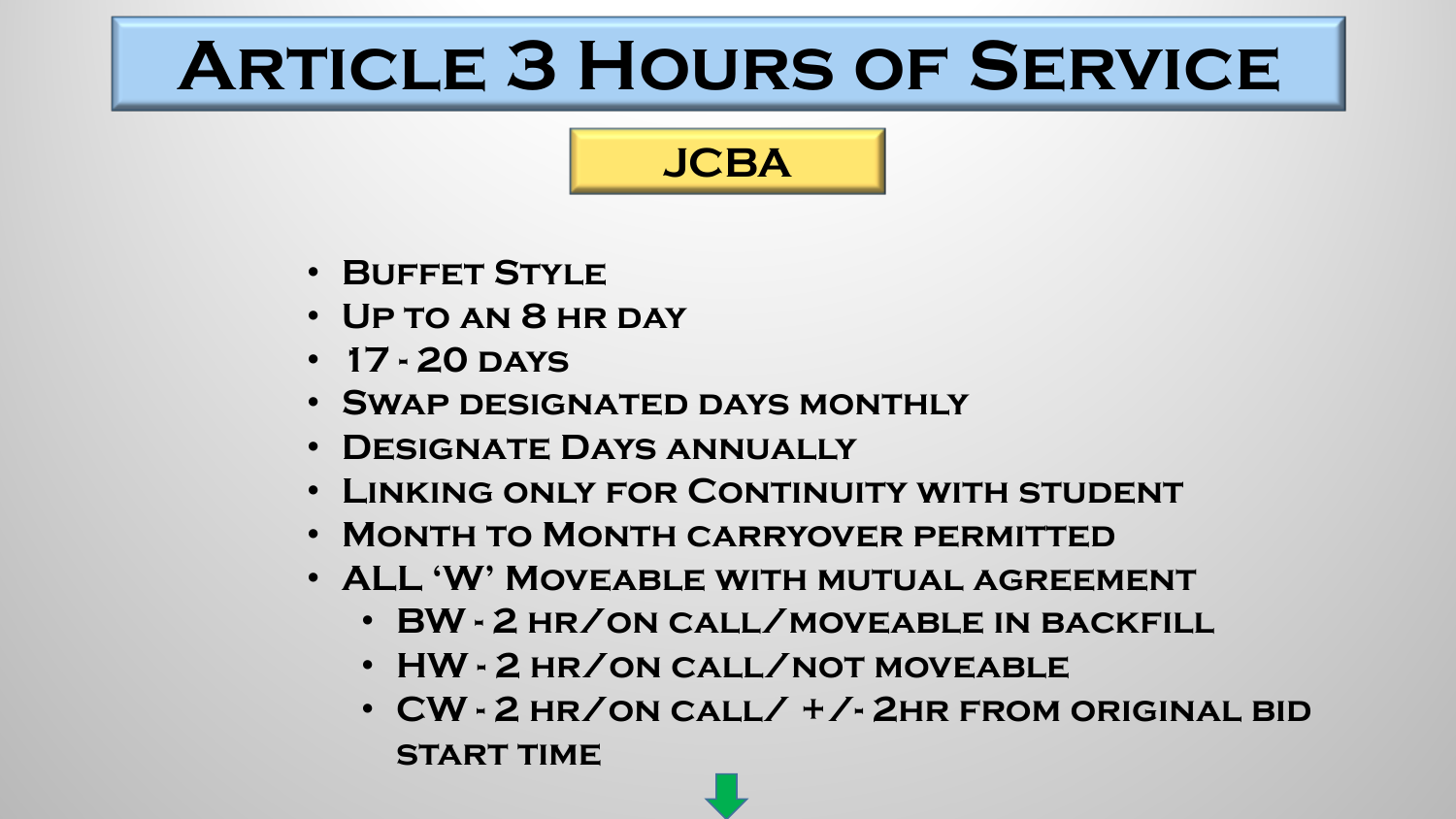# Article 3 Hours of Service

## JCBA

- Buffet Style
- Up to an 8 hr day
- 17 - 20 days
- Swap designated days monthly
- Designate Days annually
- Linking only for Continuity with student
- Month to Month carryover permitted
- ALL 'W' Moveable with mutual agreement
  - BW - 2 hr/on call/moveable in backfill
  - HW - 2 hr/on call/not moveable
  - CW - 2 hr/on call/ +/- 2hr from original bid start time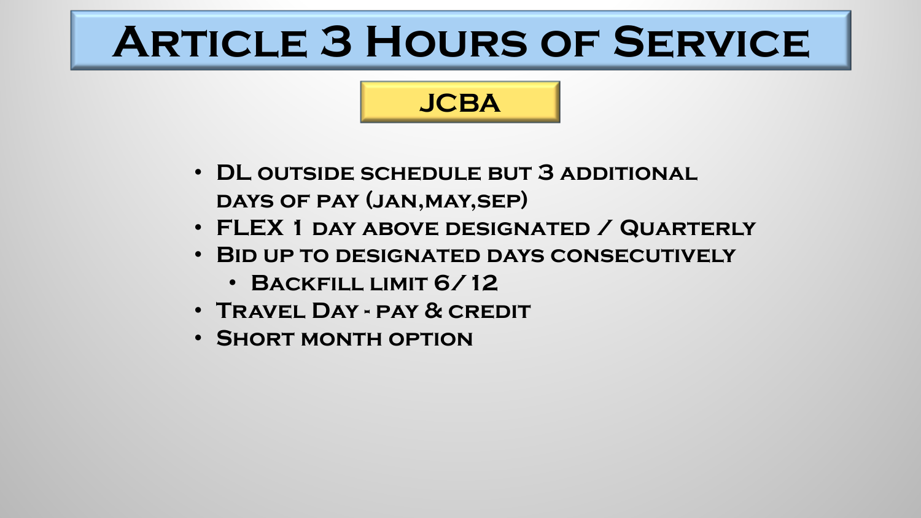# Article 3 Hours of Service

## JCBA

- DL outside schedule but 3 additional days of pay (jan,may,sep)
- FLEX 1 day above designated / Quarterly
- Bid up to designated days consecutively
  - Backfill limit 6/12
- Travel Day - pay & credit
- Short month option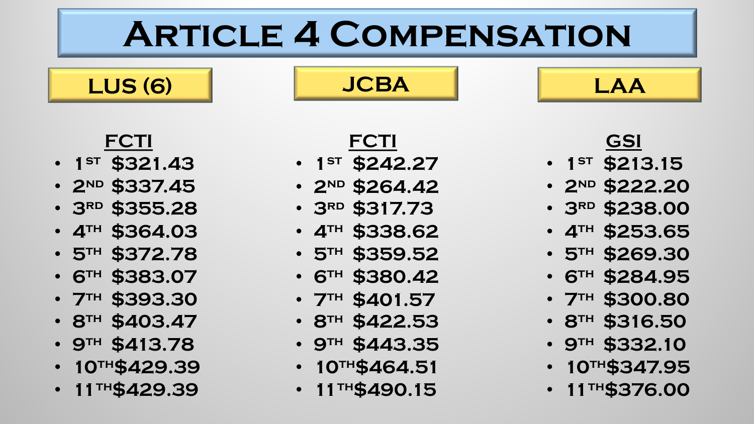# Article 4 Compensation

## LUS (6)

**FCTI**

- 1st $321.43
- 2nd $337.45
- 3rd $355.28
- 4th $364.03
- 5th $372.78
- 6th $383.07
- 7th $393.30
- 8th $403.47
- 9th $413.78
- 10th $429.39
- 11th $429.39

## JCBA

**FCTI**

- 1st $242.27
- 2nd $264.42
- 3rd $317.73
- 4th $338.62
- 5th $359.52
- 6th $380.42
- 7th $401.57
- 8th $422.53
- 9th $443.35
- 10th $464.51
- 11th $490.15

## LAA

**GSI**

- 1st $213.15
- 2nd $222.20
- 3rd $238.00
- 4th $253.65
- 5th $269.30
- 6th $284.95
- 7th $300.80
- 8th $316.50
- 9th $332.10
- 10th $347.95
- 11th $376.00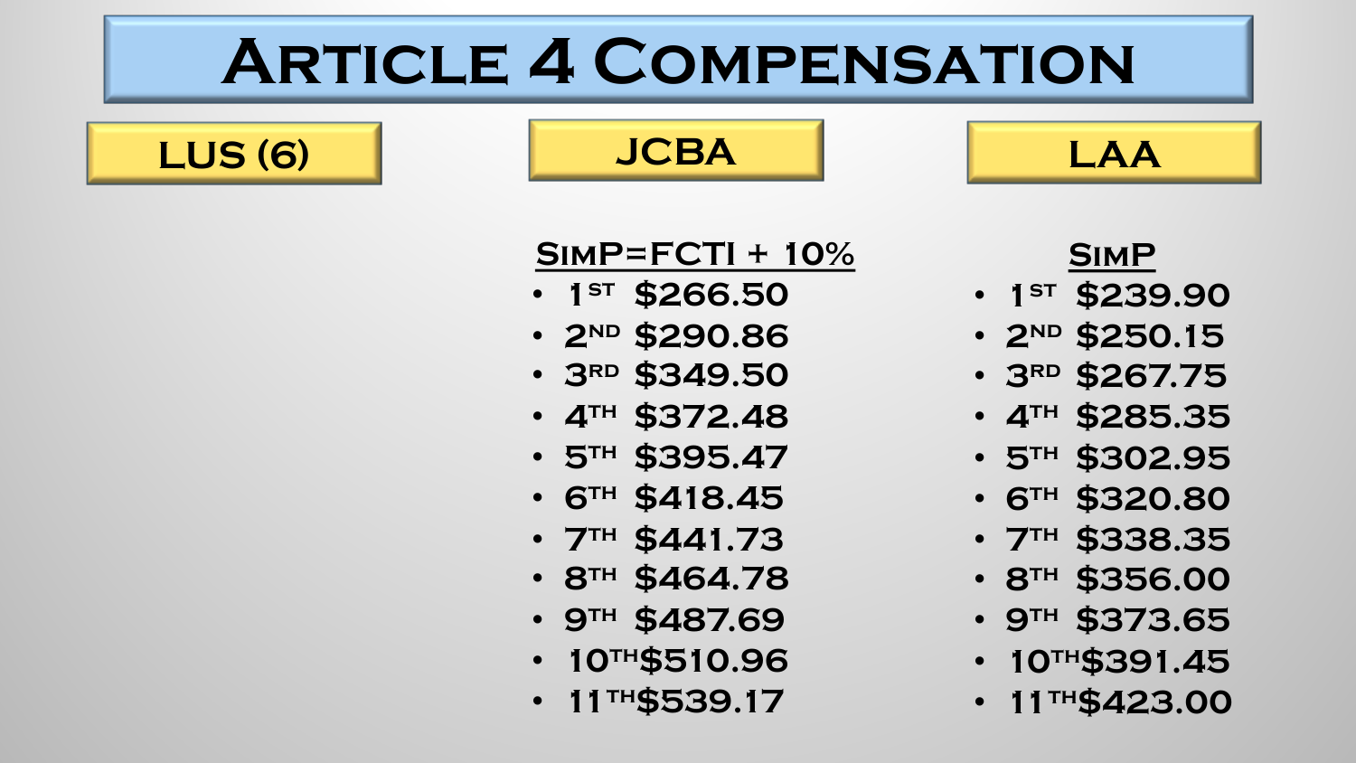# Article 4 Compensation

| LUS (6) | JCBA | LAA |
| --- | --- | --- |
| | **SimP=FCTI + 10%** | **SimP** |
| | 1st $266.50 | 1st $239.90 |
| | 2nd $290.86 | 2nd $250.15 |
| | 3rd $349.50 | 3rd $267.75 |
| | 4th $372.48 | 4th $285.35 |
| | 5th $395.47 | 5th $302.95 |
| | 6th $418.45 | 6th $320.80 |
| | 7th $441.73 | 7th $338.35 |
| | 8th $464.78 | 8th $356.00 |
| | 9th $487.69 | 9th $373.65 |
| | 10th $510.96 | 10th $391.45 |
| | 11th $539.17 | 11th $423.00 |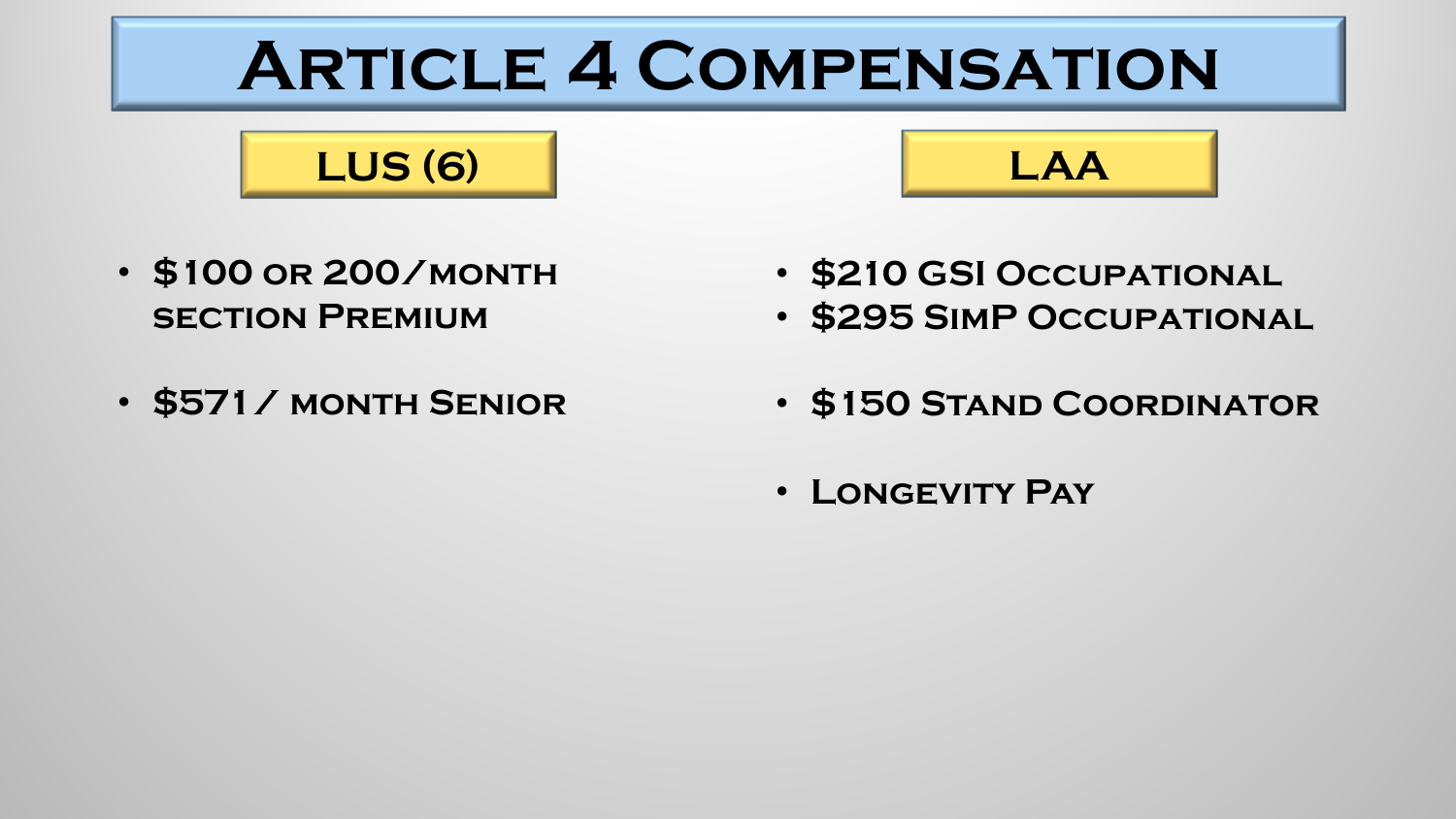# Article 4 Compensation

## LUS (6)

- $100 or 200/month section Premium

- $571/ month Senior

## LAA

- $210 GSI Occupational
- $295 SimP Occupational

- $150 Stand Coordinator

- Longevity Pay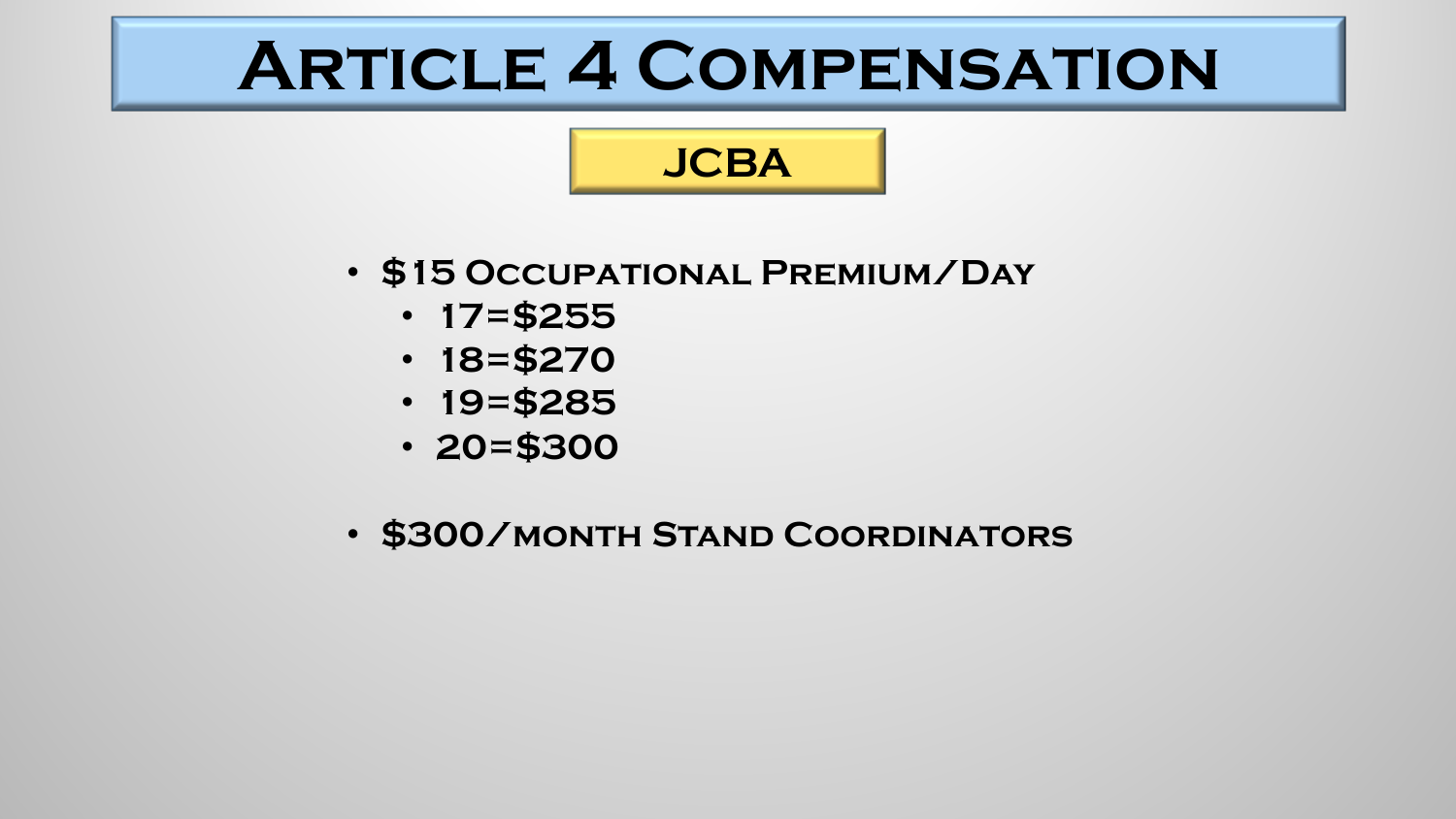# Article 4 Compensation

## JCBA

- $15 Occupational Premium/Day
  - 17=$255
  - 18=$270
  - 19=$285
  - 20=$300
- $300/month Stand Coordinators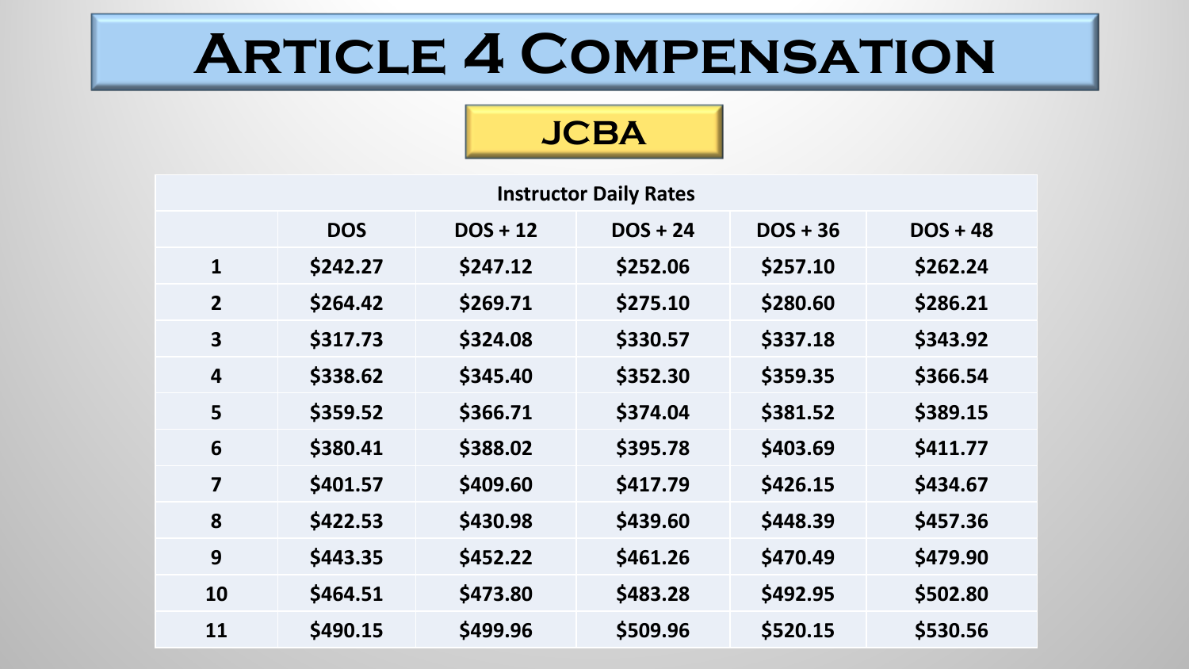# Article 4 Compensation

## JCBA

| Instructor Daily Rates | | | | | |
|---|---|---|---|---|---|
| | DOS | DOS + 12 | DOS + 24 | DOS + 36 | DOS + 48 |
| 1 | $242.27 | $247.12 | $252.06 | $257.10 | $262.24 |
| 2 | $264.42 | $269.71 | $275.10 | $280.60 | $286.21 |
| 3 | $317.73 | $324.08 | $330.57 | $337.18 | $343.92 |
| 4 | $338.62 | $345.40 | $352.30 | $359.35 | $366.54 |
| 5 | $359.52 | $366.71 | $374.04 | $381.52 | $389.15 |
| 6 | $380.41 | $388.02 | $395.78 | $403.69 | $411.77 |
| 7 | $401.57 | $409.60 | $417.79 | $426.15 | $434.67 |
| 8 | $422.53 | $430.98 | $439.60 | $448.39 | $457.36 |
| 9 | $443.35 | $452.22 | $461.26 | $470.49 | $479.90 |
| 10 | $464.51 | $473.80 | $483.28 | $492.95 | $502.80 |
| 11 | $490.15 | $499.96 | $509.96 | $520.15 | $530.56 |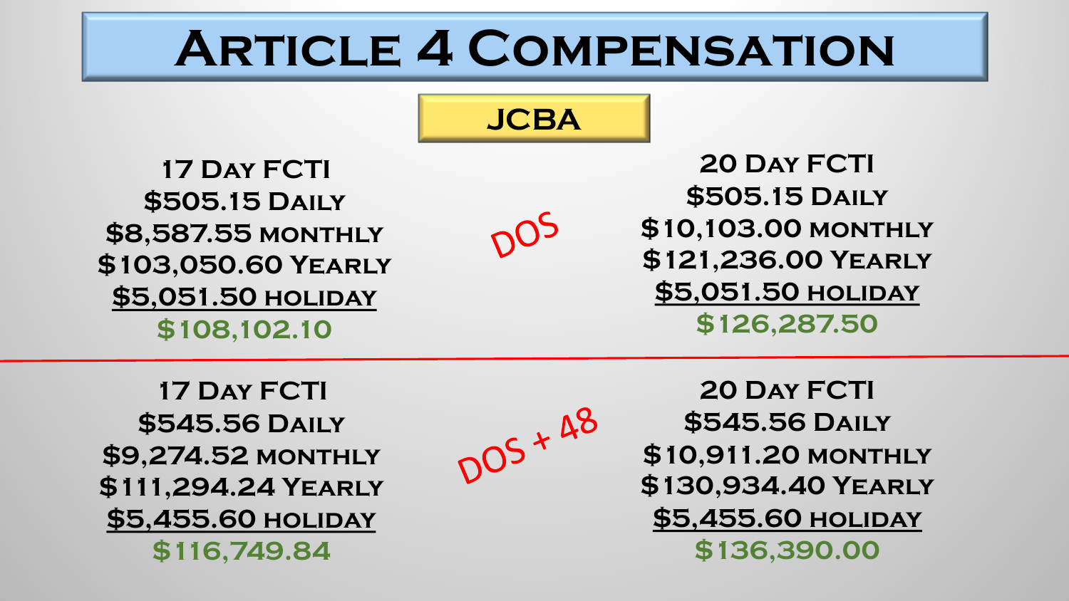# Article 4 Compensation

## JCBA

### DOS

| 17 Day FCTI | 20 Day FCTI |
|---|---|
| $505.15 Daily | $505.15 Daily |
| $8,587.55 monthly | $10,103.00 monthly |
| $103,050.60 Yearly | $121,236.00 Yearly |
| $5,051.50 holiday | $5,051.50 holiday |
| $108,102.10 | $126,287.50 |

### DOS + 48

| 17 Day FCTI | 20 Day FCTI |
|---|---|
| $545.56 Daily | $545.56 Daily |
| $9,274.52 monthly | $10,911.20 monthly |
| $111,294.24 Yearly | $130,934.40 Yearly |
| $5,455.60 holiday | $5,455.60 holiday |
| $116,749.84 | $136,390.00 |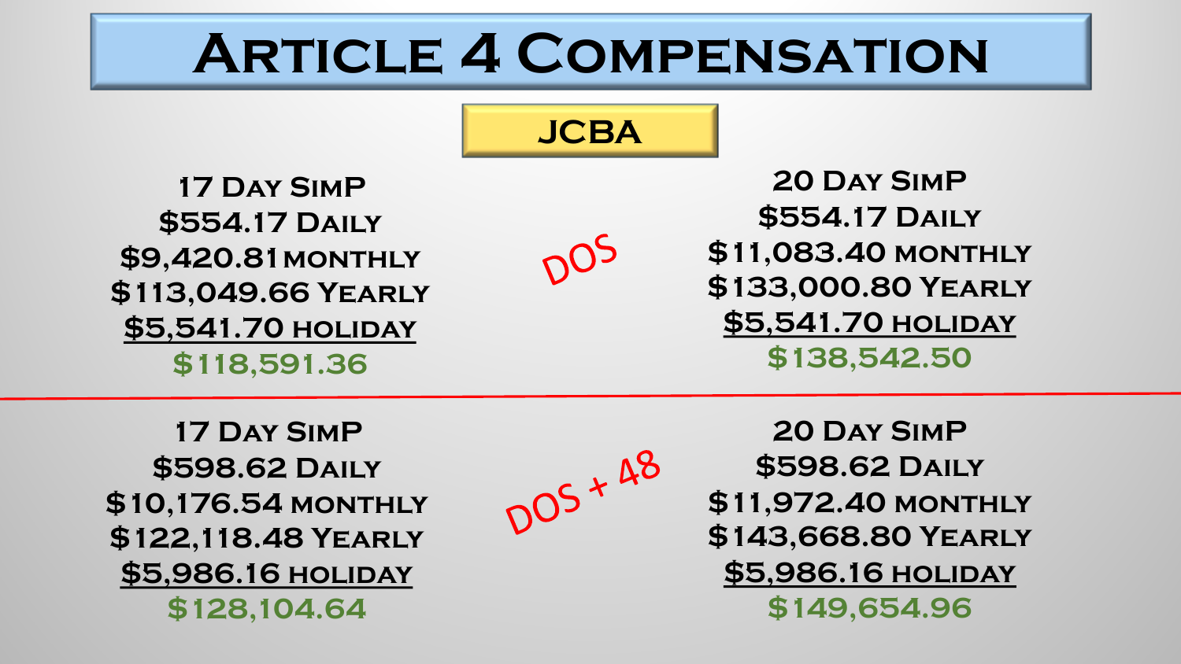# Article 4 Compensation

## JCBA

### DOS

| 17 Day SimP | 20 Day SimP |
| --- | --- |
| $554.17 Daily | $554.17 Daily |
| $9,420.81 monthly | $11,083.40 monthly |
| $113,049.66 Yearly | $133,000.80 Yearly |
| $5,541.70 holiday | $5,541.70 holiday |
| $118,591.36 | $138,542.50 |

### DOS + 48

| 17 Day SimP | 20 Day SimP |
| --- | --- |
| $598.62 Daily | $598.62 Daily |
| $10,176.54 monthly | $11,972.40 monthly |
| $122,118.48 Yearly | $143,668.80 Yearly |
| $5,986.16 holiday | $5,986.16 holiday |
| $128,104.64 | $149,654.96 |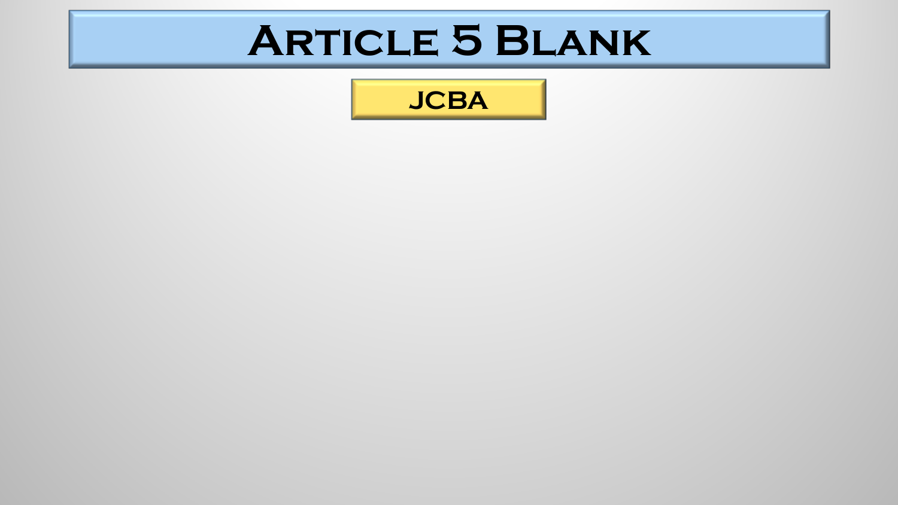# Article 5 Blank

JCBA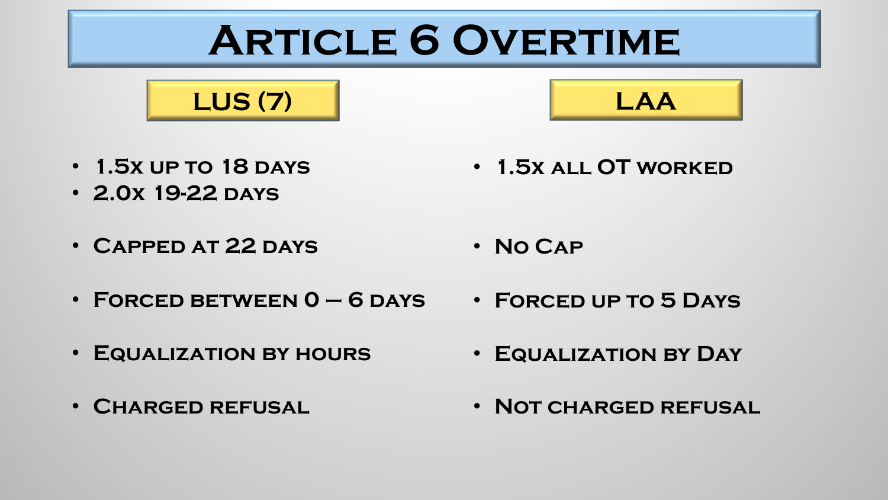# Article 6 Overtime

| LUS (7) | LAA |
| --- | --- |
| • 1.5x up to 18 days<br>• 2.0x 19-22 days | • 1.5x all OT worked |
| • Capped at 22 days | • No Cap |
| • Forced between 0 – 6 days | • Forced up to 5 Days |
| • Equalization by hours | • Equalization by Day |
| • Charged refusal | • Not charged refusal |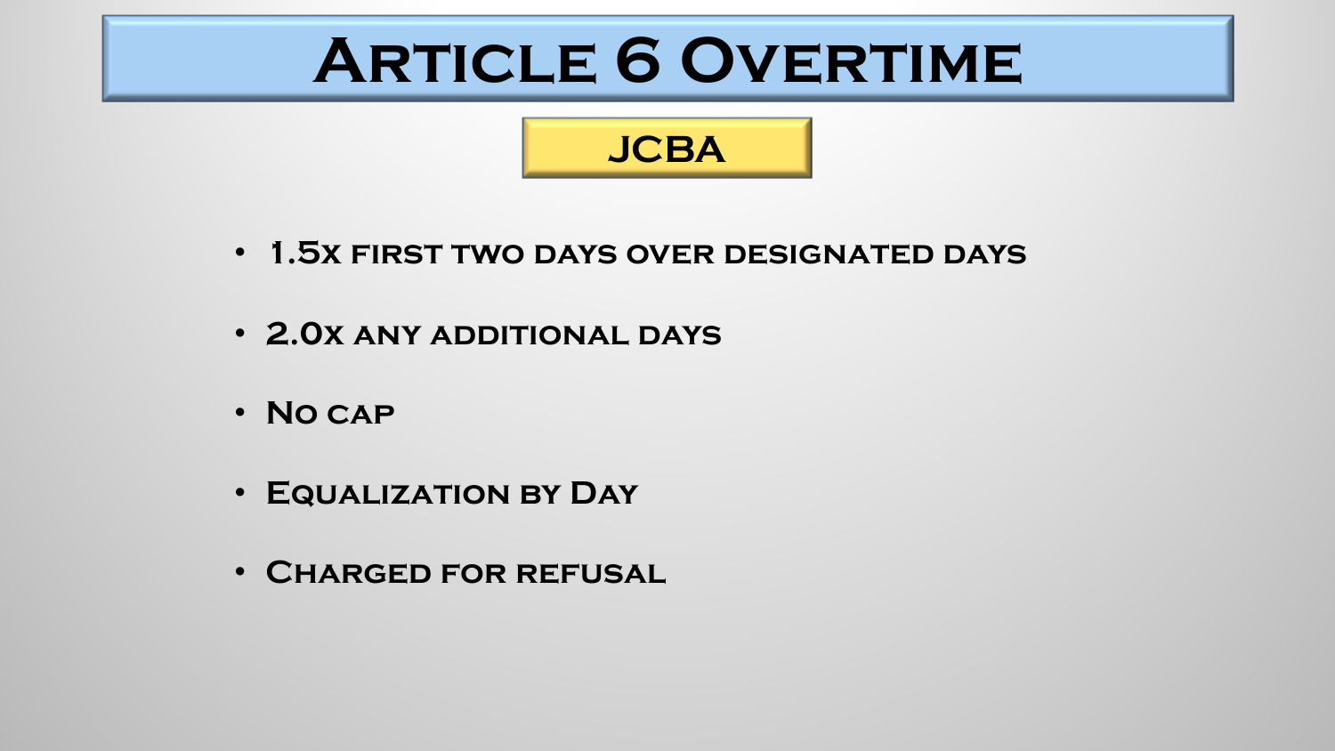# Article 6 Overtime

## JCBA

- 1.5x first two days over designated days
- 2.0x any additional days
- No cap
- Equalization by Day
- Charged for refusal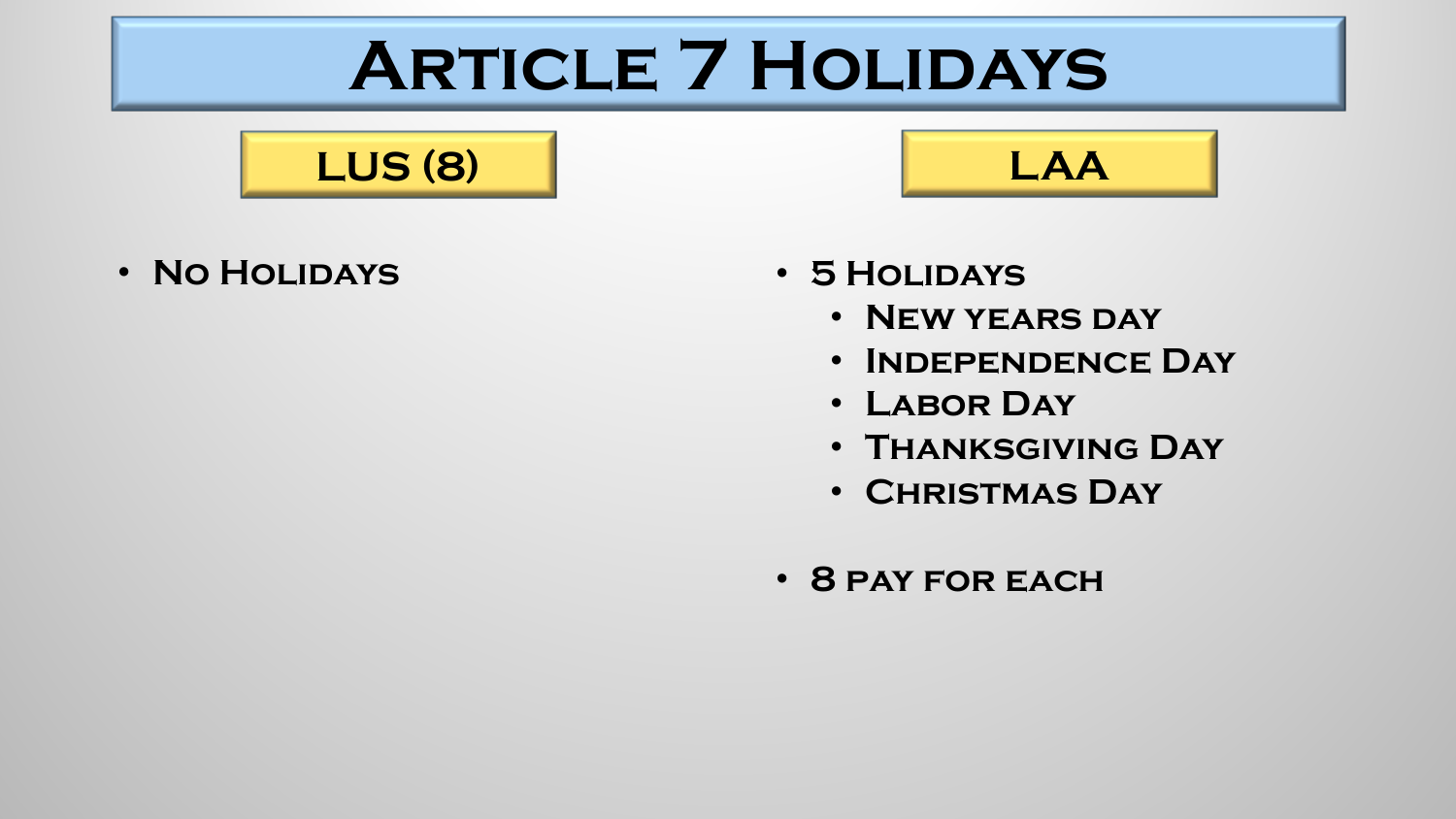# Article 7 Holidays

## LUS (8)

- No Holidays

## LAA

- 5 Holidays
  - New years day
  - Independence Day
  - Labor Day
  - Thanksgiving Day
  - Christmas Day

- 8 pay for each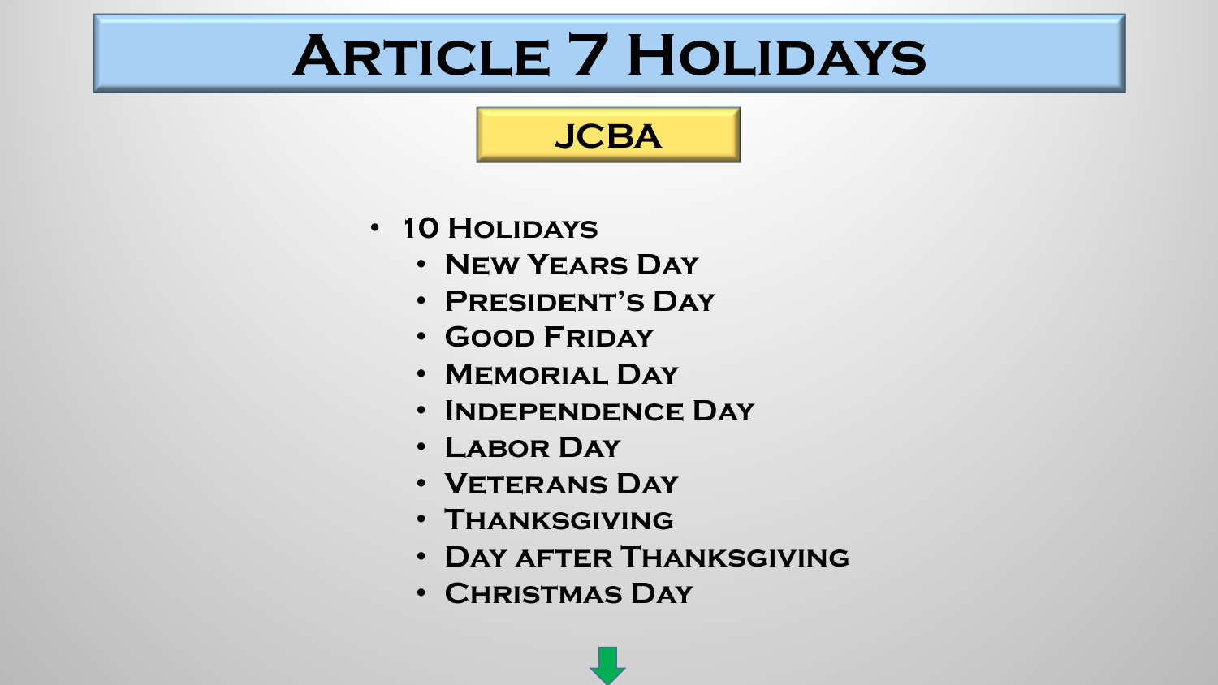# Article 7 Holidays

## JCBA

- 10 Holidays
  - New Years Day
  - President's Day
  - Good Friday
  - Memorial Day
  - Independence Day
  - Labor Day
  - Veterans Day
  - Thanksgiving
  - Day after Thanksgiving
  - Christmas Day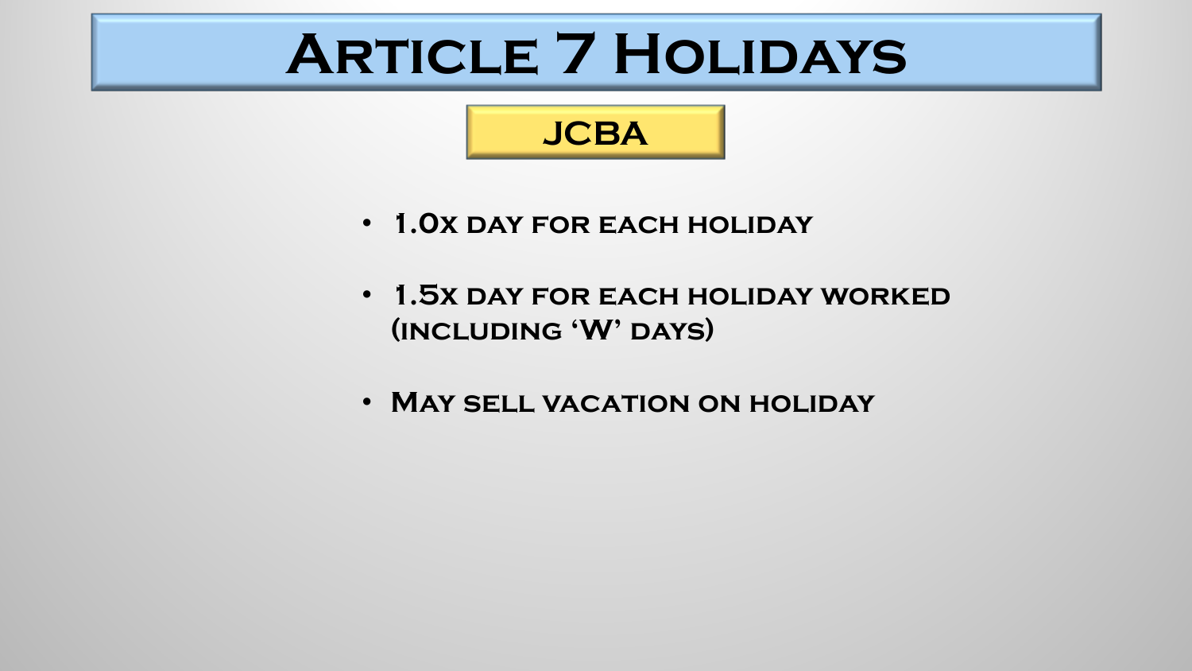# Article 7 Holidays

## JCBA

- 1.0x day for each holiday
- 1.5x day for each holiday worked (including 'W' days)
- May sell vacation on holiday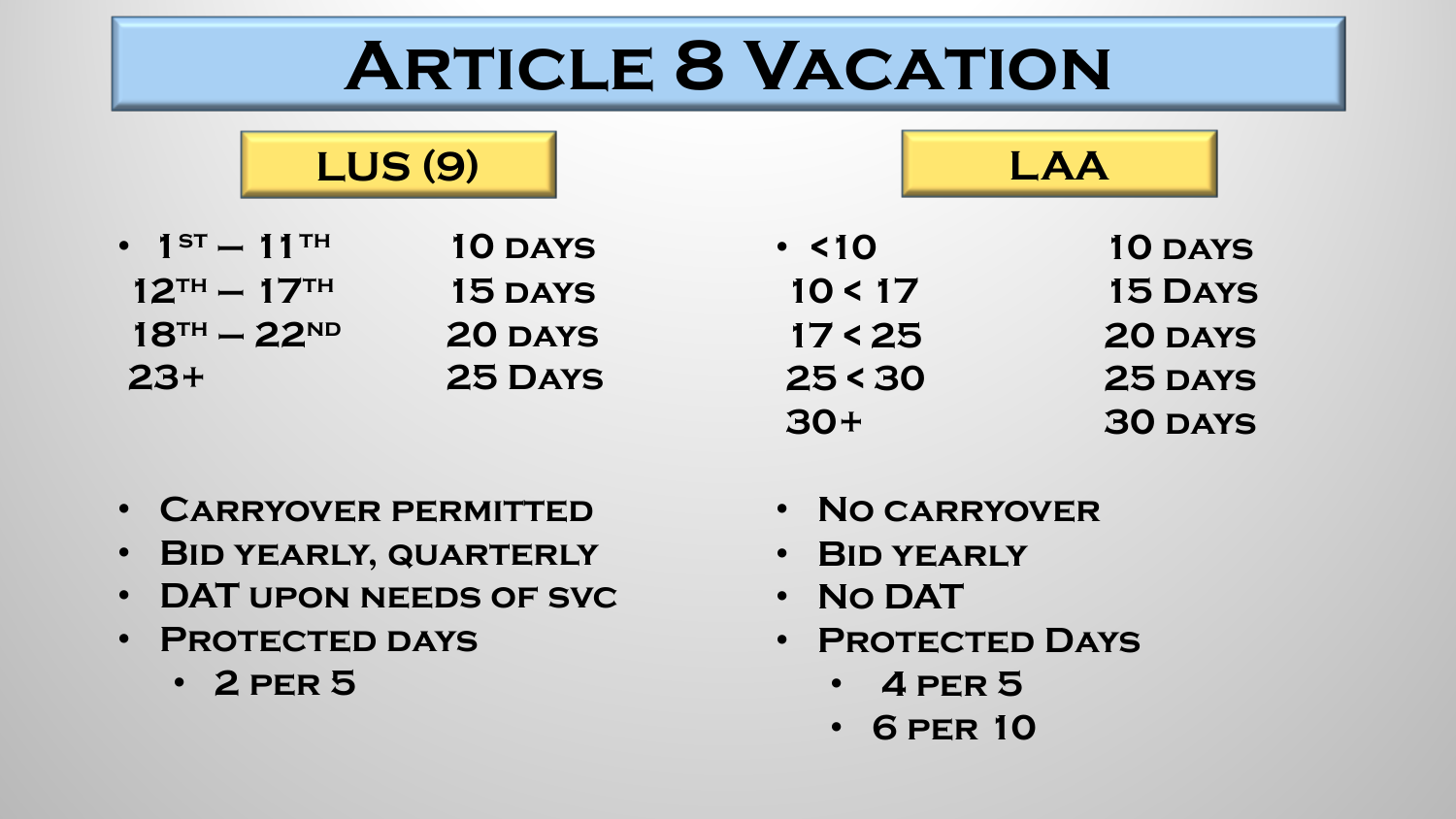# Article 8 Vacation

## LUS (9)

| | |
|---|---|
| 1st – 11th | 10 days |
| 12th – 17th | 15 days |
| 18th – 22nd | 20 days |
| 23+ | 25 Days |

- Carryover permitted
- Bid yearly, quarterly
- DAT upon needs of svc
- Protected days
  - 2 per 5

## LAA

| | |
|---|---|
| <10 | 10 days |
| 10 < 17 | 15 Days |
| 17 < 25 | 20 days |
| 25 < 30 | 25 days |
| 30+ | 30 days |

- No carryover
- Bid yearly
- No DAT
- Protected Days
  - 4 per 5
  - 6 per 10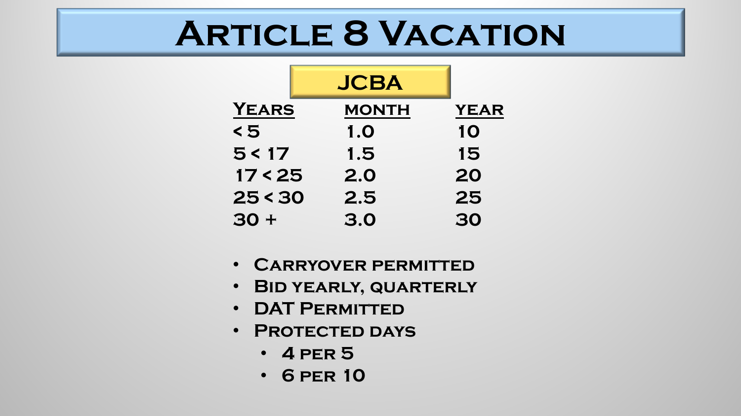# Article 8 Vacation

## JCBA

| Years | Month | Year |
| --- | --- | --- |
| < 5 | 1.0 | 10 |
| 5 < 17 | 1.5 | 15 |
| 17 < 25 | 2.0 | 20 |
| 25 < 30 | 2.5 | 25 |
| 30 + | 3.0 | 30 |

- Carryover permitted
- Bid yearly, quarterly
- DAT Permitted
- Protected days
  - 4 per 5
  - 6 per 10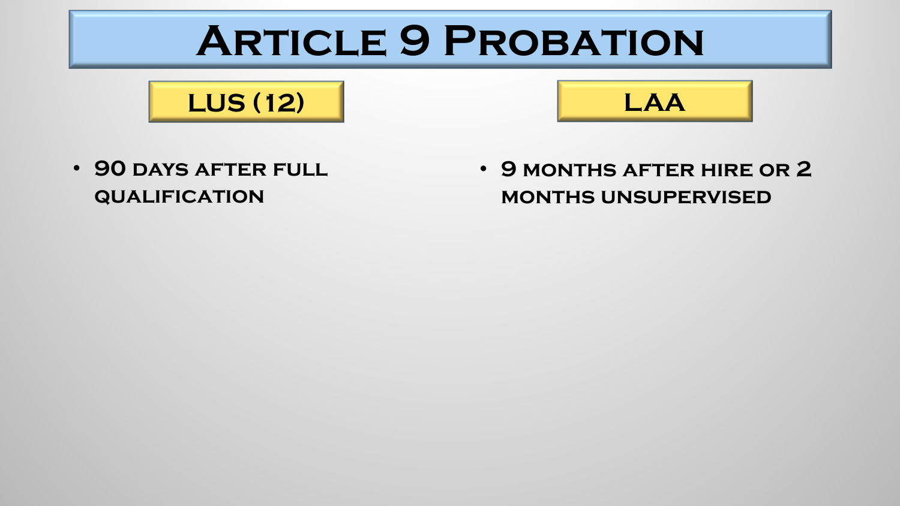# Article 9 Probation

## LUS (12)

- 90 days after full qualification

## LAA

- 9 months after hire or 2 months unsupervised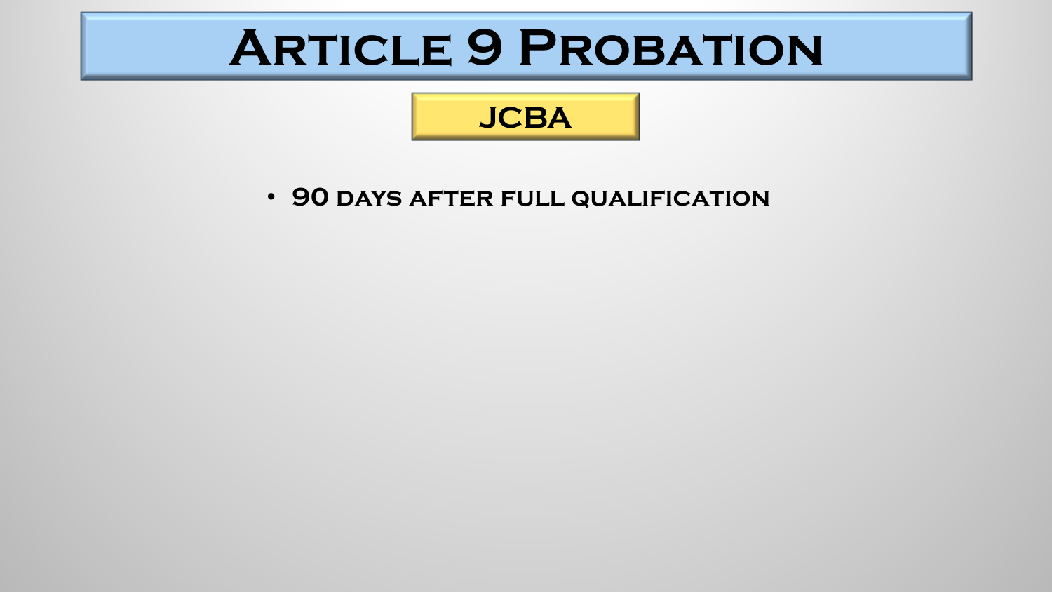# Article 9 Probation

## JCBA

- 90 days after full qualification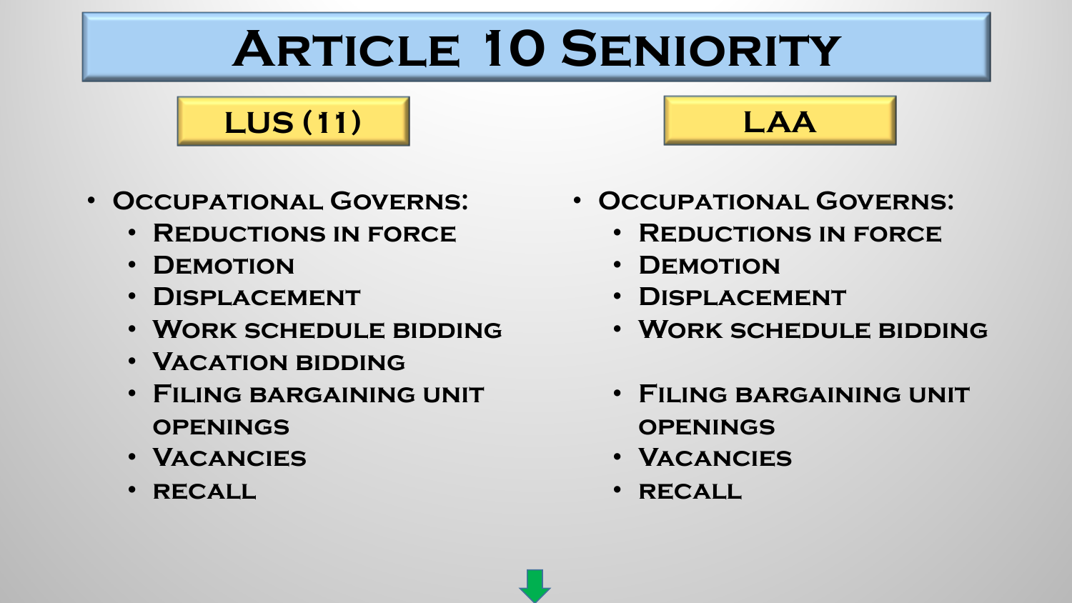# Article 10 Seniority

## LUS (11)

- Occupational Governs:
  - Reductions in force
  - Demotion
  - Displacement
  - Work schedule bidding
  - Vacation bidding
  - Filing bargaining unit openings
  - Vacancies
  - recall

## LAA

- Occupational Governs:
  - Reductions in force
  - Demotion
  - Displacement
  - Work schedule bidding
  - Filing bargaining unit openings
  - Vacancies
  - recall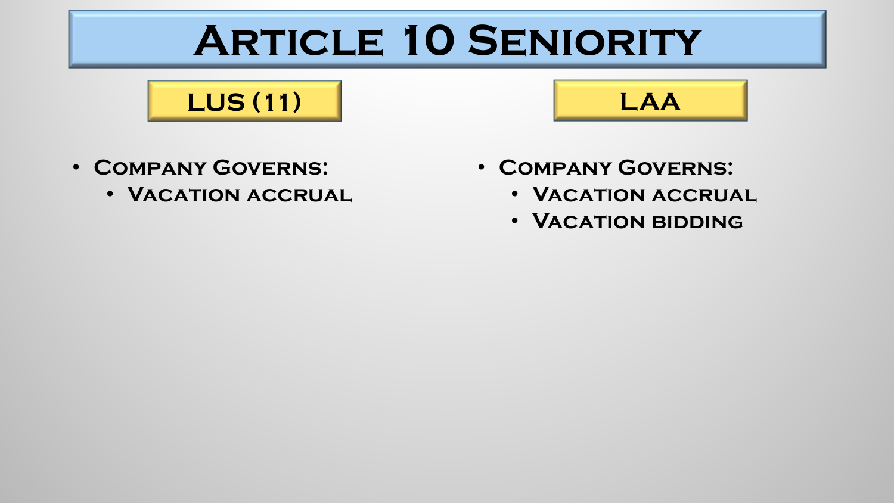# Article 10 Seniority

## LUS (11)

- Company Governs:
  - Vacation accrual

## LAA

- Company Governs:
  - Vacation accrual
  - Vacation bidding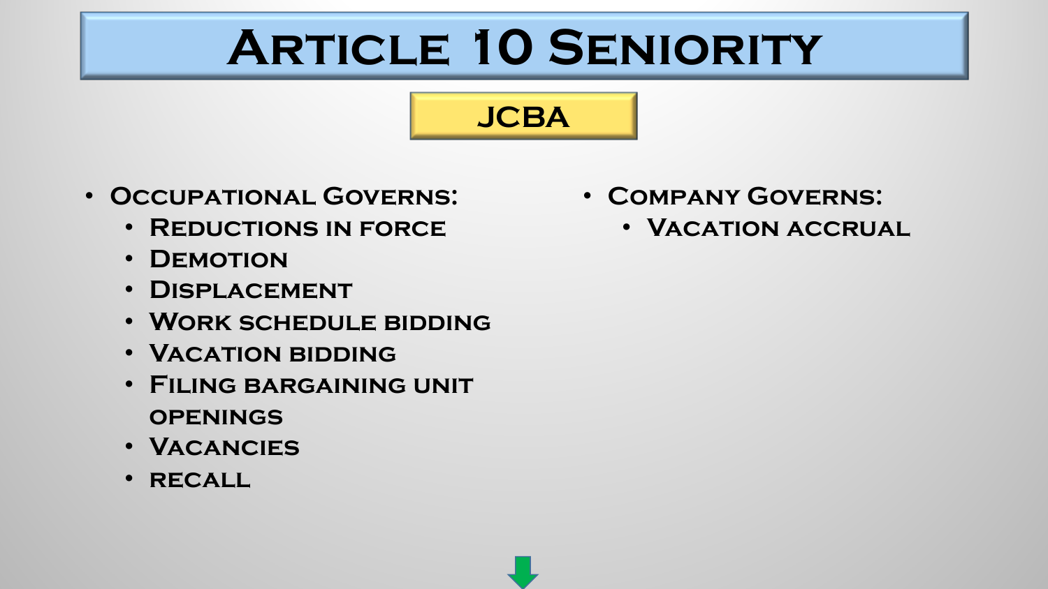# Article 10 Seniority

## JCBA

- Occupational Governs:
  - Reductions in force
  - Demotion
  - Displacement
  - Work schedule bidding
  - Vacation bidding
  - Filing bargaining unit openings
  - Vacancies
  - recall
- Company Governs:
  - Vacation accrual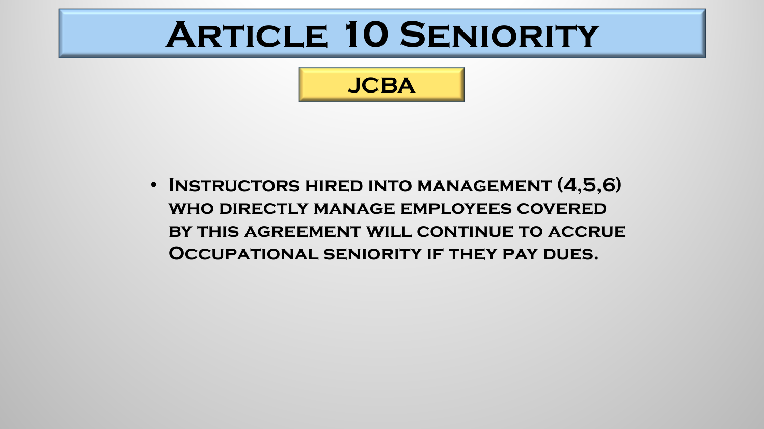# Article 10 Seniority

## JCBA

- Instructors hired into management (4,5,6) who directly manage employees covered by this agreement will continue to accrue Occupational seniority if they pay dues.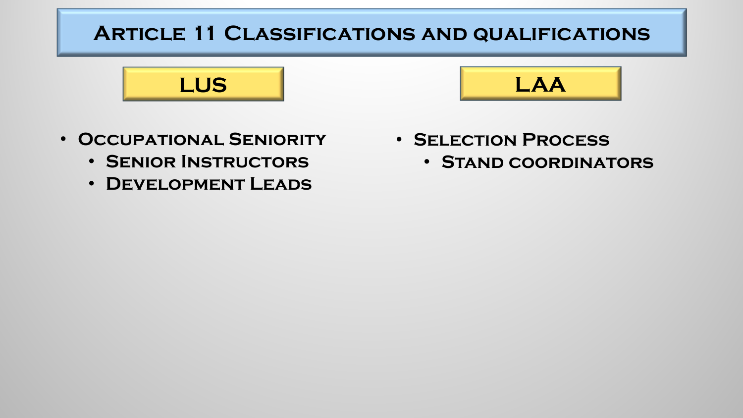# Article 11 Classifications and qualifications

## LUS

- Occupational Seniority
  - Senior Instructors
  - Development Leads

## LAA

- Selection Process
  - Stand coordinators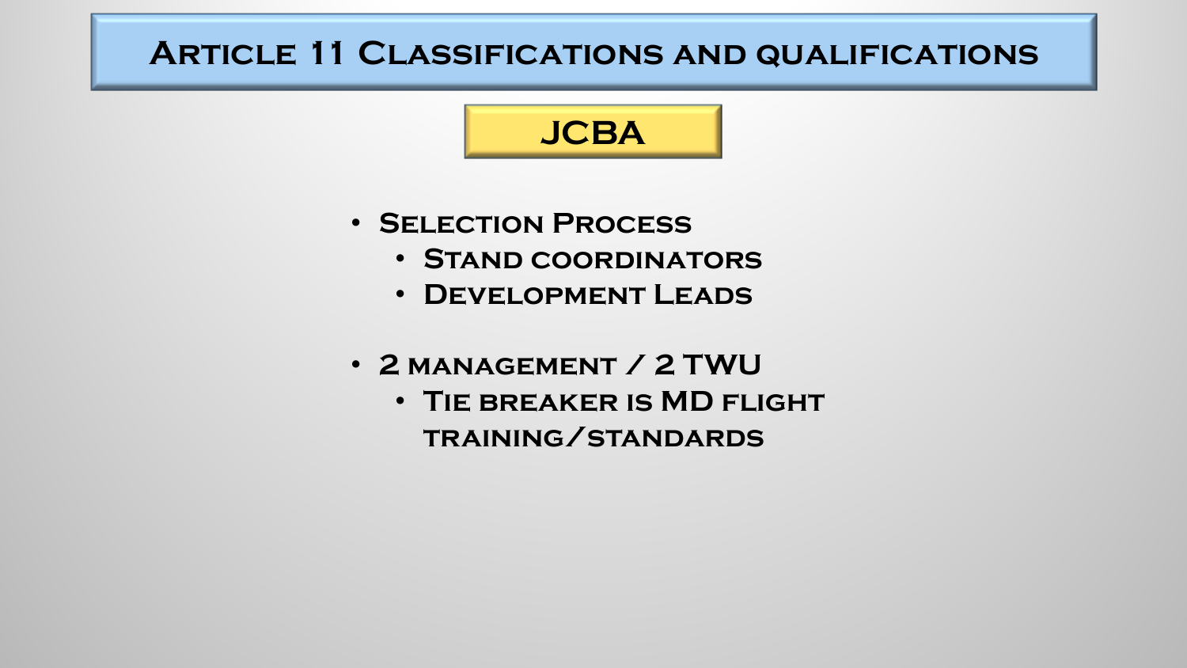# Article 11 Classifications and qualifications

## JCBA

- Selection Process
  - Stand coordinators
  - Development Leads
- 2 management / 2 TWU
  - Tie breaker is MD flight training/standards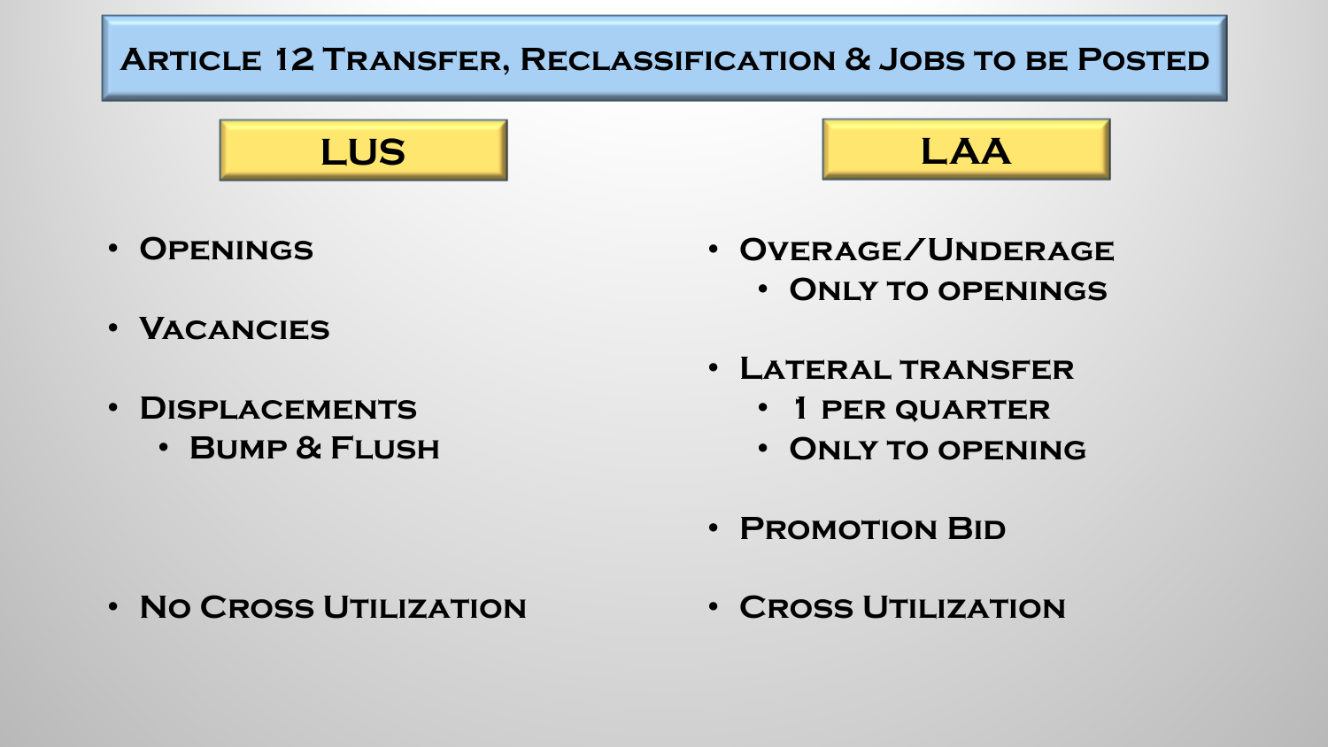# Article 12 Transfer, Reclassification & Jobs to be Posted

## LUS

- Openings
- Vacancies
- Displacements
  - Bump & Flush
- No Cross Utilization

## LAA

- Overage/Underage
  - Only to openings
- Lateral transfer
  - 1 per quarter
  - Only to opening
- Promotion Bid
- Cross Utilization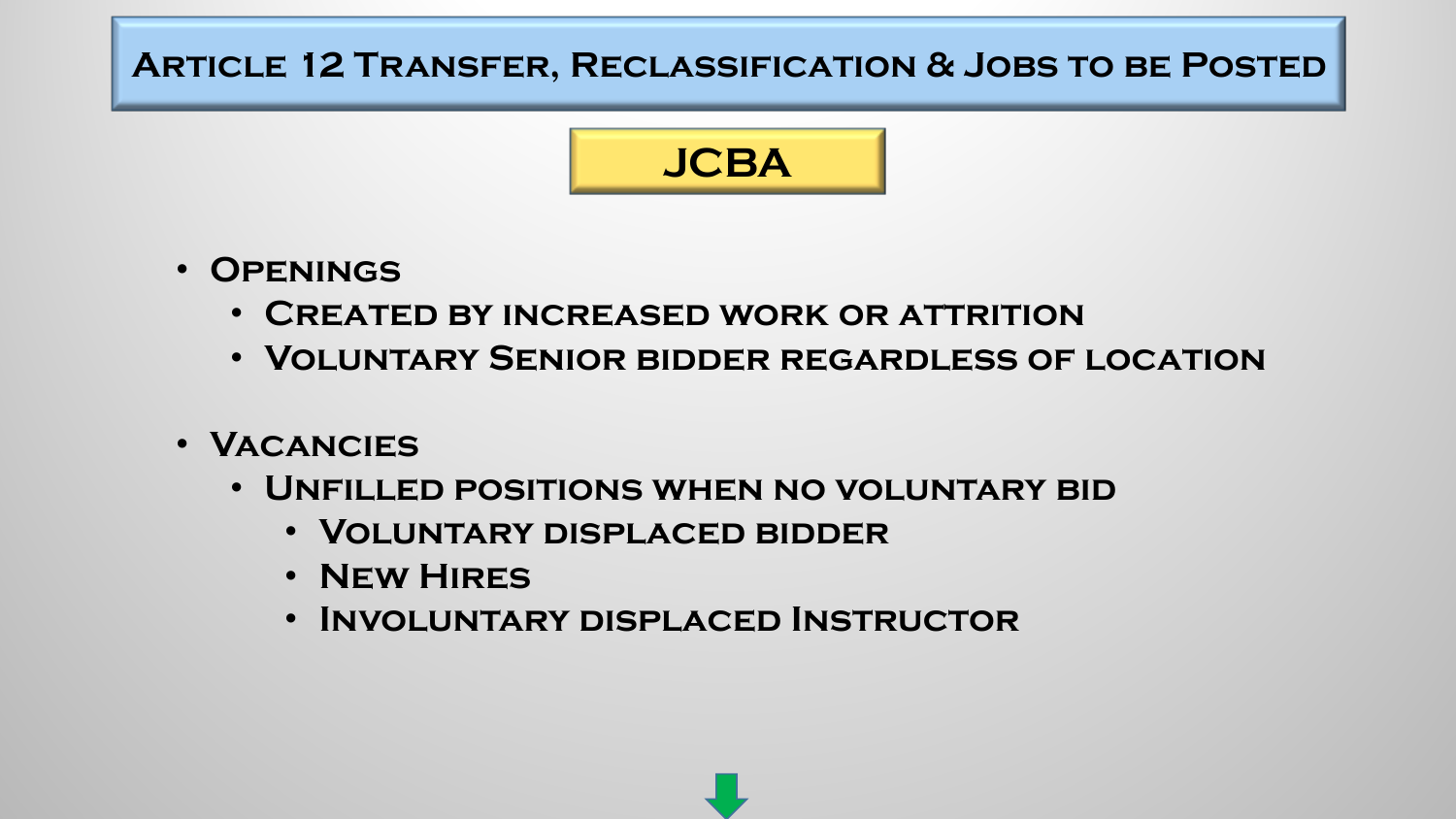# Article 12 Transfer, Reclassification & Jobs to be Posted

## JCBA

- Openings
  - Created by increased work or attrition
  - Voluntary Senior bidder regardless of location
- Vacancies
  - Unfilled positions when no voluntary bid
    - Voluntary displaced bidder
    - New Hires
    - Involuntary displaced Instructor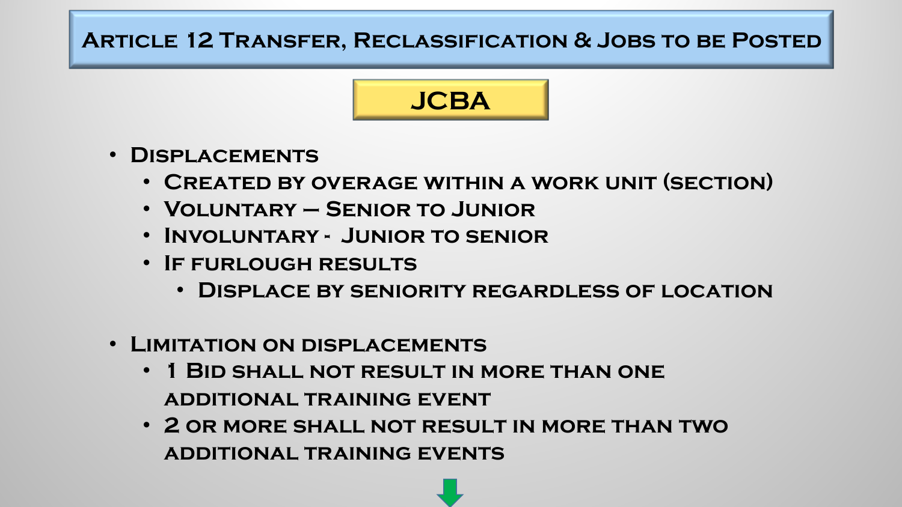# Article 12 Transfer, Reclassification & Jobs to be Posted

## JCBA

- Displacements
  - Created by overage within a work unit (section)
  - Voluntary – Senior to Junior
  - Involuntary - Junior to senior
  - If furlough results
    - Displace by seniority regardless of location

- Limitation on displacements
  - 1 Bid shall not result in more than one additional training event
  - 2 or more shall not result in more than two additional training events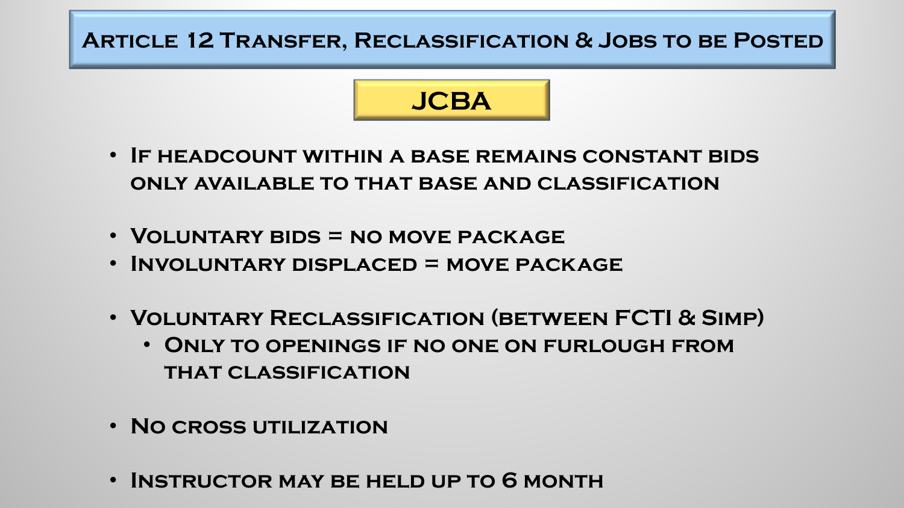# Article 12 Transfer, Reclassification & Jobs to be Posted

## JCBA

- If headcount within a base remains constant bids only available to that base and classification

- Voluntary bids = no move package
- Involuntary displaced = move package

- Voluntary Reclassification (between FCTI & Simp)
  - Only to openings if no one on furlough from that classification

- No cross utilization

- Instructor may be held up to 6 month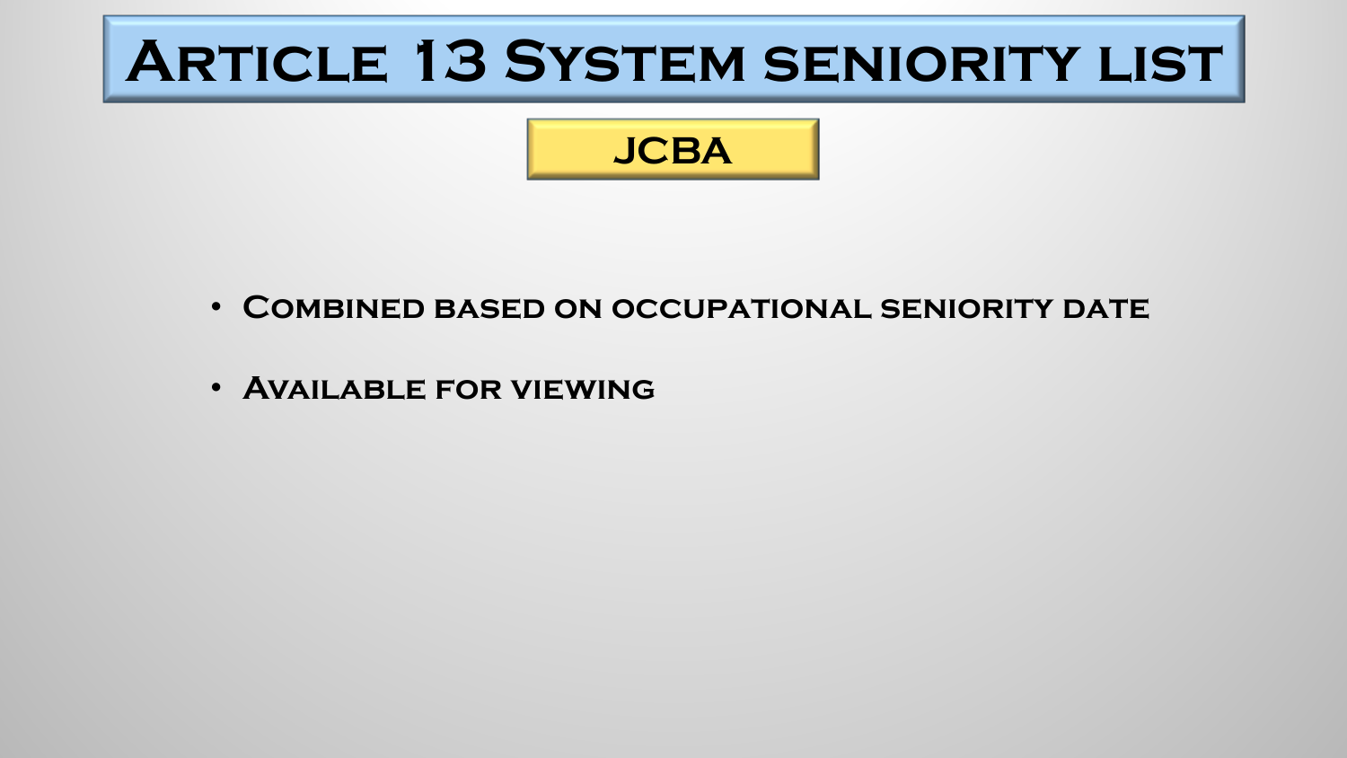# Article 13 System seniority list

## JCBA

- Combined based on occupational seniority date
- Available for viewing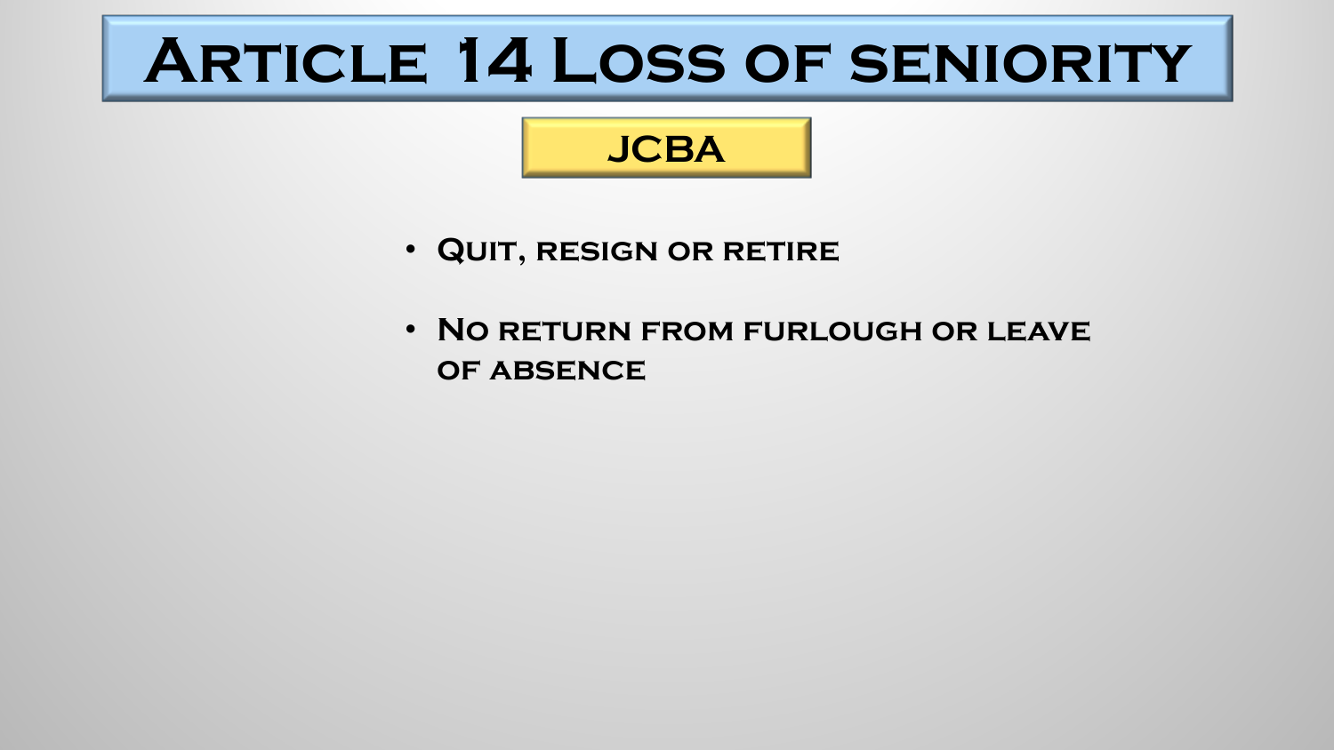# Article 14 Loss of seniority

## JCBA

- Quit, resign or retire
- No return from furlough or leave of absence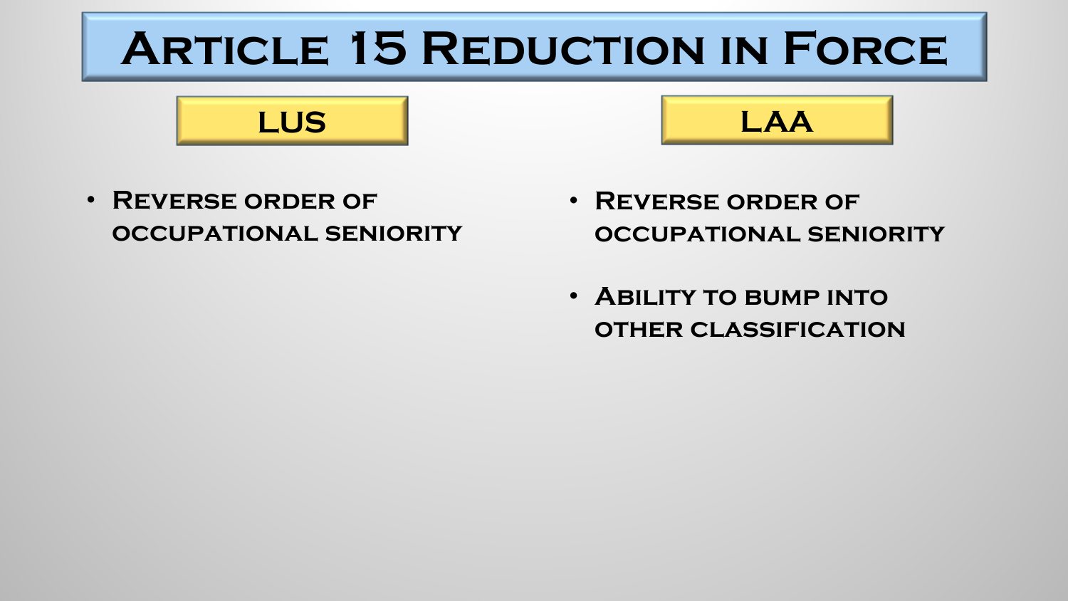# Article 15 Reduction in Force

## LUS

- Reverse order of occupational seniority

## LAA

- Reverse order of occupational seniority
- Ability to bump into other classification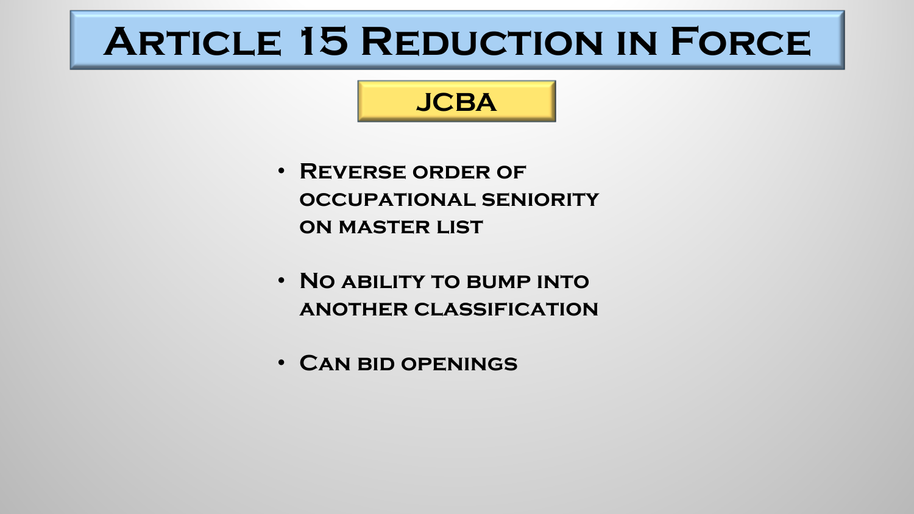# Article 15 Reduction in Force

## JCBA

- Reverse order of occupational seniority on master list
- No ability to bump into another classification
- Can bid openings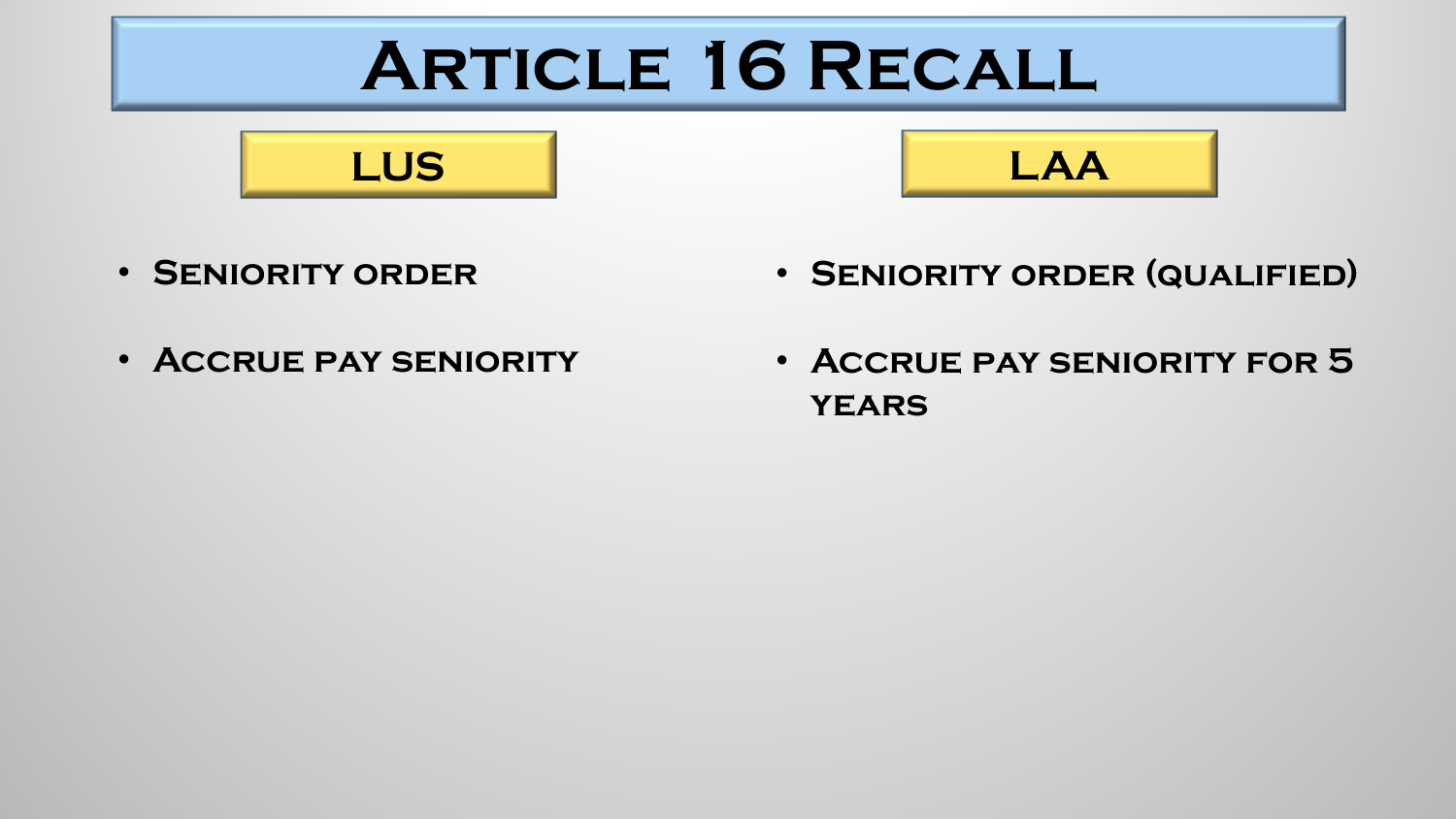# Article 16 Recall

## LUS

- Seniority order
- Accrue pay seniority

## LAA

- Seniority order (qualified)
- Accrue pay seniority for 5 years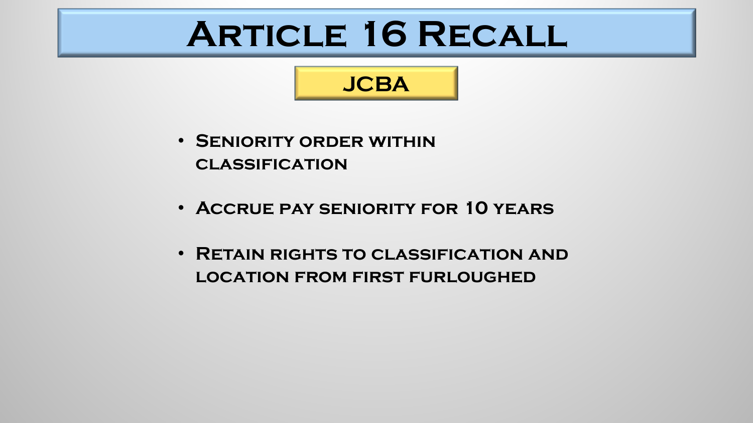# Article 16 Recall

## JCBA

- Seniority order within classification
- Accrue pay seniority for 10 years
- Retain rights to classification and location from first furloughed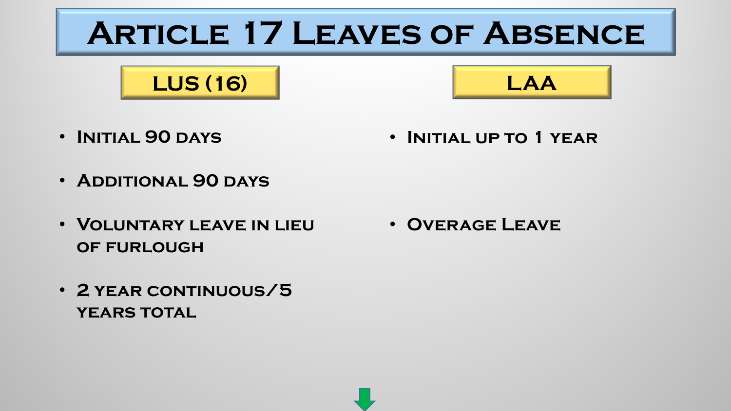# Article 17 Leaves of Absence

## LUS (16)

- Initial 90 days
- Additional 90 days
- Voluntary leave in lieu of furlough
- 2 year continuous/5 years total

## LAA

- Initial up to 1 year
- Overage Leave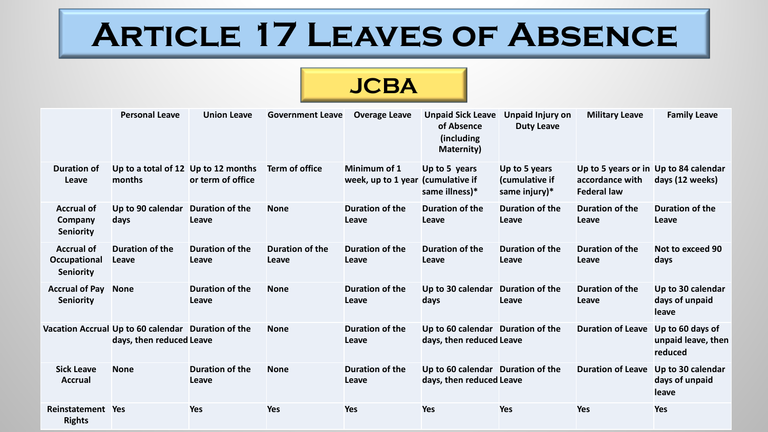# Article 17 Leaves of Absence

## JCBA

| | Personal Leave | Union Leave | Government Leave | Overage Leave | Unpaid Sick Leave of Absence (including Maternity) | Unpaid Injury on Duty Leave | Military Leave | Family Leave |
|---|---|---|---|---|---|---|---|---|
| Duration of Leave | Up to a total of 12 months | Up to 12 months or term of office | Term of office | Minimum of 1 week, up to 1 year | Up to 5 years (cumulative if same illness)* | Up to 5 years (cumulative if same injury)* | Up to 5 years or in accordance with Federal law | Up to 84 calendar days (12 weeks) |
| Accrual of Company Seniority | Up to 90 calendar days | Duration of the Leave | None | Duration of the Leave | Duration of the Leave | Duration of the Leave | Duration of the Leave | Duration of the Leave |
| Accrual of Occupational Seniority | Duration of the Leave | Duration of the Leave | Duration of the Leave | Duration of the Leave | Duration of the Leave | Duration of the Leave | Duration of the Leave | Not to exceed 90 days |
| Accrual of Pay Seniority | None | Duration of the Leave | None | Duration of the Leave | Up to 30 calendar days | Duration of the Leave | Duration of the Leave | Up to 30 calendar days of unpaid leave |
| Vacation Accrual | Up to 60 calendar days, then reduced | Duration of the Leave | None | Duration of the Leave | Up to 60 calendar days, then reduced | Duration of the Leave | Duration of Leave | Up to 60 days of unpaid leave, then reduced |
| Sick Leave Accrual | None | Duration of the Leave | None | Duration of the Leave | Up to 60 calendar days, then reduced | Duration of the Leave | Duration of Leave | Up to 30 calendar days of unpaid leave |
| Reinstatement Rights | Yes | Yes | Yes | Yes | Yes | Yes | Yes | Yes |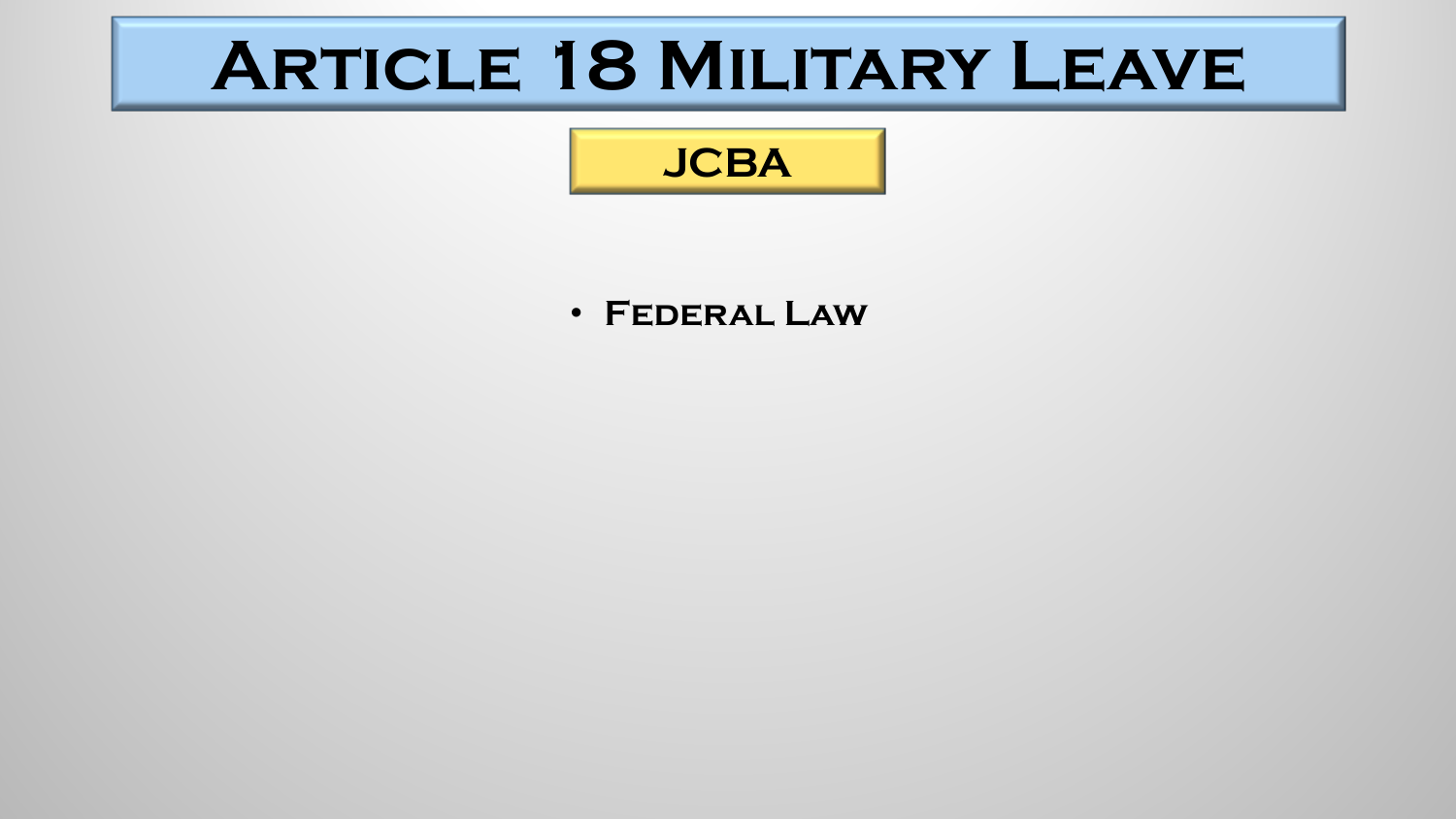# Article 18 Military Leave

## JCBA

- Federal Law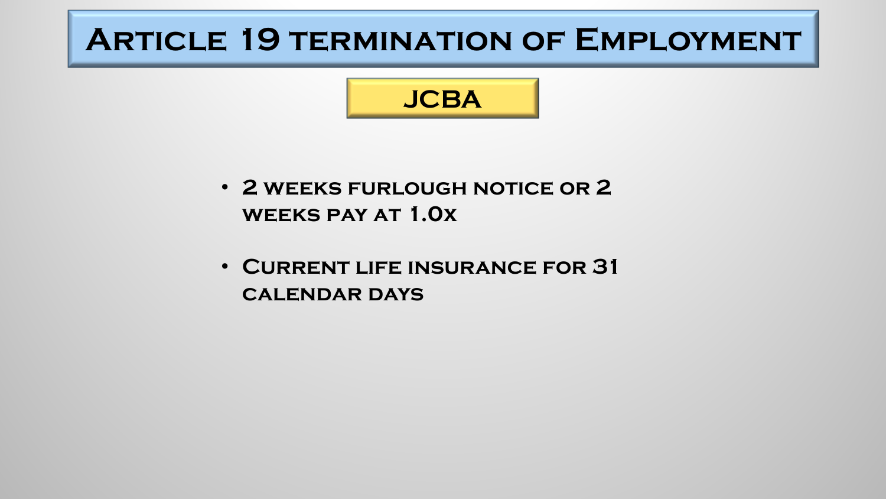# Article 19 termination of Employment

## JCBA

- 2 weeks furlough notice or 2 weeks pay at 1.0x
- Current life insurance for 31 calendar days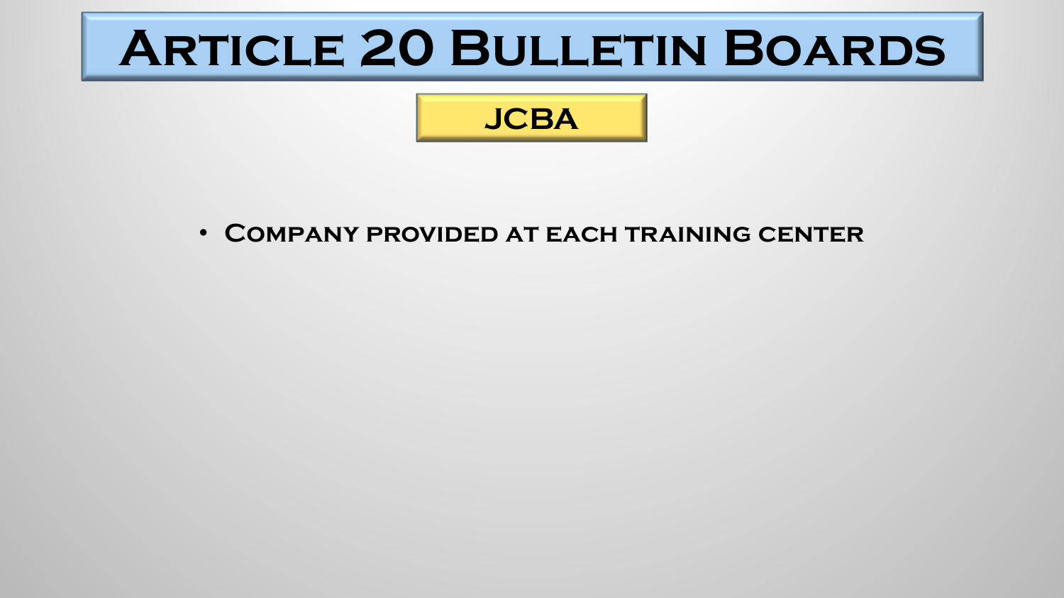# Article 20 Bulletin Boards

## JCBA

- Company provided at each training center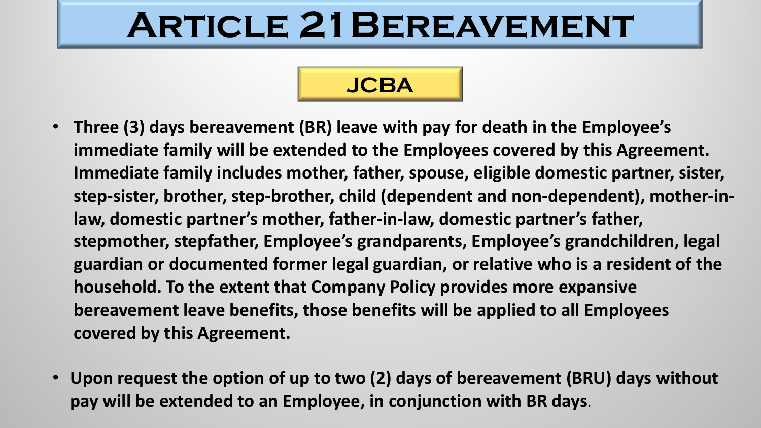# Article 21 Bereavement

## JCBA

- **Three (3) days bereavement (BR) leave with pay for death in the Employee's immediate family will be extended to the Employees covered by this Agreement. Immediate family includes mother, father, spouse, eligible domestic partner, sister, step-sister, brother, step-brother, child (dependent and non-dependent), mother-in-law, domestic partner's mother, father-in-law, domestic partner's father, stepmother, stepfather, Employee's grandparents, Employee's grandchildren, legal guardian or documented former legal guardian, or relative who is a resident of the household. To the extent that Company Policy provides more expansive bereavement leave benefits, those benefits will be applied to all Employees covered by this Agreement.**

- **Upon request the option of up to two (2) days of bereavement (BRU) days without pay will be extended to an Employee, in conjunction with BR days**.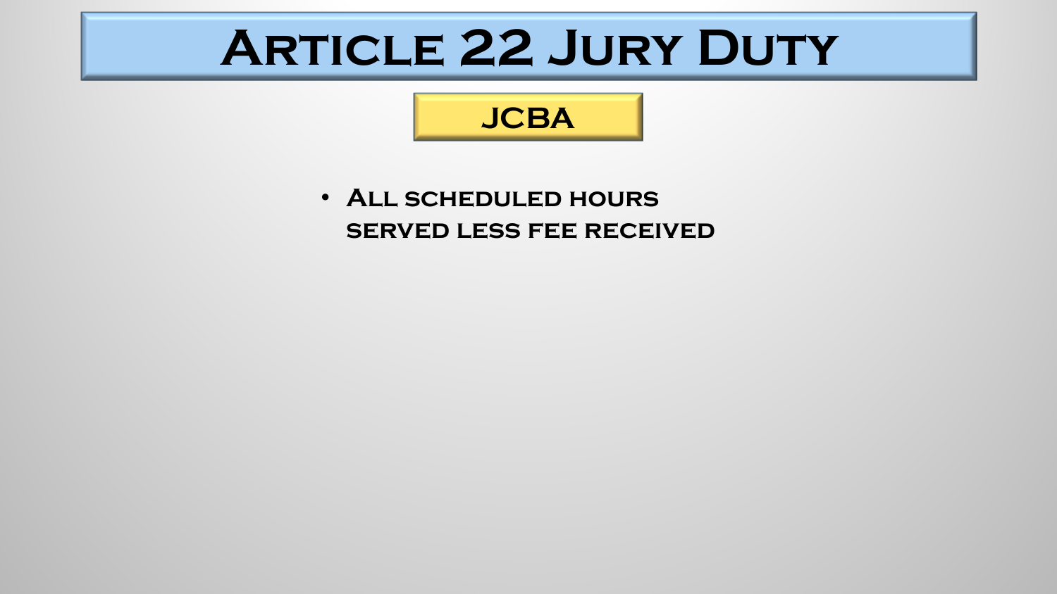# Article 22 Jury Duty

## JCBA

- All scheduled hours served less fee received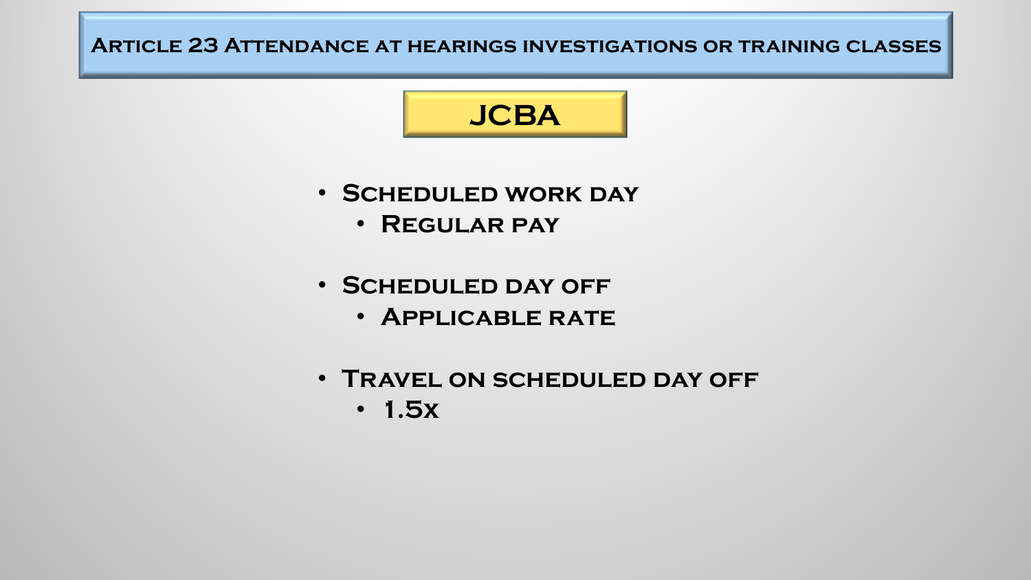# Article 23 Attendance at hearings investigations or training classes

## JCBA

- Scheduled work day
  - Regular pay
- Scheduled day off
  - Applicable rate
- Travel on scheduled day off
  - 1.5x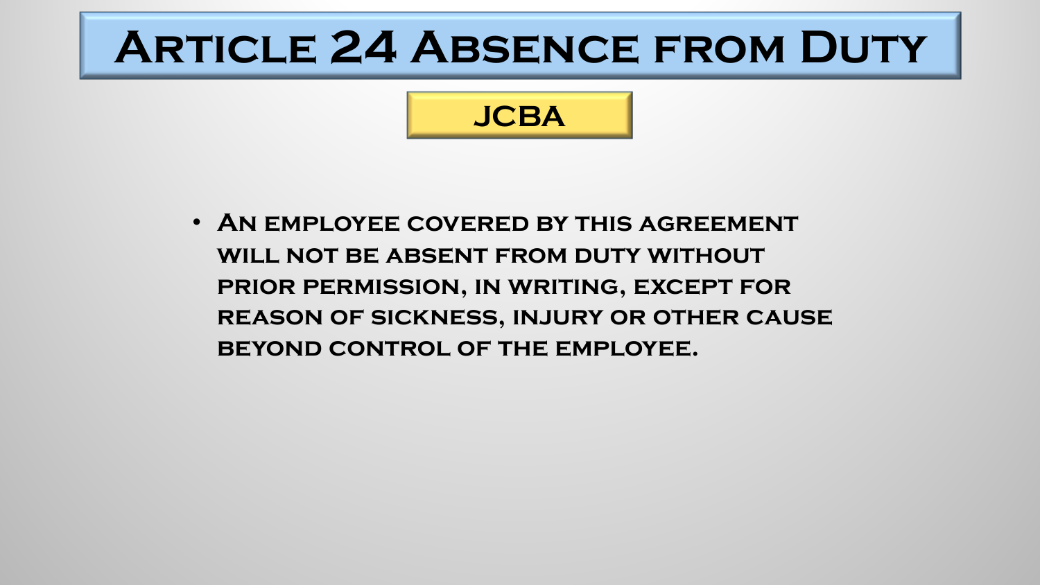# Article 24 Absence from Duty

## JCBA

- An employee covered by this agreement will not be absent from duty without prior permission, in writing, except for reason of sickness, injury or other cause beyond control of the employee.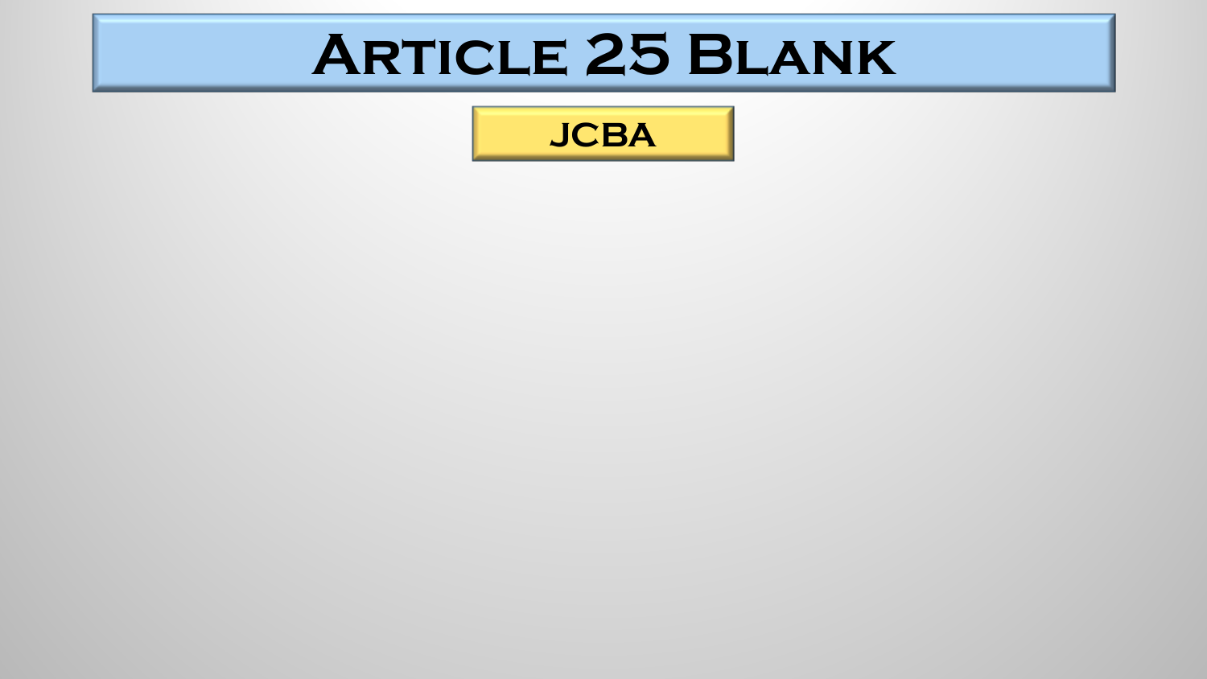# Article 25 Blank

JCBA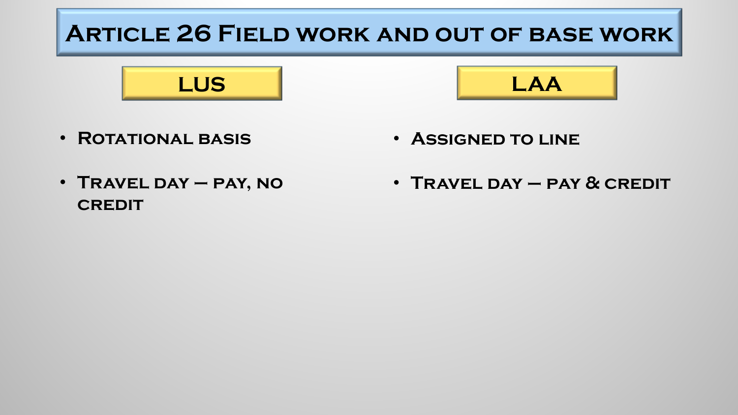# Article 26 Field work and out of base work

| LUS | LAA |
| --- | --- |
| Rotational basis | Assigned to line |
| Travel day – pay, no credit | Travel day – pay & credit |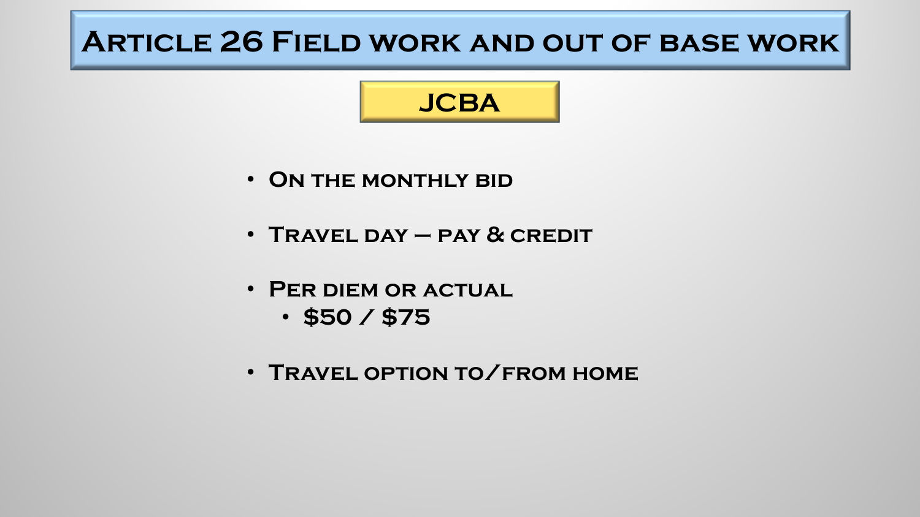# Article 26 Field work and out of base work

## JCBA

- On the monthly bid
- Travel day – pay & credit
- Per diem or actual
  - $50 / $75
- Travel option to/from home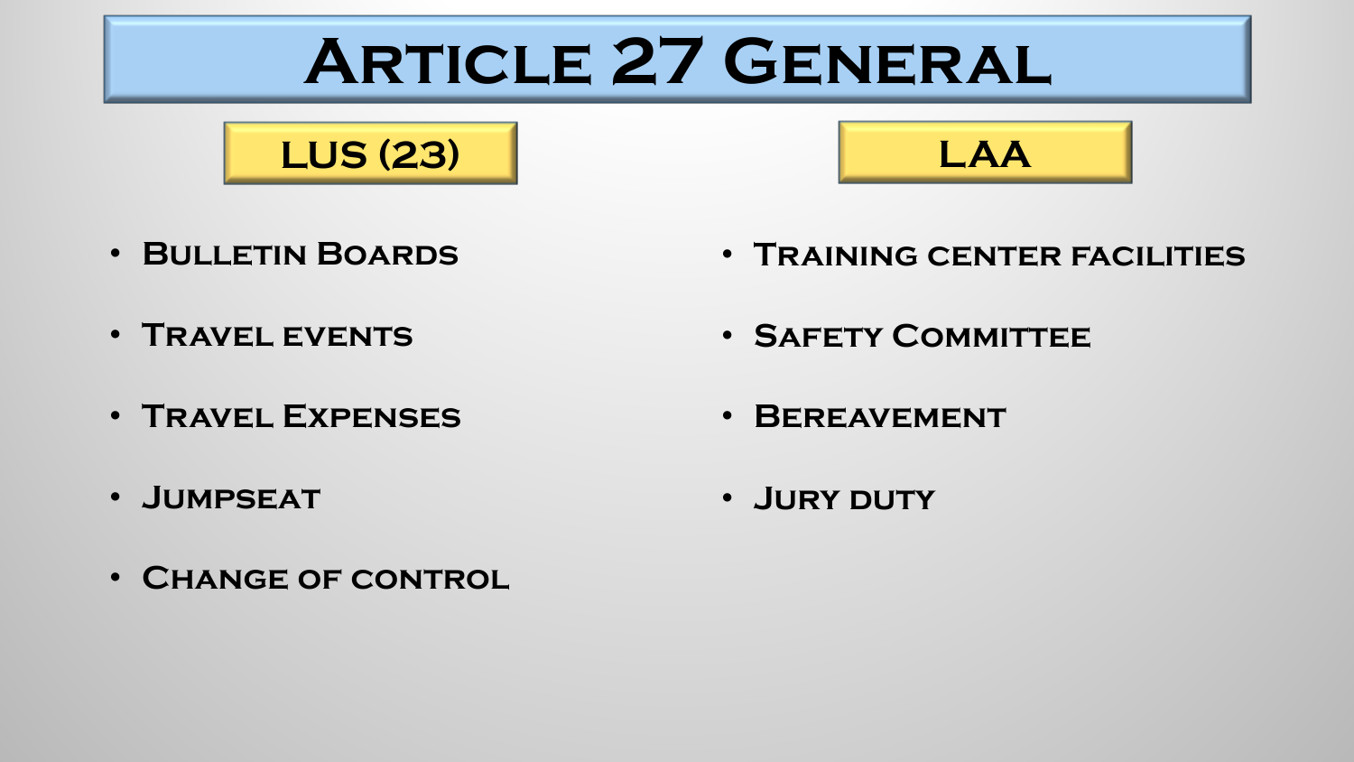# Article 27 General

## LUS (23)

- Bulletin Boards
- Travel events
- Travel Expenses
- Jumpseat
- Change of control

## LAA

- Training center facilities
- Safety Committee
- Bereavement
- Jury duty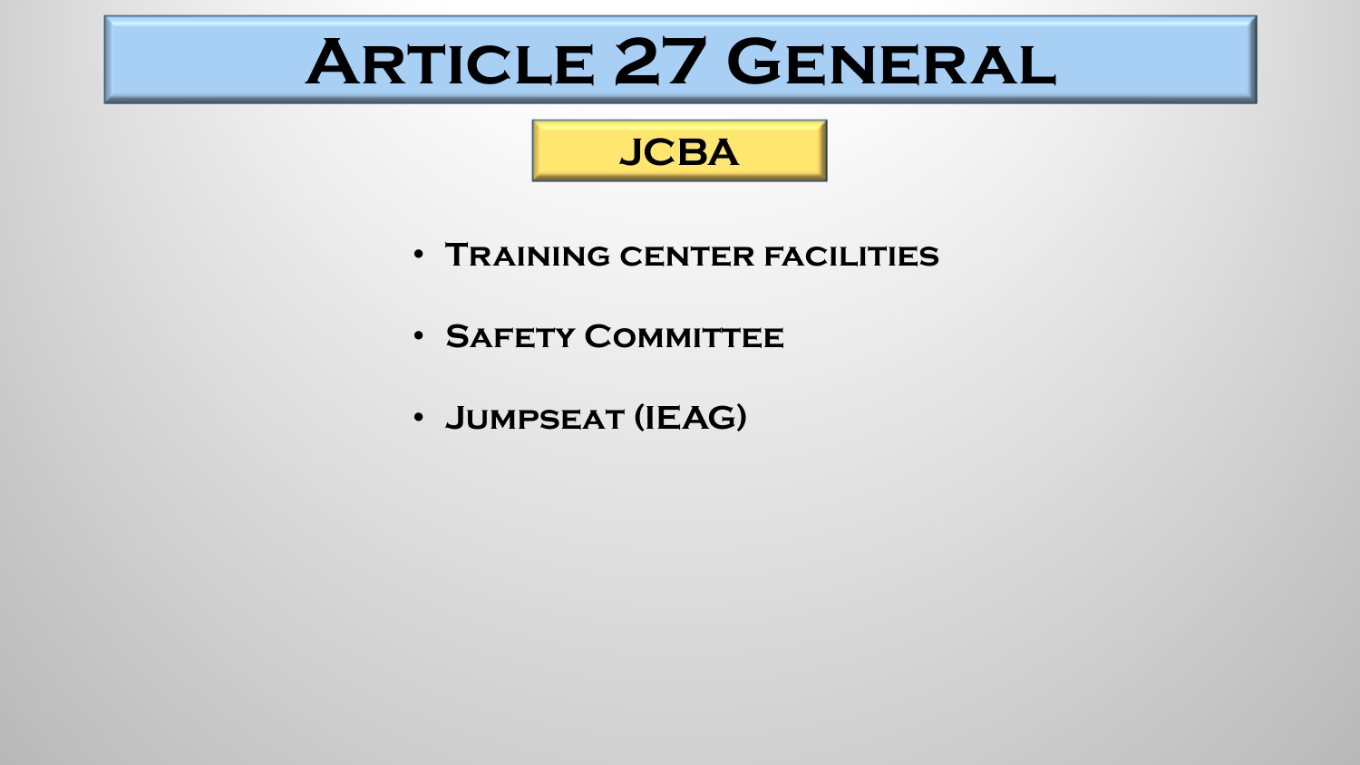# Article 27 General

## JCBA

- Training center facilities
- Safety Committee
- Jumpseat (IEAG)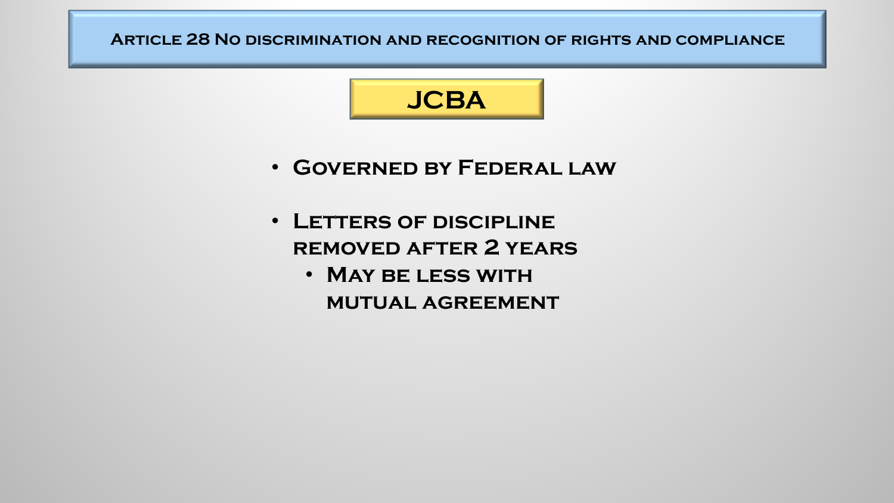# Article 28 No discrimination and recognition of rights and compliance

## JCBA

- Governed by Federal law
- Letters of discipline removed after 2 years
  - May be less with mutual agreement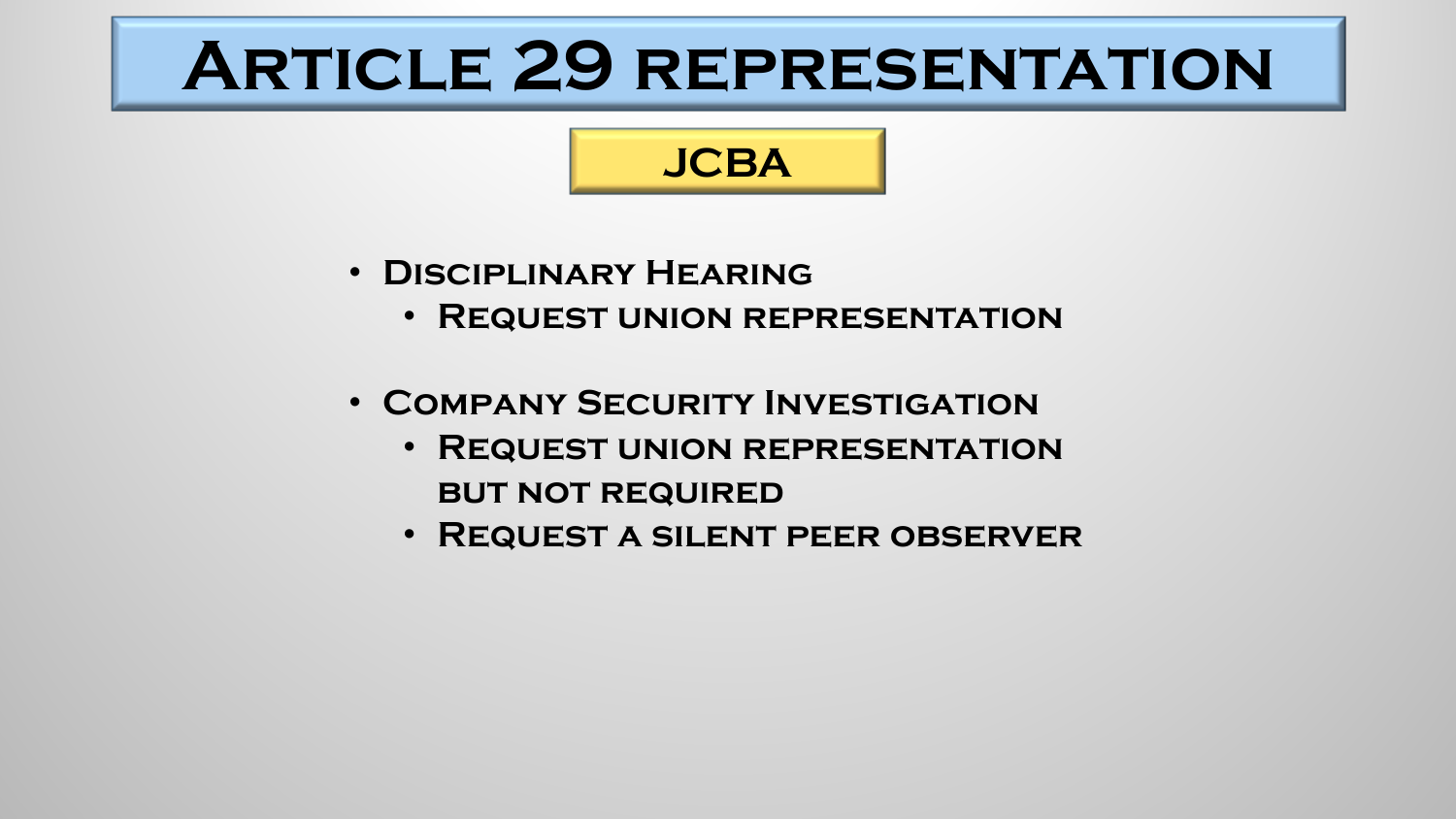# Article 29 representation

## JCBA

- Disciplinary Hearing
  - Request union representation

- Company Security Investigation
  - Request union representation but not required
  - Request a silent peer observer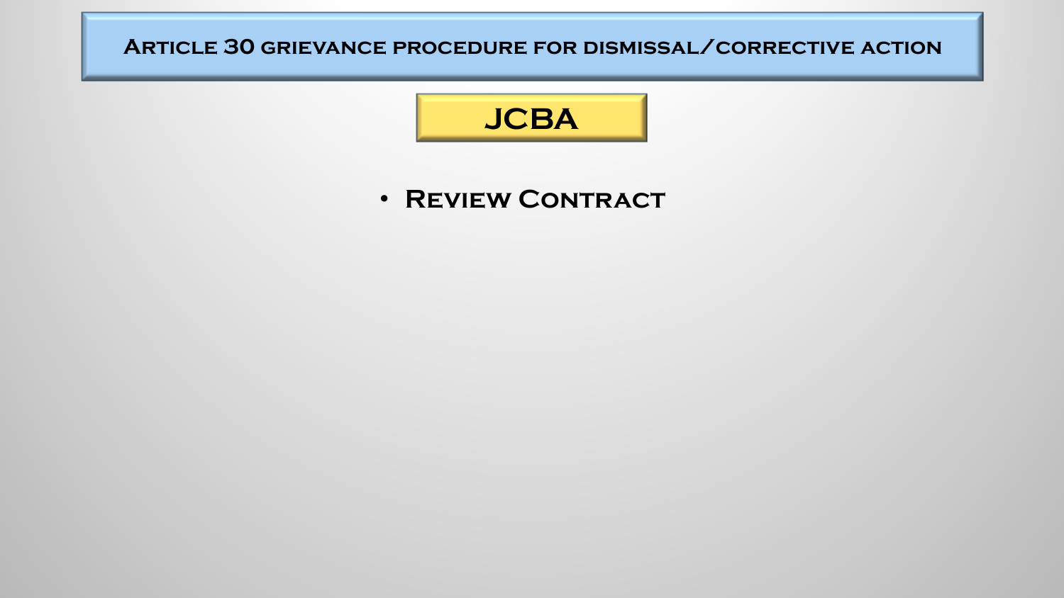# Article 30 grievance procedure for dismissal/corrective action

## JCBA

- Review Contract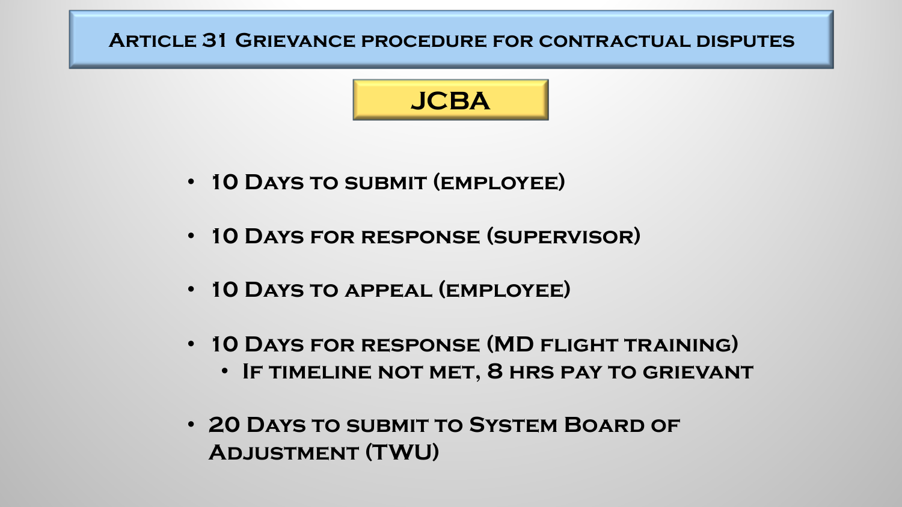# Article 31 Grievance procedure for contractual disputes

## JCBA

- 10 Days to submit (employee)
- 10 Days for response (supervisor)
- 10 Days to appeal (employee)
- 10 Days for response (MD flight training)
  - If timeline not met, 8 hrs pay to grievant
- 20 Days to submit to System Board of Adjustment (TWU)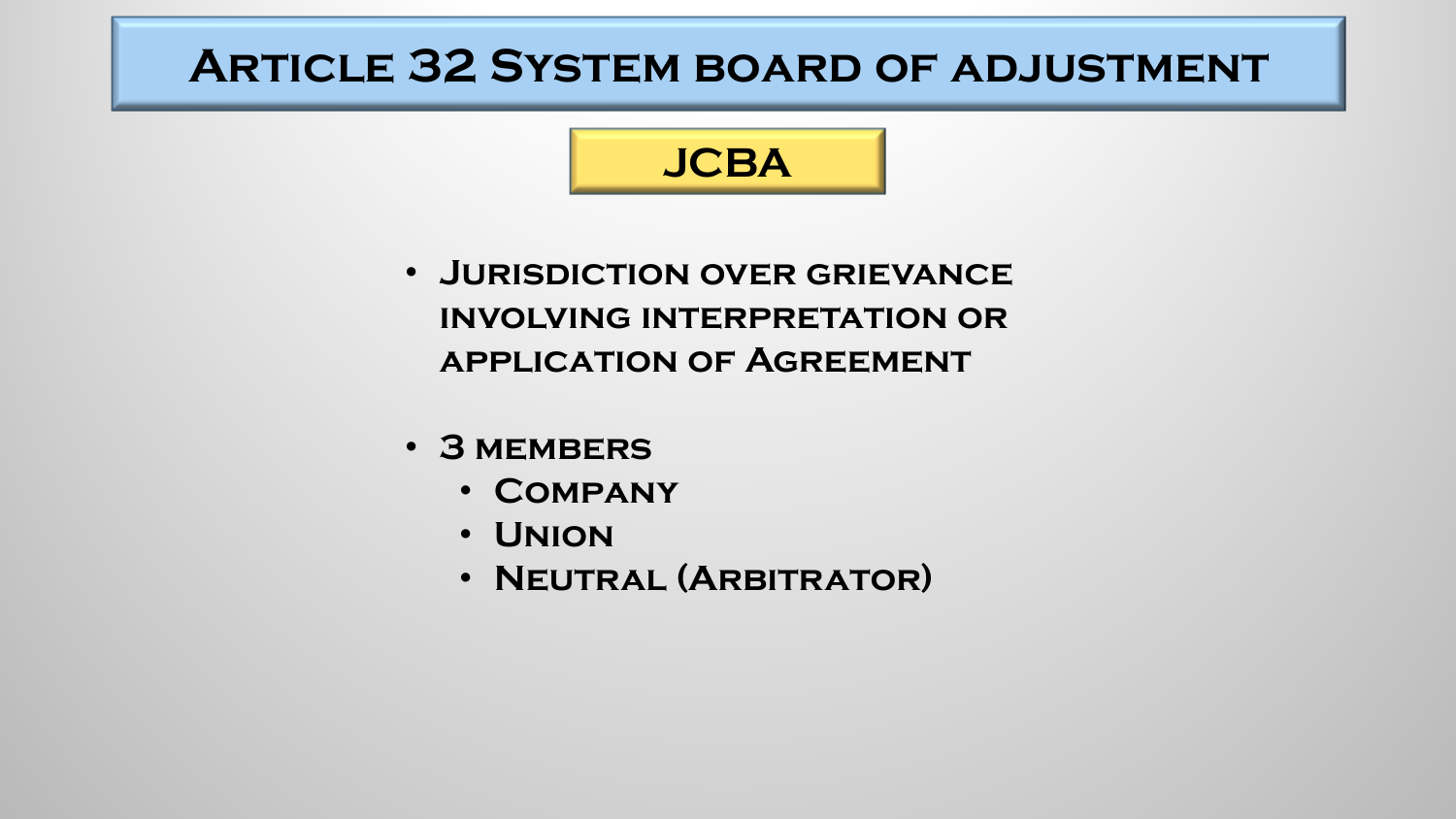# Article 32 System board of adjustment

## JCBA

- Jurisdiction over grievance involving interpretation or application of Agreement
- 3 members
  - Company
  - Union
  - Neutral (Arbitrator)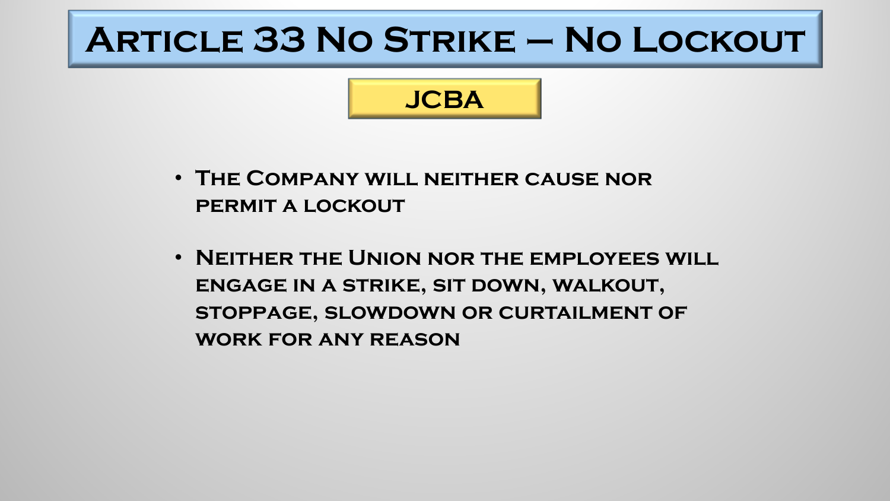# Article 33 No Strike – No Lockout

## JCBA

- The Company will neither cause nor permit a lockout

- Neither the Union nor the employees will engage in a strike, sit down, walkout, stoppage, slowdown or curtailment of work for any reason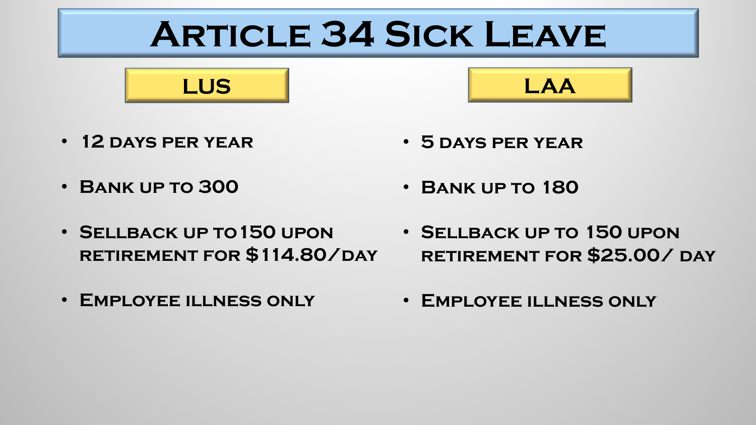# Article 34 Sick Leave

## LUS

- 12 days per year
- Bank up to 300
- Sellback up to 150 upon retirement for $114.80/day
- Employee illness only

## LAA

- 5 days per year
- Bank up to 180
- Sellback up to 150 upon retirement for $25.00/ day
- Employee illness only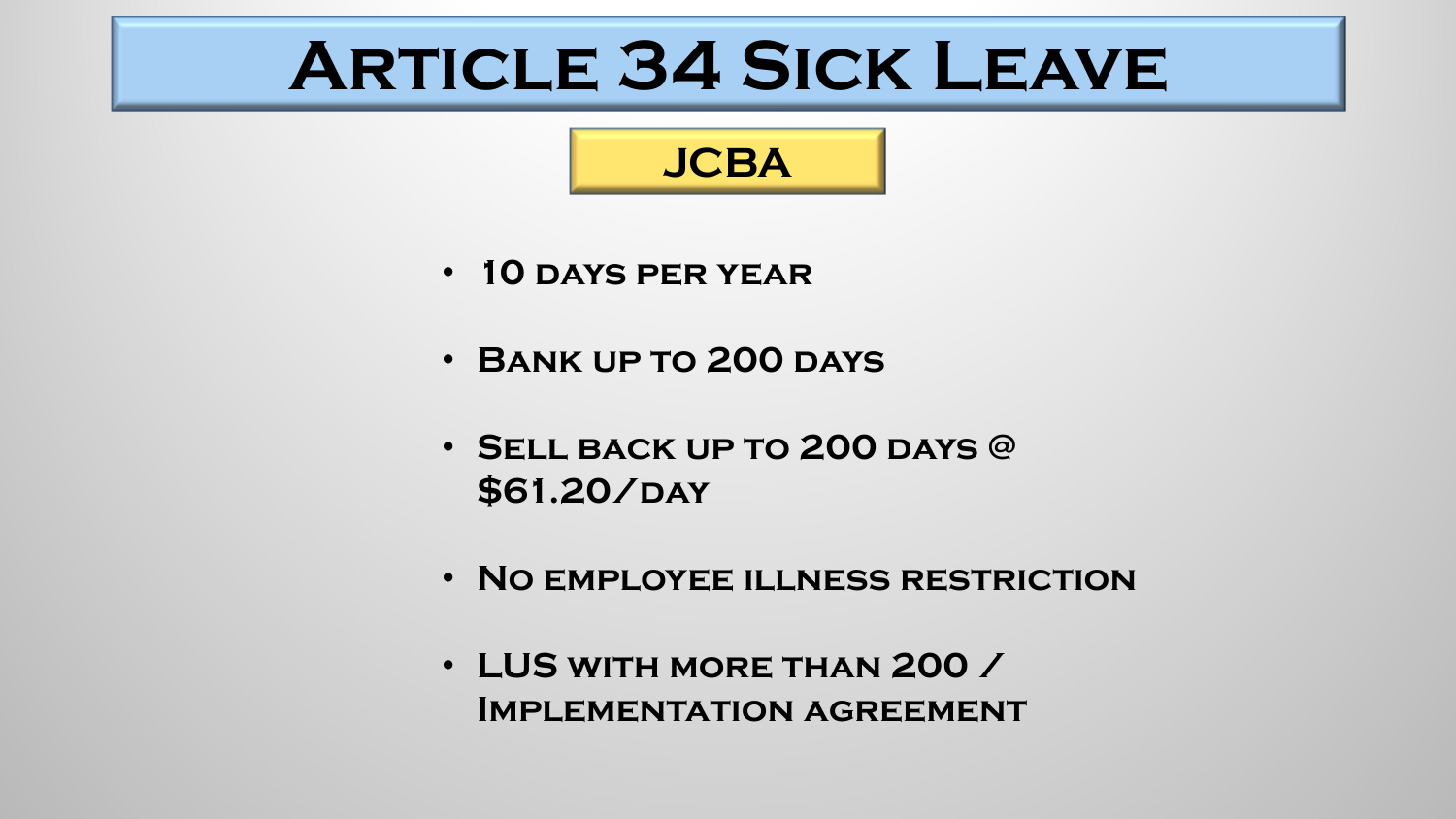# Article 34 Sick Leave

## JCBA

- 10 days per year
- Bank up to 200 days
- Sell back up to 200 days @ $61.20/day
- No employee illness restriction
- LUS with more than 200 / Implementation agreement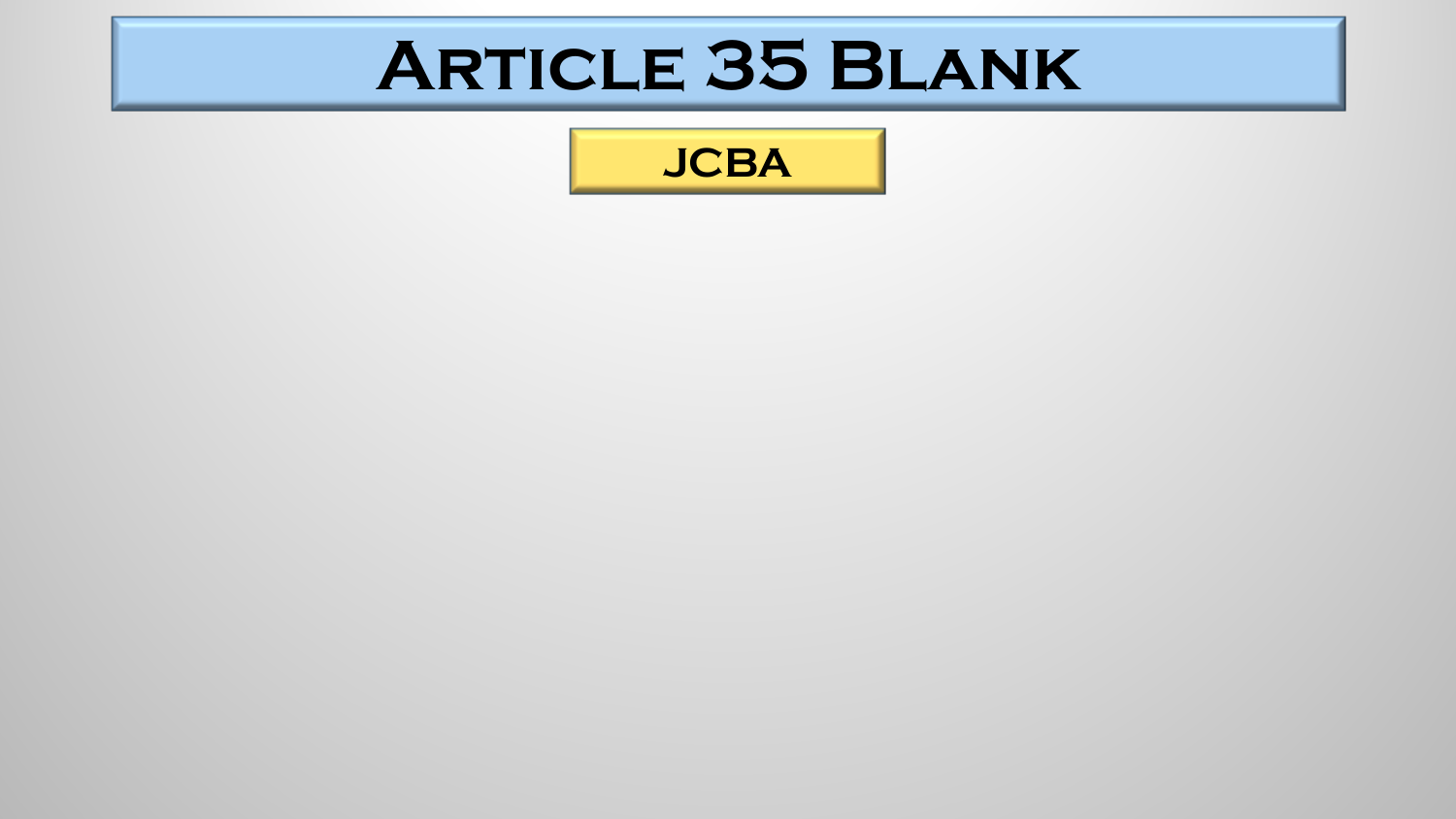# Article 35 Blank

JCBA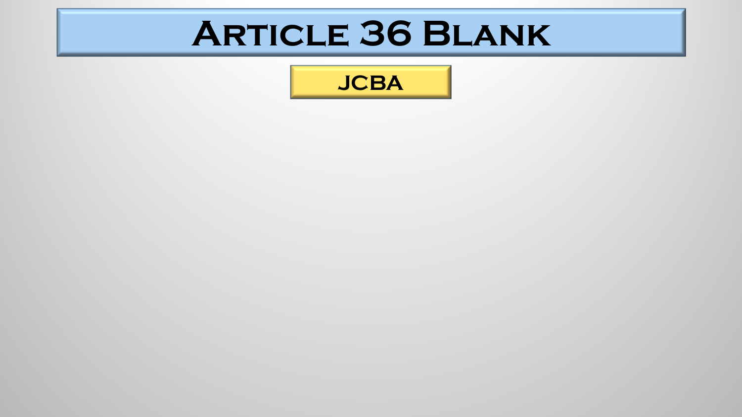# Article 36 Blank

JCBA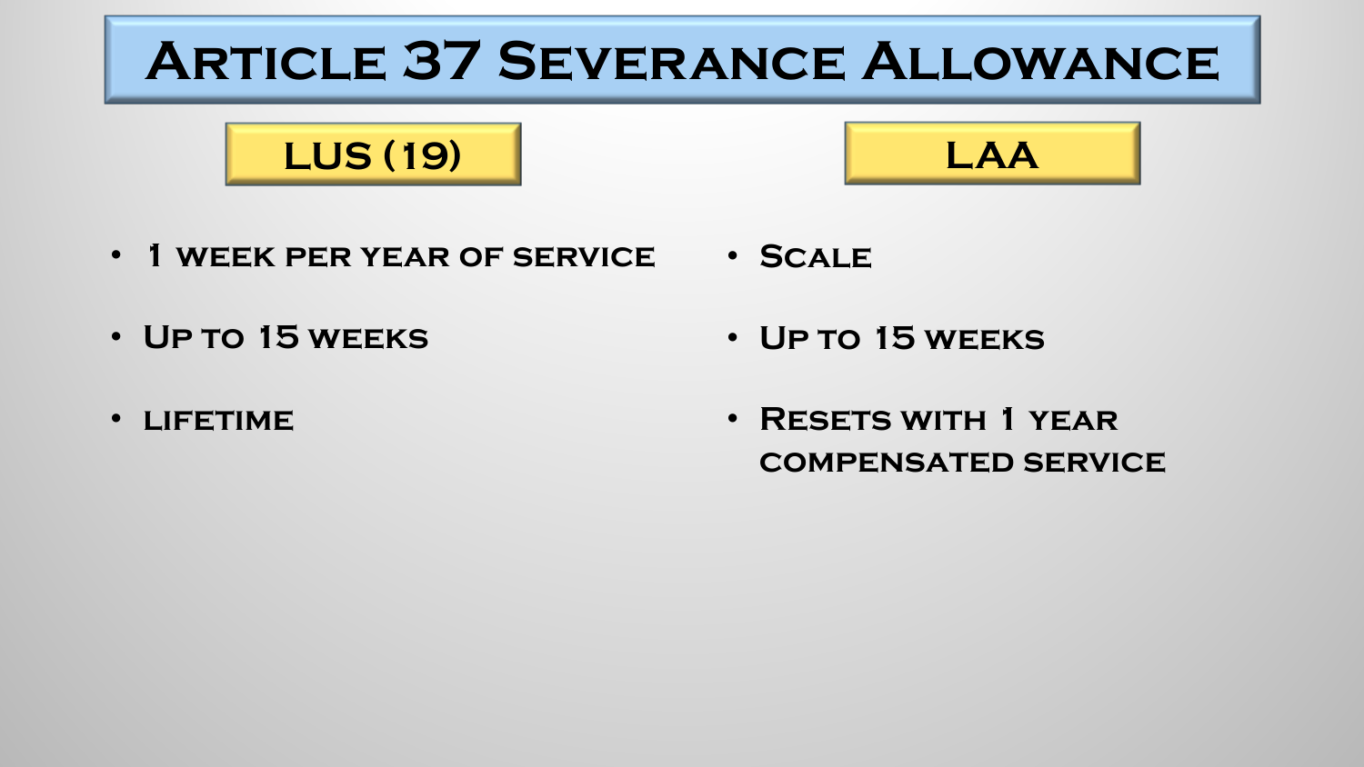# Article 37 Severance Allowance

## LUS (19)

- 1 week per year of service
- Up to 15 weeks
- lifetime

## LAA

- Scale
- Up to 15 weeks
- Resets with 1 year compensated service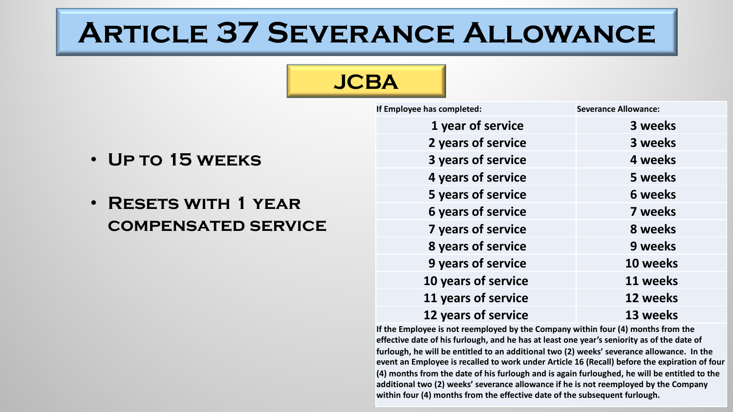# Article 37 Severance Allowance

## JCBA

- Up to 15 weeks
- Resets with 1 year compensated service

| If Employee has completed: | Severance Allowance: |
|---|---|
| 1 year of service | 3 weeks |
| 2 years of service | 3 weeks |
| 3 years of service | 4 weeks |
| 4 years of service | 5 weeks |
| 5 years of service | 6 weeks |
| 6 years of service | 7 weeks |
| 7 years of service | 8 weeks |
| 8 years of service | 9 weeks |
| 9 years of service | 10 weeks |
| 10 years of service | 11 weeks |
| 11 years of service | 12 weeks |
| 12 years of service | 13 weeks |

**If the Employee is not reemployed by the Company within four (4) months from the effective date of his furlough, and he has at least one year's seniority as of the date of furlough, he will be entitled to an additional two (2) weeks' severance allowance. In the event an Employee is recalled to work under Article 16 (Recall) before the expiration of four (4) months from the date of his furlough and is again furloughed, he will be entitled to the additional two (2) weeks' severance allowance if he is not reemployed by the Company within four (4) months from the effective date of the subsequent furlough.**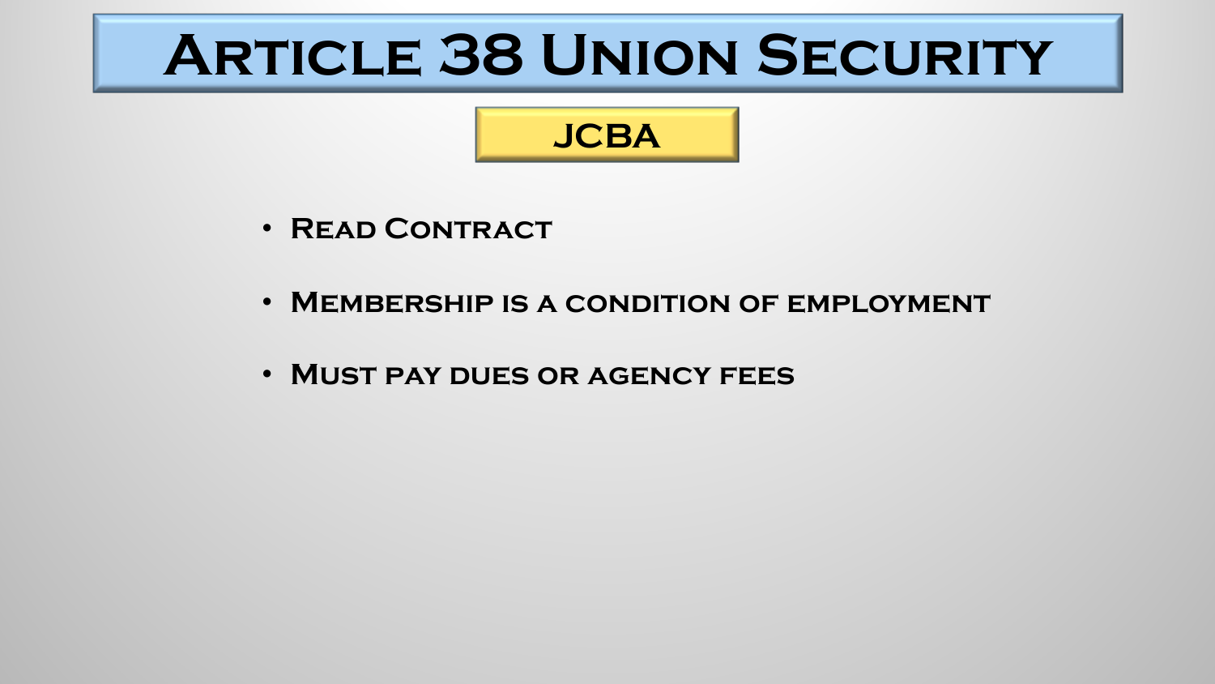# Article 38 Union Security

## JCBA

- Read Contract
- Membership is a condition of employment
- Must pay dues or agency fees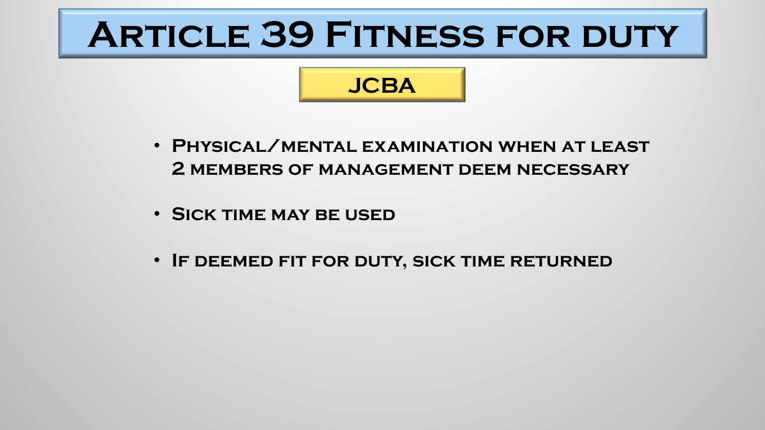# Article 39 Fitness for duty

## JCBA

- Physical/mental examination when at least 2 members of management deem necessary
- Sick time may be used
- If deemed fit for duty, sick time returned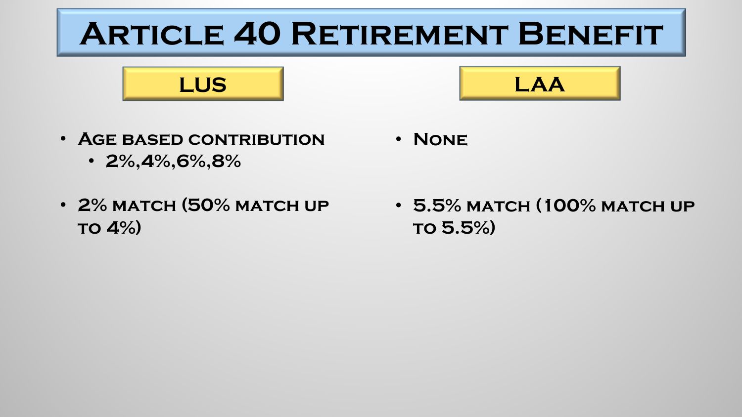# Article 40 Retirement Benefit

## LUS

- Age based contribution
  - 2%,4%,6%,8%
- 2% match (50% match up to 4%)

## LAA

- None
- 5.5% match (100% match up to 5.5%)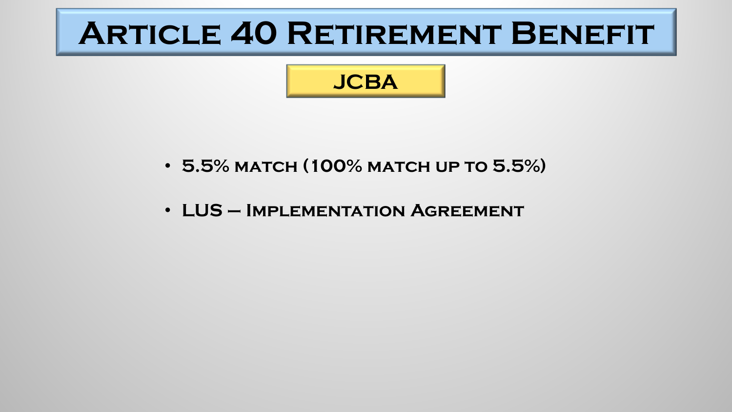# Article 40 Retirement Benefit

## JCBA

- 5.5% match (100% match up to 5.5%)
- LUS – Implementation Agreement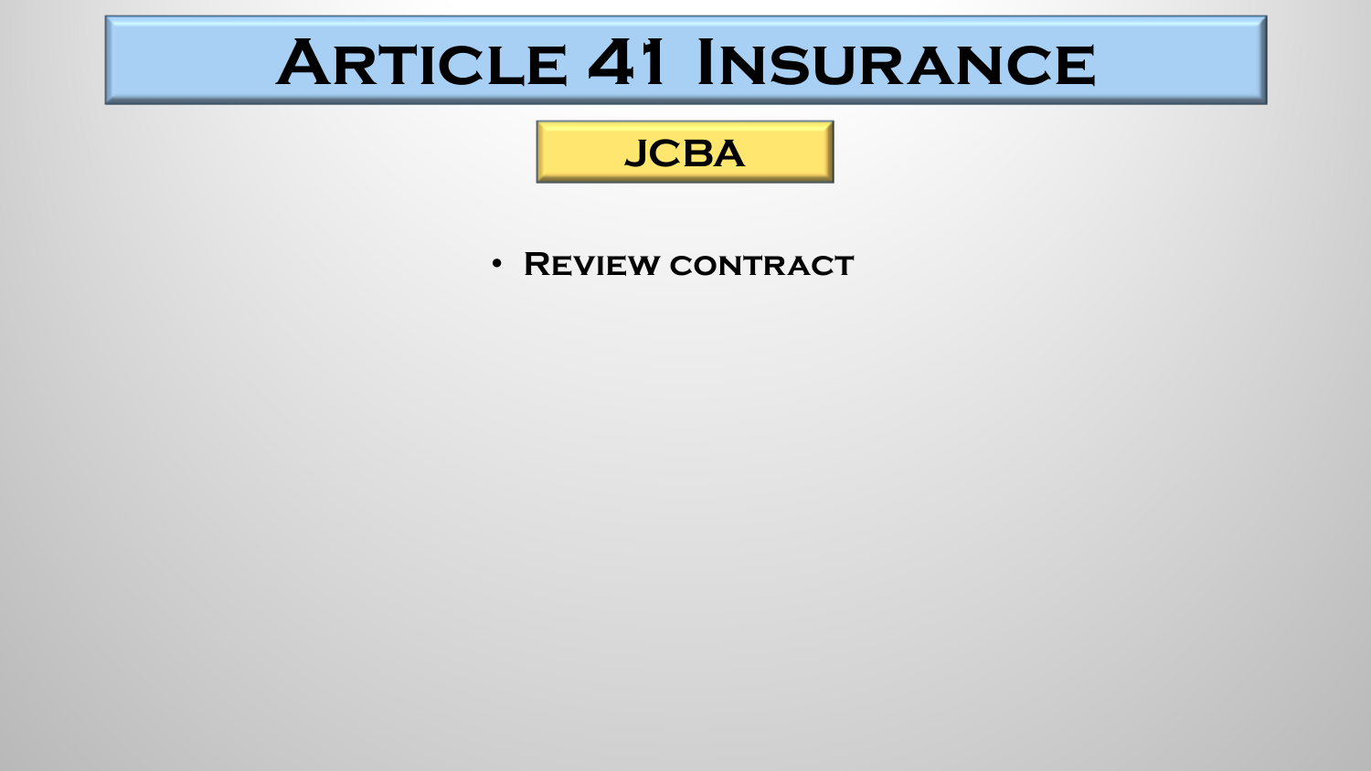# Article 41 Insurance

## JCBA

- Review contract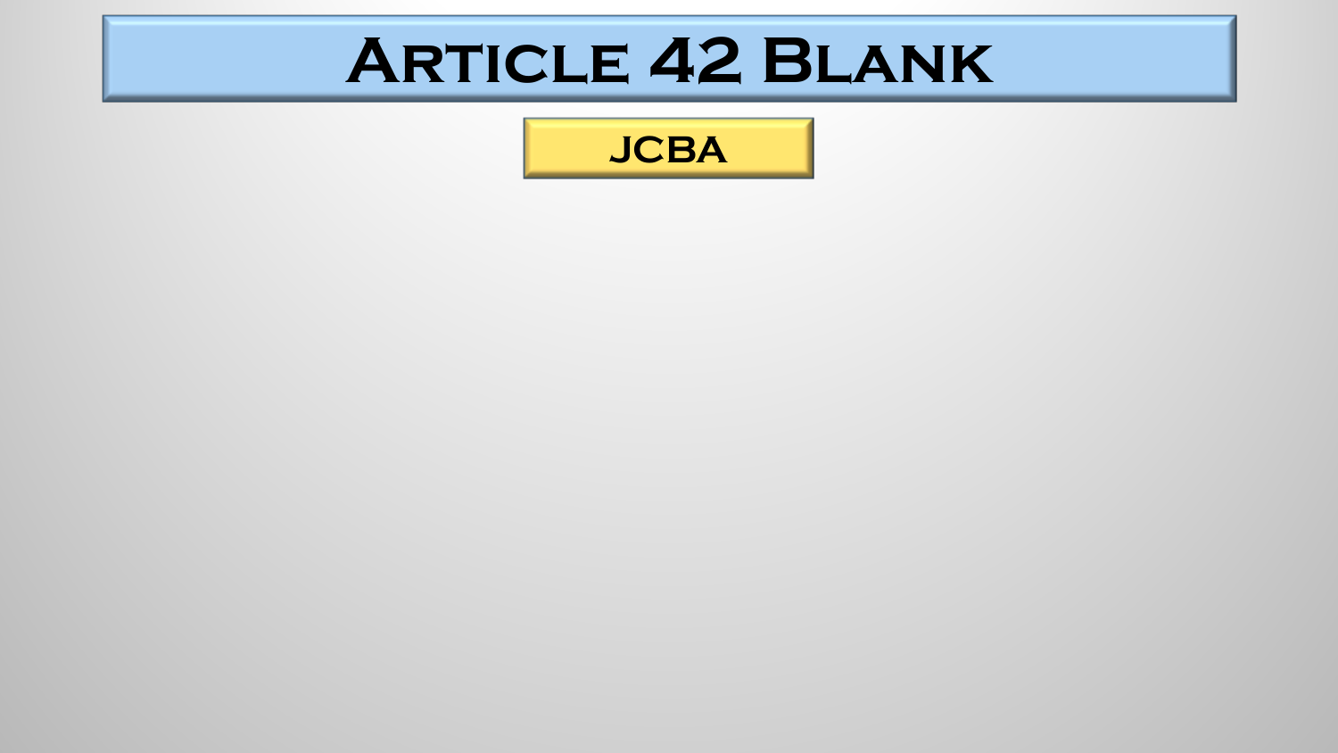# Article 42 Blank

## JCBA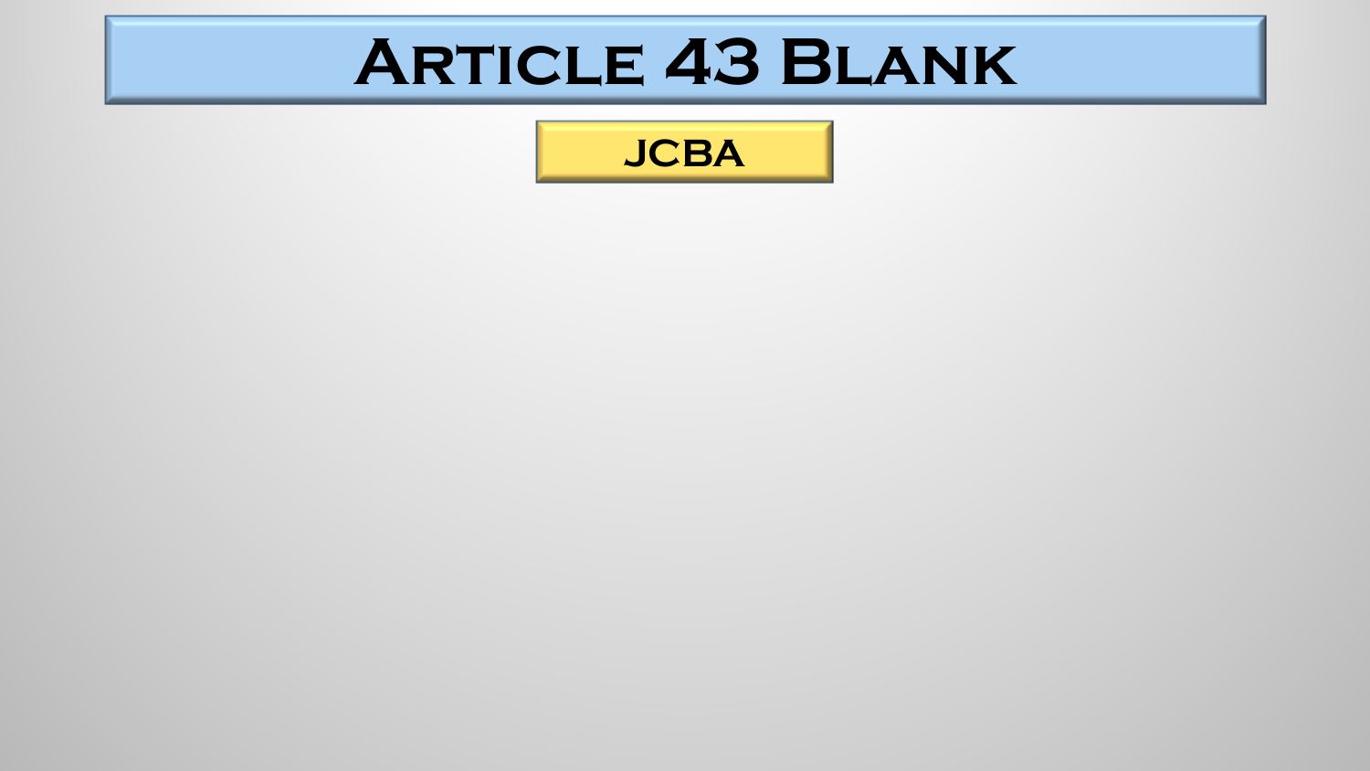# Article 43 Blank

**JCBA**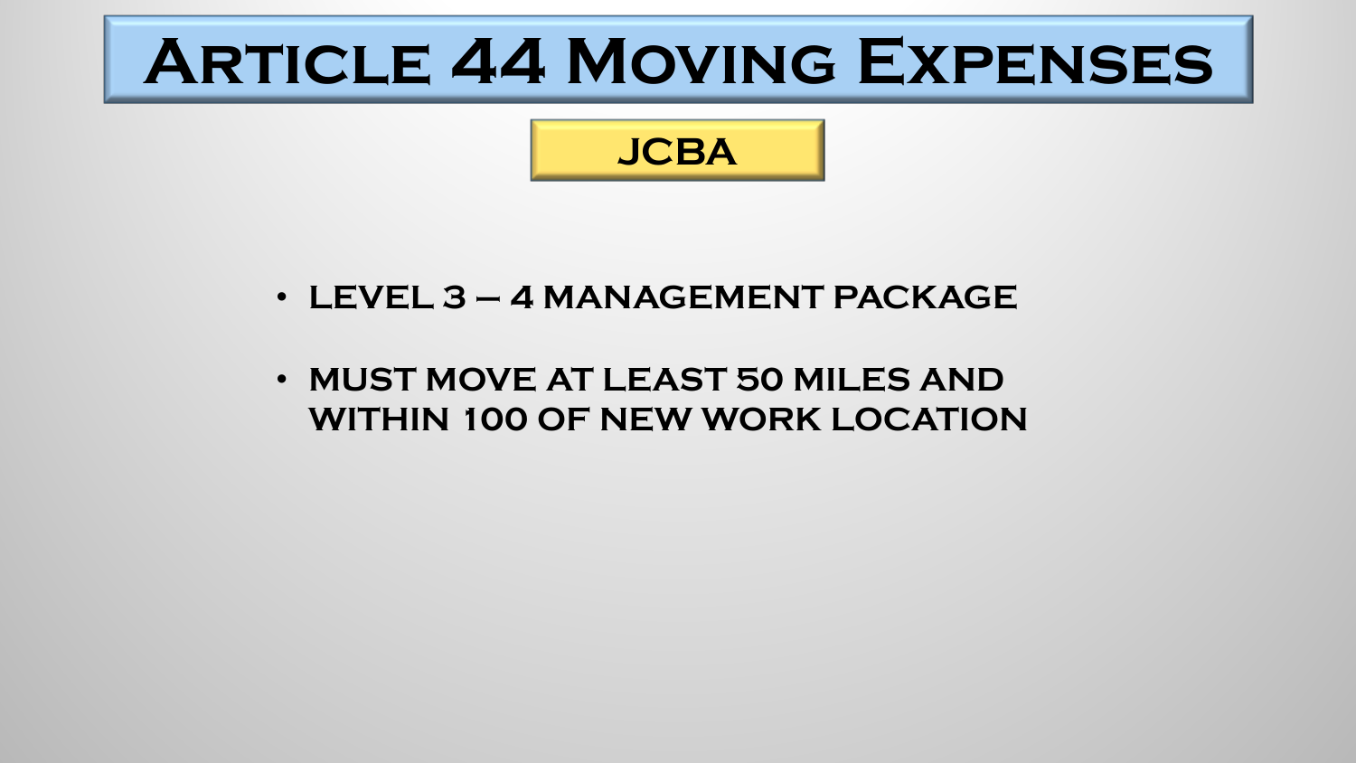# Article 44 Moving Expenses

## JCBA

- LEVEL 3 – 4 MANAGEMENT PACKAGE
- MUST MOVE AT LEAST 50 MILES AND WITHIN 100 OF NEW WORK LOCATION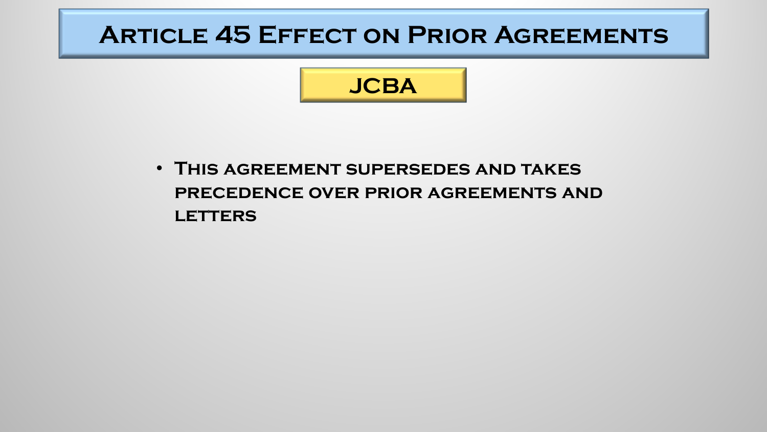# Article 45 Effect on Prior Agreements

## JCBA

- This agreement supersedes and takes precedence over prior agreements and letters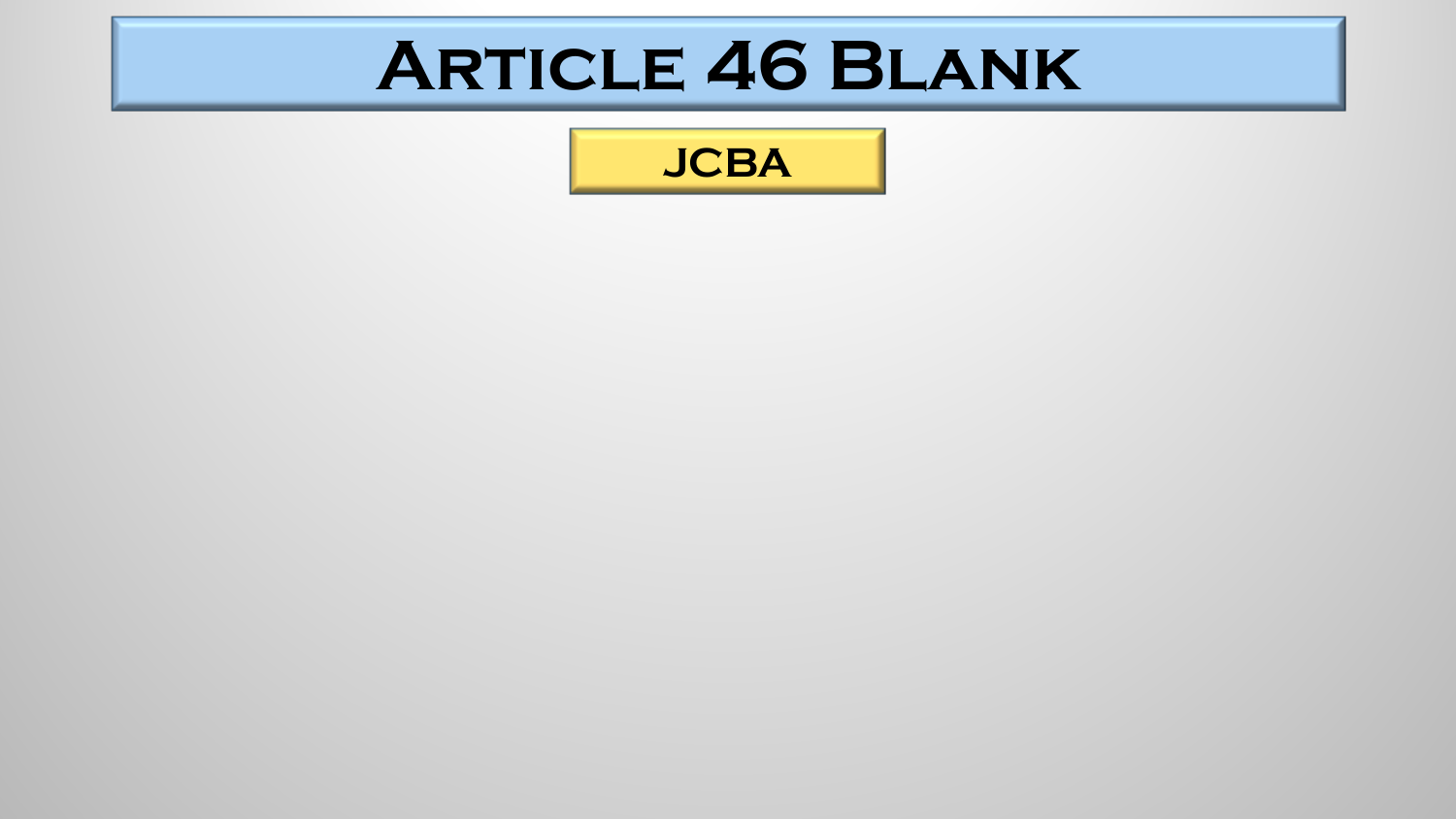# Article 46 Blank

**JCBA**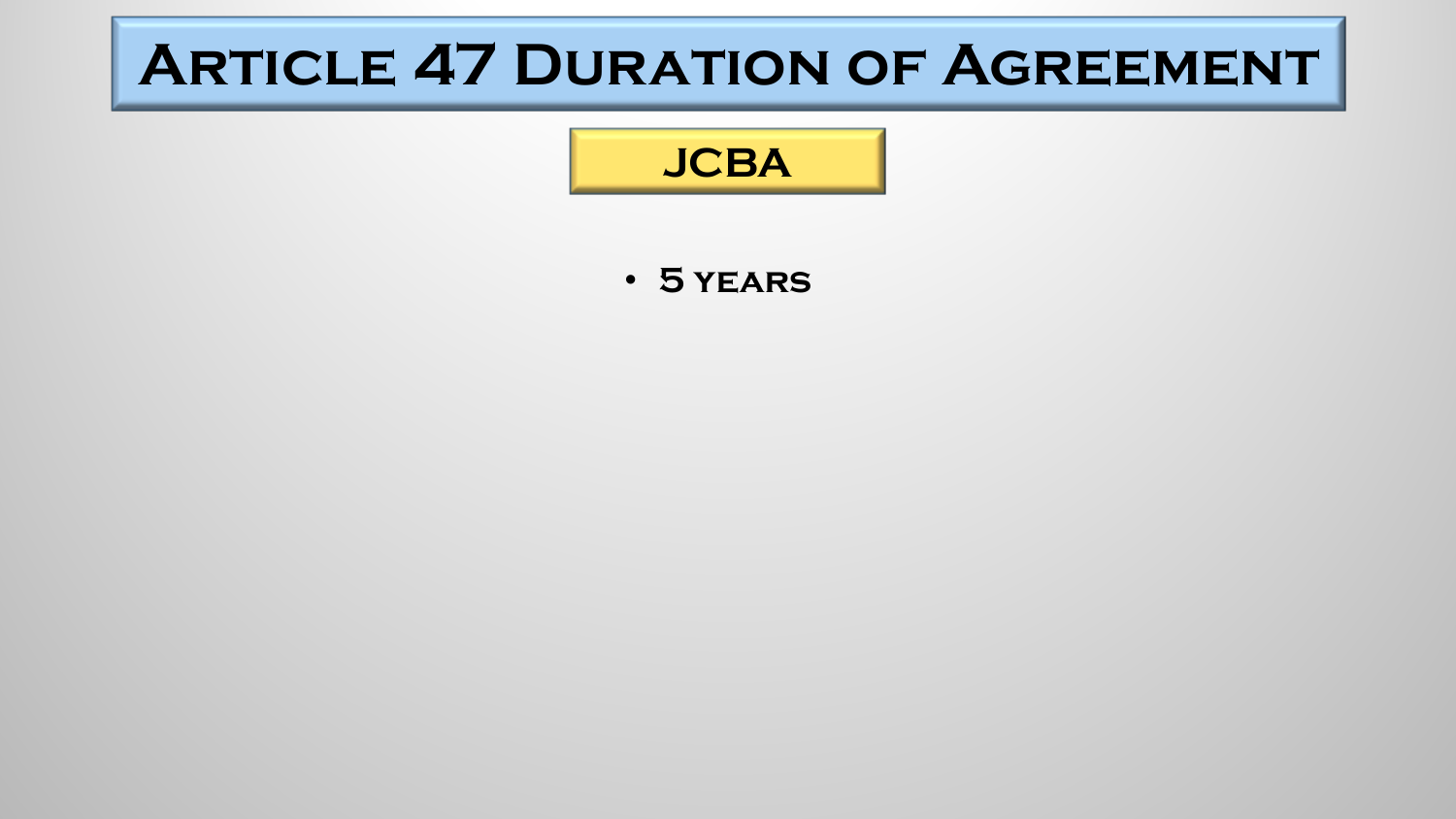# Article 47 Duration of Agreement

## JCBA

- 5 years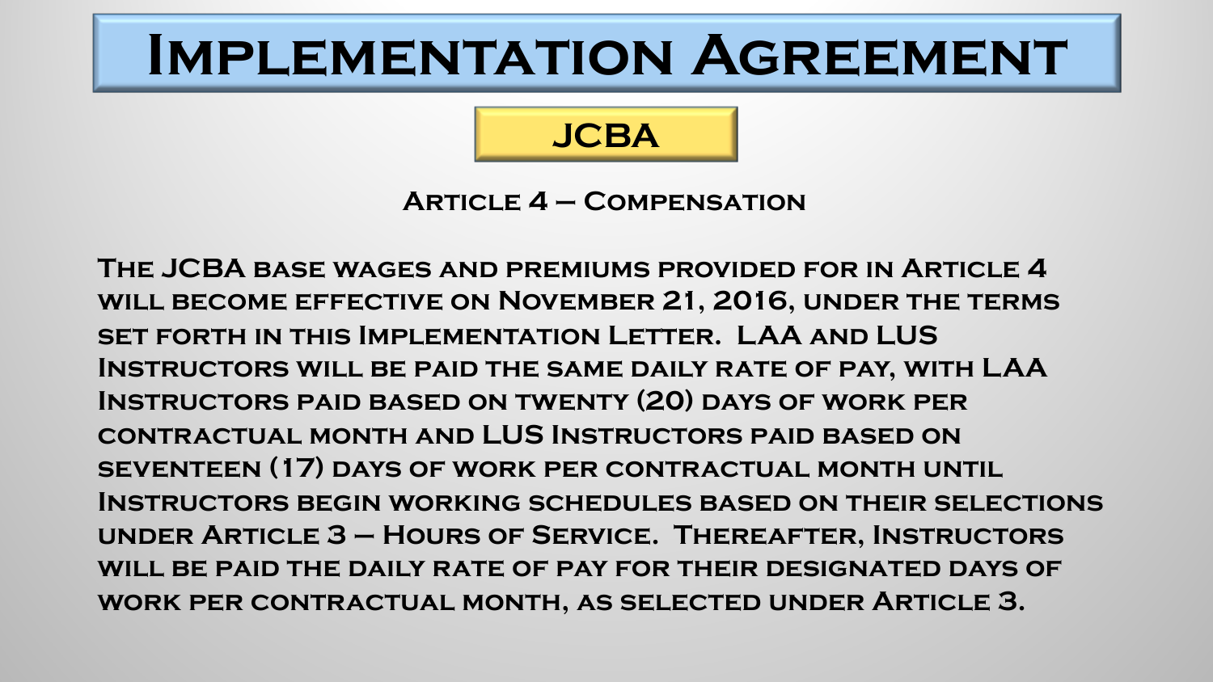# Implementation Agreement

## JCBA

### Article 4 – Compensation

The JCBA base wages and premiums provided for in Article 4 will become effective on November 21, 2016, under the terms set forth in this Implementation Letter. LAA and LUS Instructors will be paid the same daily rate of pay, with LAA Instructors paid based on twenty (20) days of work per contractual month and LUS Instructors paid based on seventeen (17) days of work per contractual month until Instructors begin working schedules based on their selections under Article 3 – Hours of Service. Thereafter, Instructors will be paid the daily rate of pay for their designated days of work per contractual month, as selected under Article 3.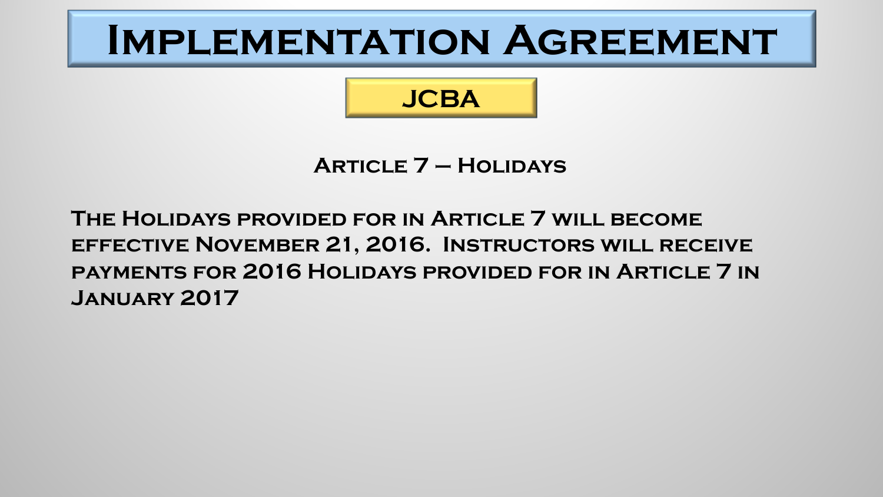# Implementation Agreement

## JCBA

### Article 7 – Holidays

**The Holidays provided for in Article 7 will become effective November 21, 2016. Instructors will receive payments for 2016 Holidays provided for in Article 7 in January 2017**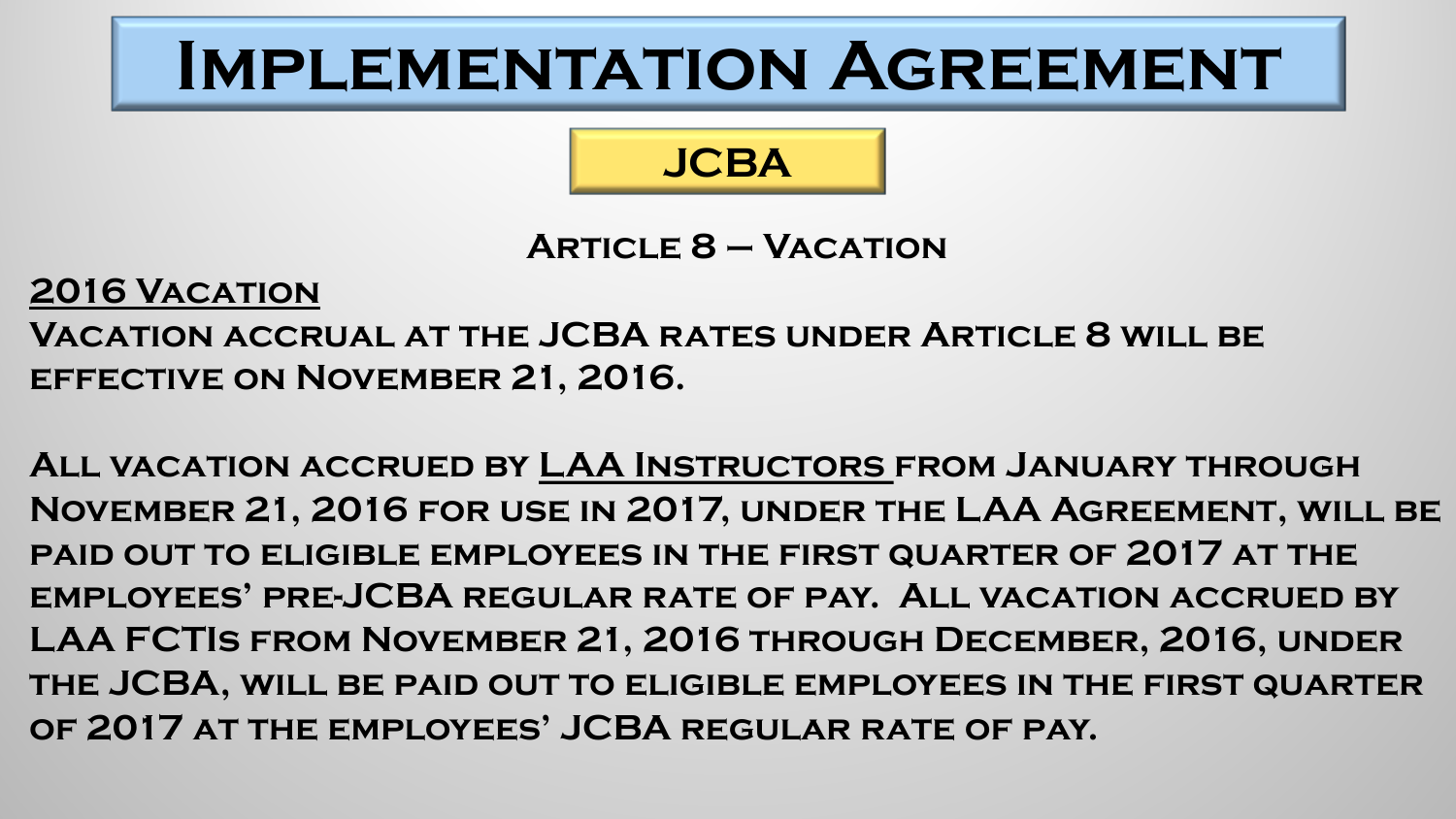# Implementation Agreement

## JCBA

### Article 8 – Vacation

<u>2016 Vacation</u>

Vacation accrual at the JCBA rates under Article 8 will be effective on November 21, 2016.

All vacation accrued by <u>LAA Instructors</u> from January through November 21, 2016 for use in 2017, under the LAA Agreement, will be paid out to eligible employees in the first quarter of 2017 at the employees' pre-JCBA regular rate of pay. All vacation accrued by LAA FCTIs from November 21, 2016 through December, 2016, under the JCBA, will be paid out to eligible employees in the first quarter of 2017 at the employees' JCBA regular rate of pay.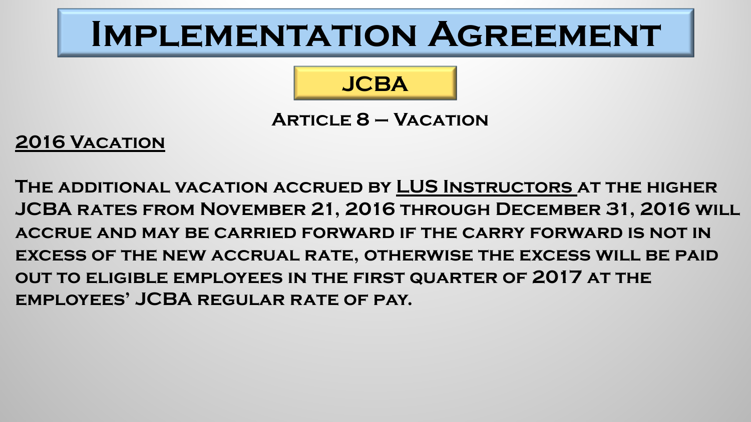# Implementation Agreement

## JCBA

### Article 8 – Vacation

**2016 Vacation**

**The additional vacation accrued by LUS Instructors at the higher JCBA rates from November 21, 2016 through December 31, 2016 will accrue and may be carried forward if the carry forward is not in excess of the new accrual rate, otherwise the excess will be paid out to eligible employees in the first quarter of 2017 at the employees' JCBA regular rate of pay.**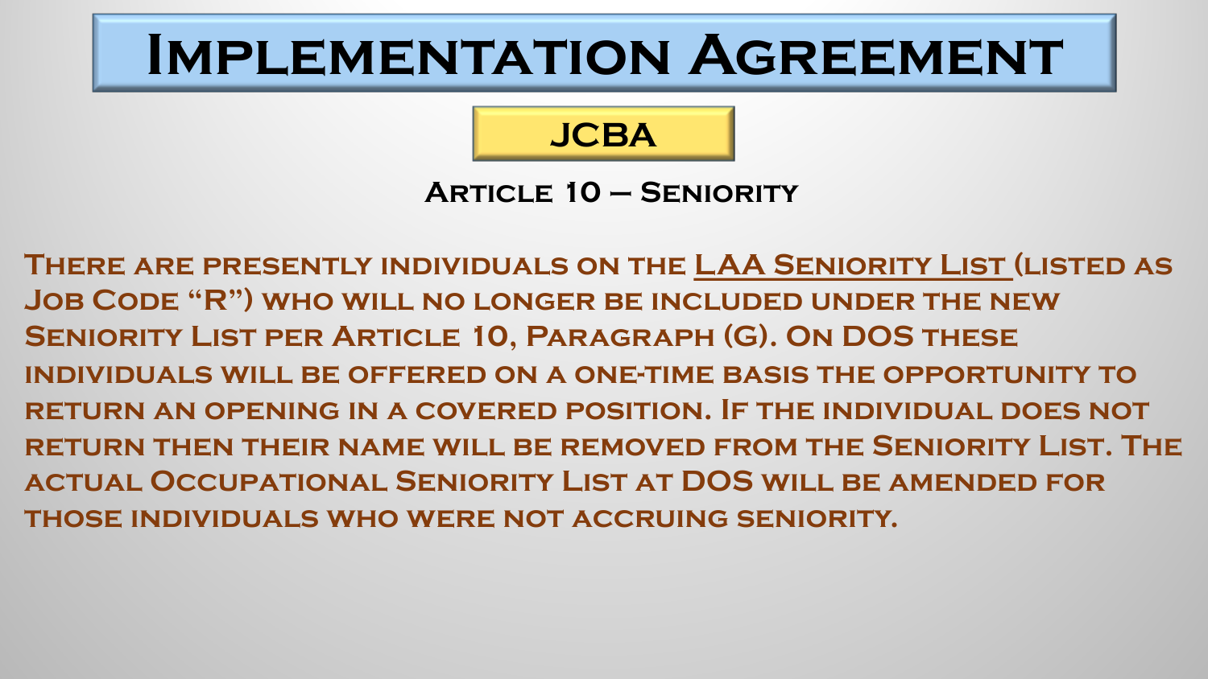# Implementation Agreement

## JCBA

### Article 10 – Seniority

There are presently individuals on the LAA Seniority List (listed as Job Code "R") who will no longer be included under the new Seniority List per Article 10, Paragraph (G). On DOS these individuals will be offered on a one-time basis the opportunity to return an opening in a covered position. If the individual does not return then their name will be removed from the Seniority List. The actual Occupational Seniority List at DOS will be amended for those individuals who were not accruing seniority.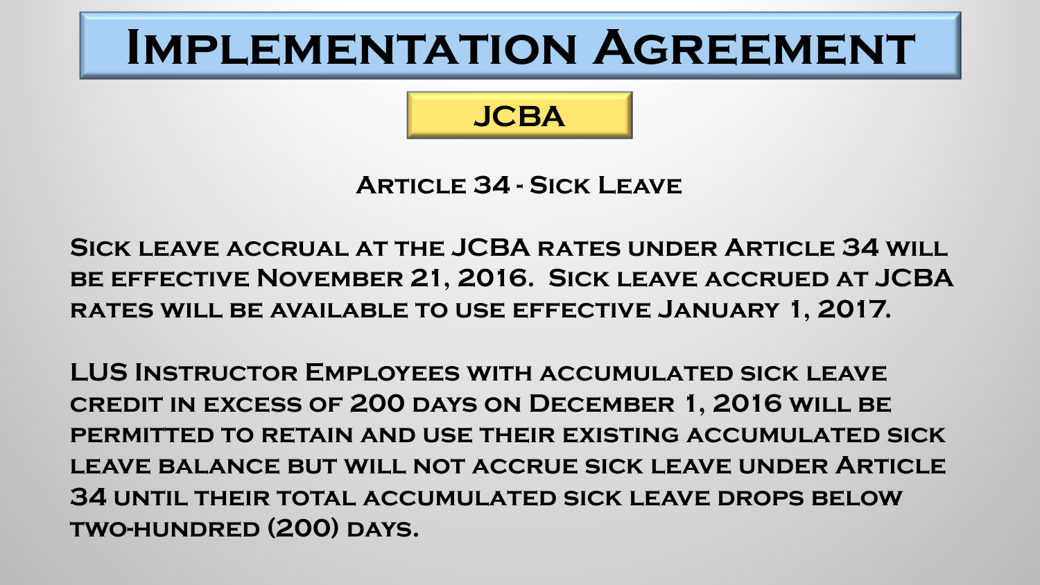# Implementation Agreement

## JCBA

### Article 34 - Sick Leave

Sick leave accrual at the JCBA rates under Article 34 will be effective November 21, 2016. Sick leave accrued at JCBA rates will be available to use effective January 1, 2017.

LUS Instructor Employees with accumulated sick leave credit in excess of 200 days on December 1, 2016 will be permitted to retain and use their existing accumulated sick leave balance but will not accrue sick leave under Article 34 until their total accumulated sick leave drops below two-hundred (200) days.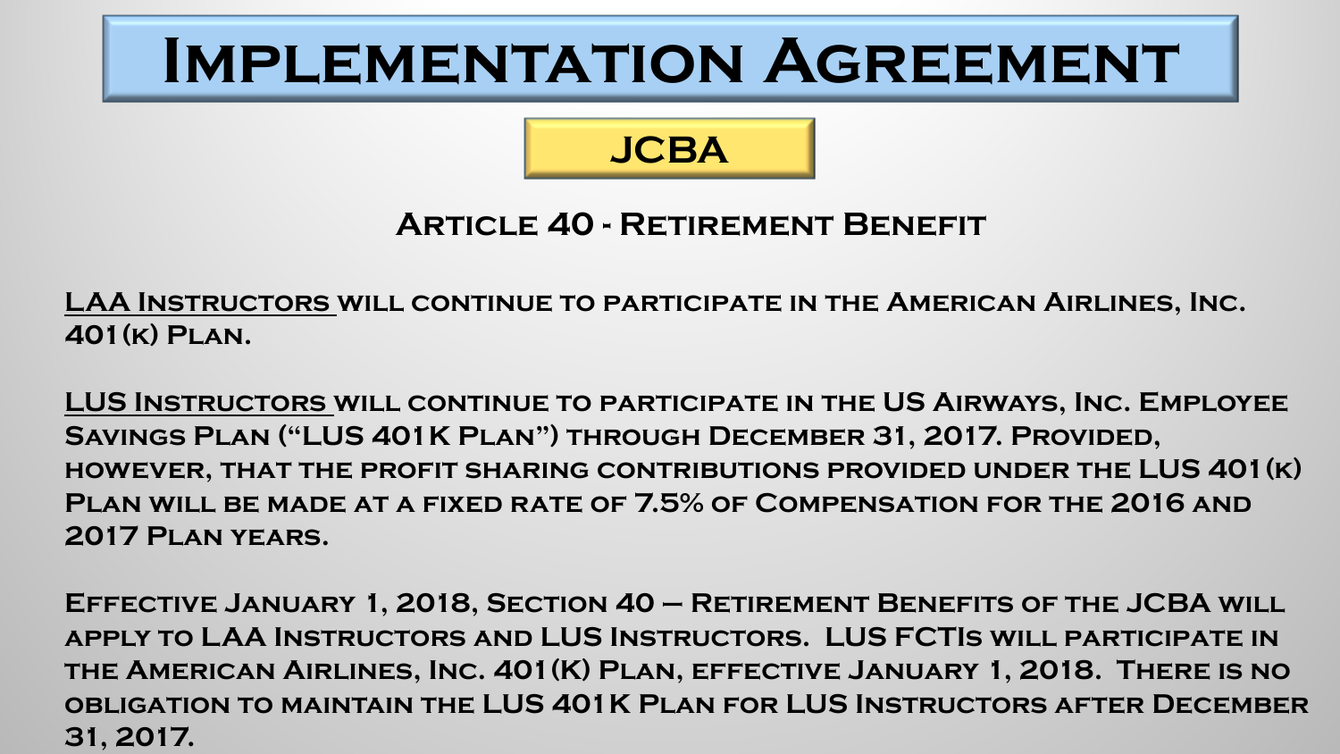# Implementation Agreement

## JCBA

### Article 40 - Retirement Benefit

LAA Instructors will continue to participate in the American Airlines, Inc. 401(k) Plan.

LUS Instructors will continue to participate in the US Airways, Inc. Employee Savings Plan ("LUS 401K Plan") through December 31, 2017. Provided, however, that the profit sharing contributions provided under the LUS 401(k) Plan will be made at a fixed rate of 7.5% of Compensation for the 2016 and 2017 Plan years.

Effective January 1, 2018, Section 40 – Retirement Benefits of the JCBA will apply to LAA Instructors and LUS Instructors. LUS FCTIs will participate in the American Airlines, Inc. 401(K) Plan, effective January 1, 2018. There is no obligation to maintain the LUS 401K Plan for LUS Instructors after December 31, 2017.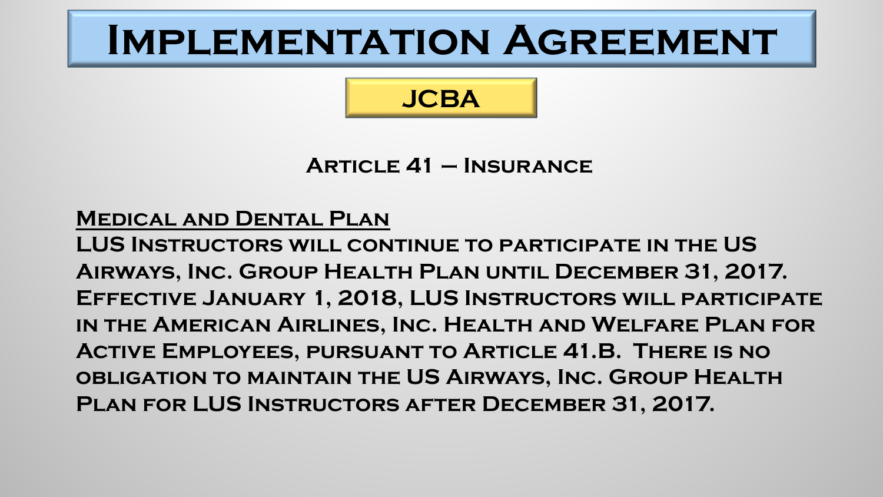# Implementation Agreement

## JCBA

### Article 41 – Insurance

<u>Medical and Dental Plan</u>

**LUS Instructors will continue to participate in the US Airways, Inc. Group Health Plan until December 31, 2017. Effective January 1, 2018, LUS Instructors will participate in the American Airlines, Inc. Health and Welfare Plan for Active Employees, pursuant to Article 41.B. There is no obligation to maintain the US Airways, Inc. Group Health Plan for LUS Instructors after December 31, 2017.**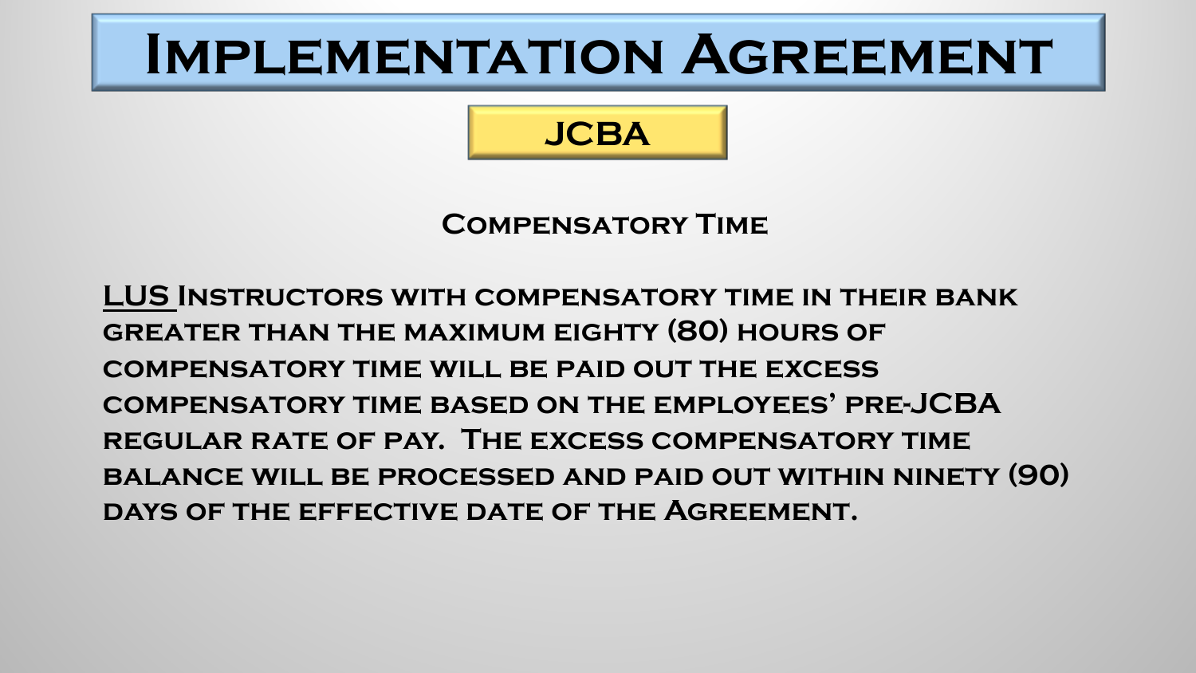# Implementation Agreement

## JCBA

### Compensatory Time

**LUS Instructors with compensatory time in their bank greater than the maximum eighty (80) hours of compensatory time will be paid out the excess compensatory time based on the employees' pre-JCBA regular rate of pay. The excess compensatory time balance will be processed and paid out within ninety (90) days of the effective date of the Agreement.**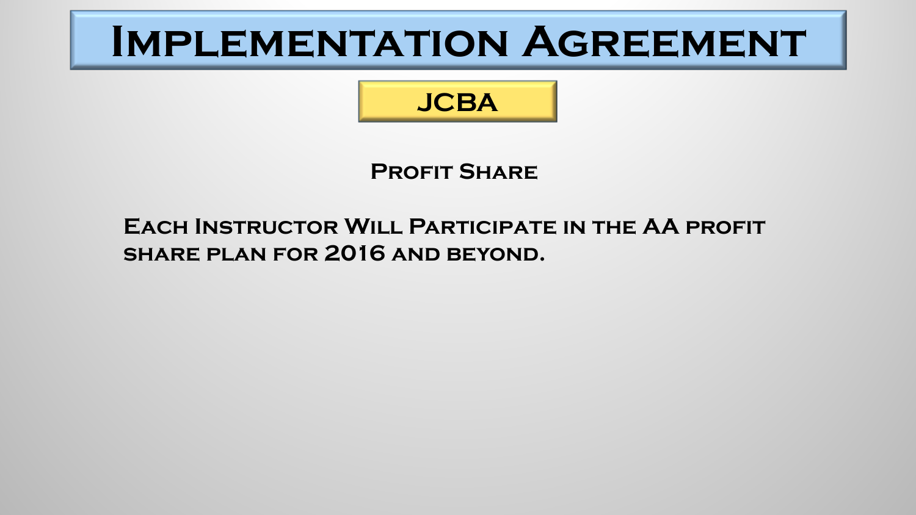# Implementation Agreement

## JCBA

### Profit Share

**Each Instructor Will Participate in the AA profit share plan for 2016 and beyond.**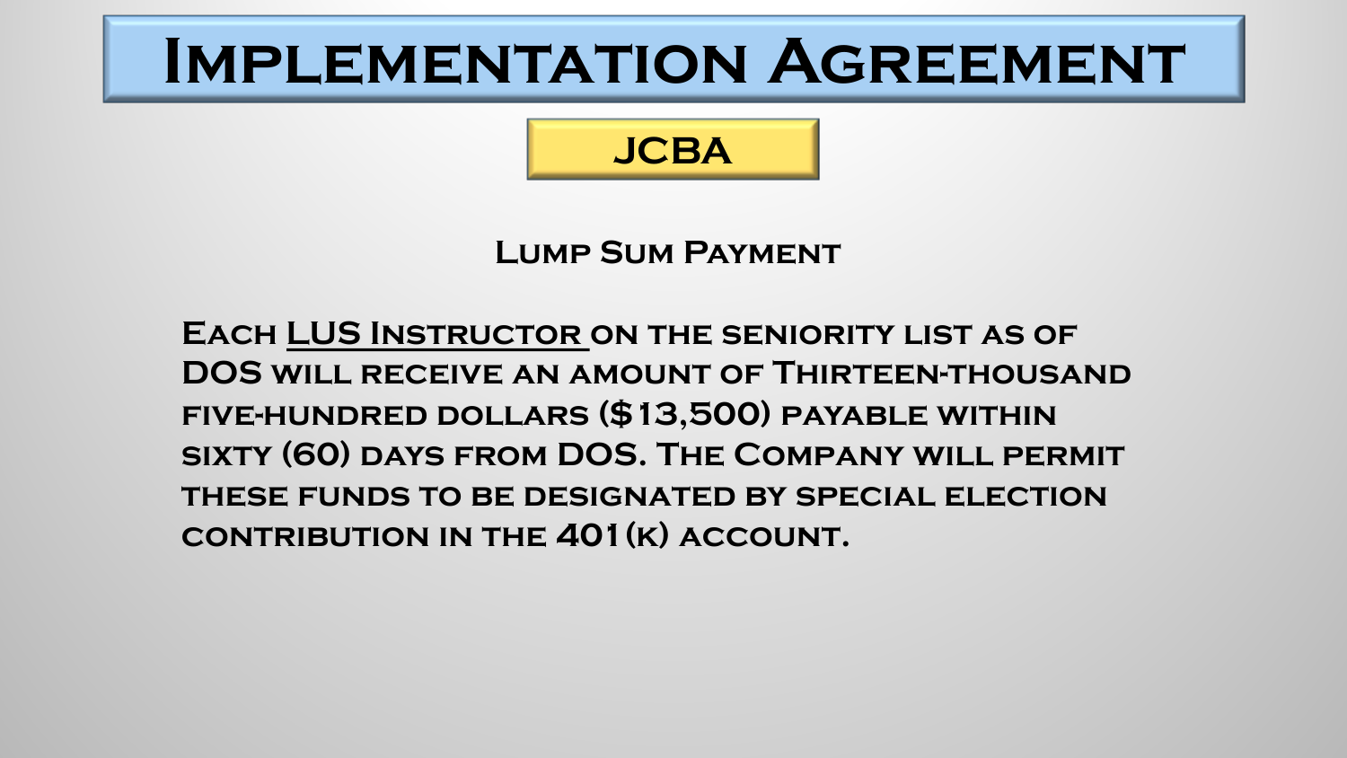# Implementation Agreement

## JCBA

### Lump Sum Payment

Each LUS Instructor on the seniority list as of DOS will receive an amount of Thirteen-thousand five-hundred dollars ($13,500) payable within sixty (60) days from DOS. The Company will permit these funds to be designated by special election contribution in the 401(k) account.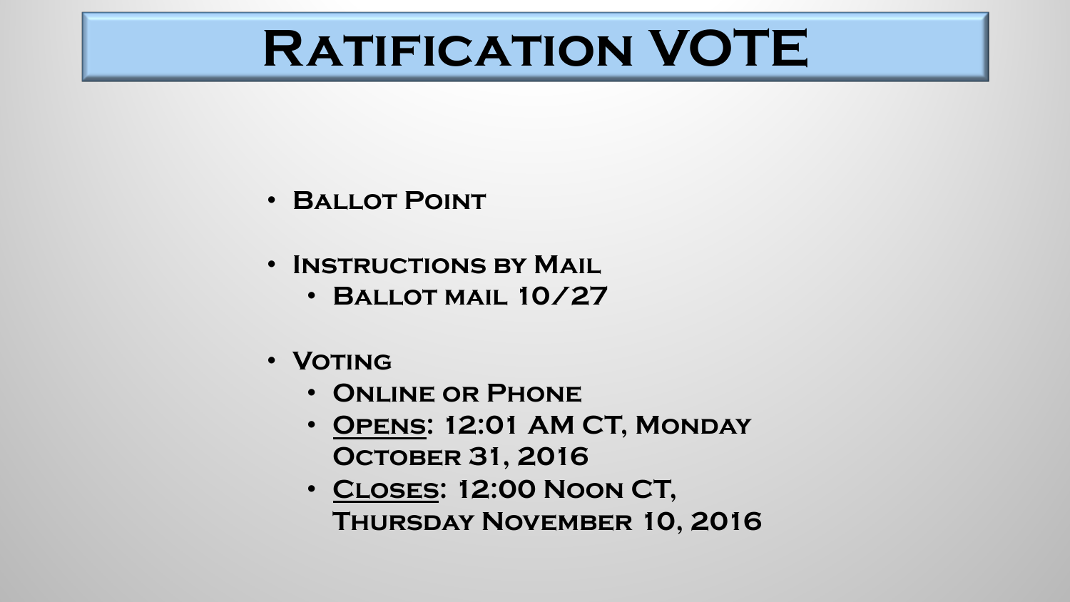# Ratification VOTE

- Ballot Point
- Instructions by Mail
  - Ballot mail 10/27
- Voting
  - Online or Phone
  - Opens: 12:01 AM CT, Monday October 31, 2016
  - Closes: 12:00 Noon CT, Thursday November 10, 2016